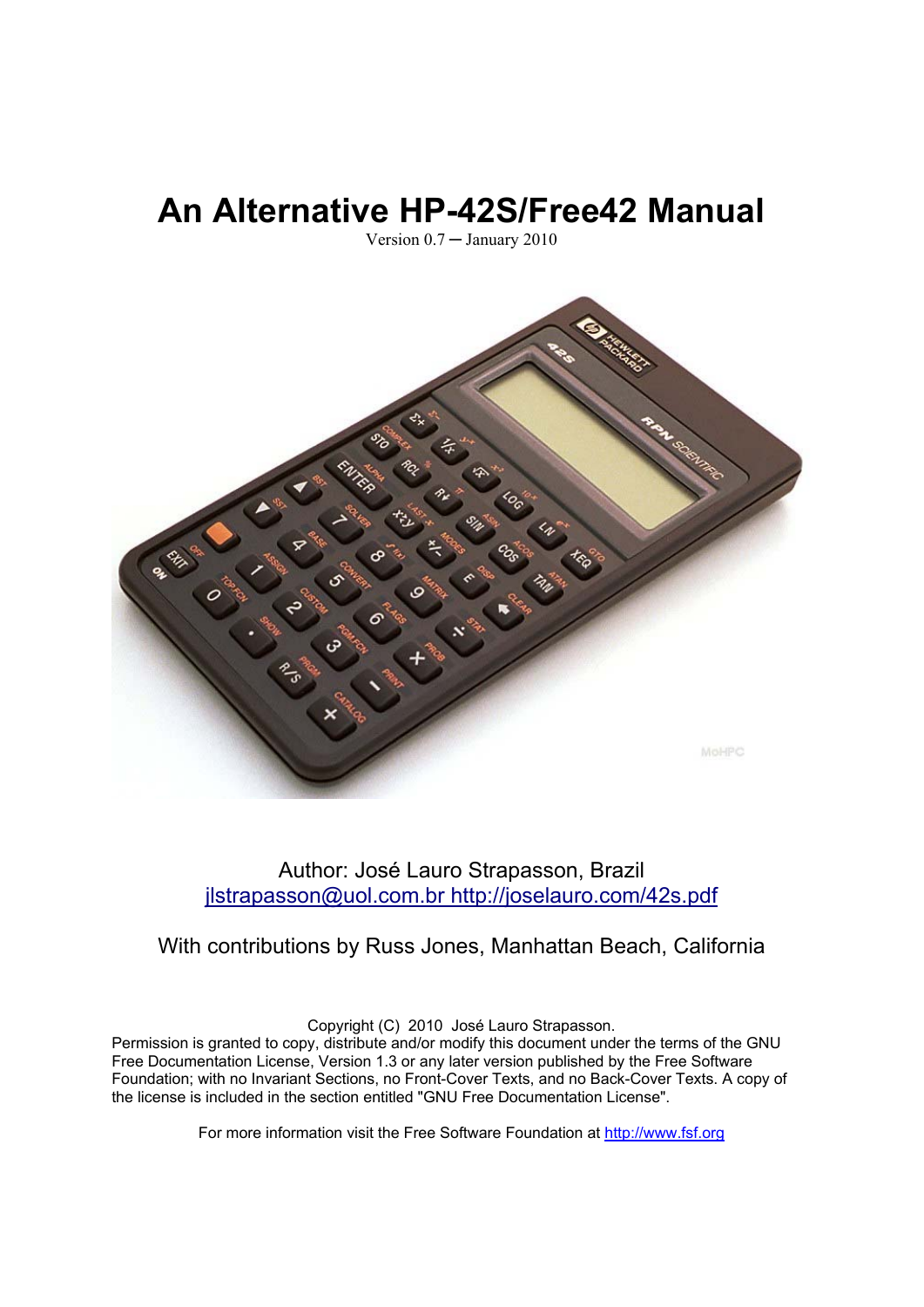# An Alternative HP-42S/Free42 Manual

Version 0.7 ─ January 2010

Author: José Lauro Strapasson, Brazil
jlstrapasson@uol.com.br http://joselauro.com/42s.pdf

With contributions by Russ Jones, Manhattan Beach, California

Copyright (C) 2010 José Lauro Strapasson.
Permission is granted to copy, distribute and/or modify this document under the terms of the GNU Free Documentation License, Version 1.3 or any later version published by the Free Software Foundation; with no Invariant Sections, no Front-Cover Texts, and no Back-Cover Texts. A copy of the license is included in the section entitled "GNU Free Documentation License".

For more information visit the Free Software Foundation at http://www.fsf.org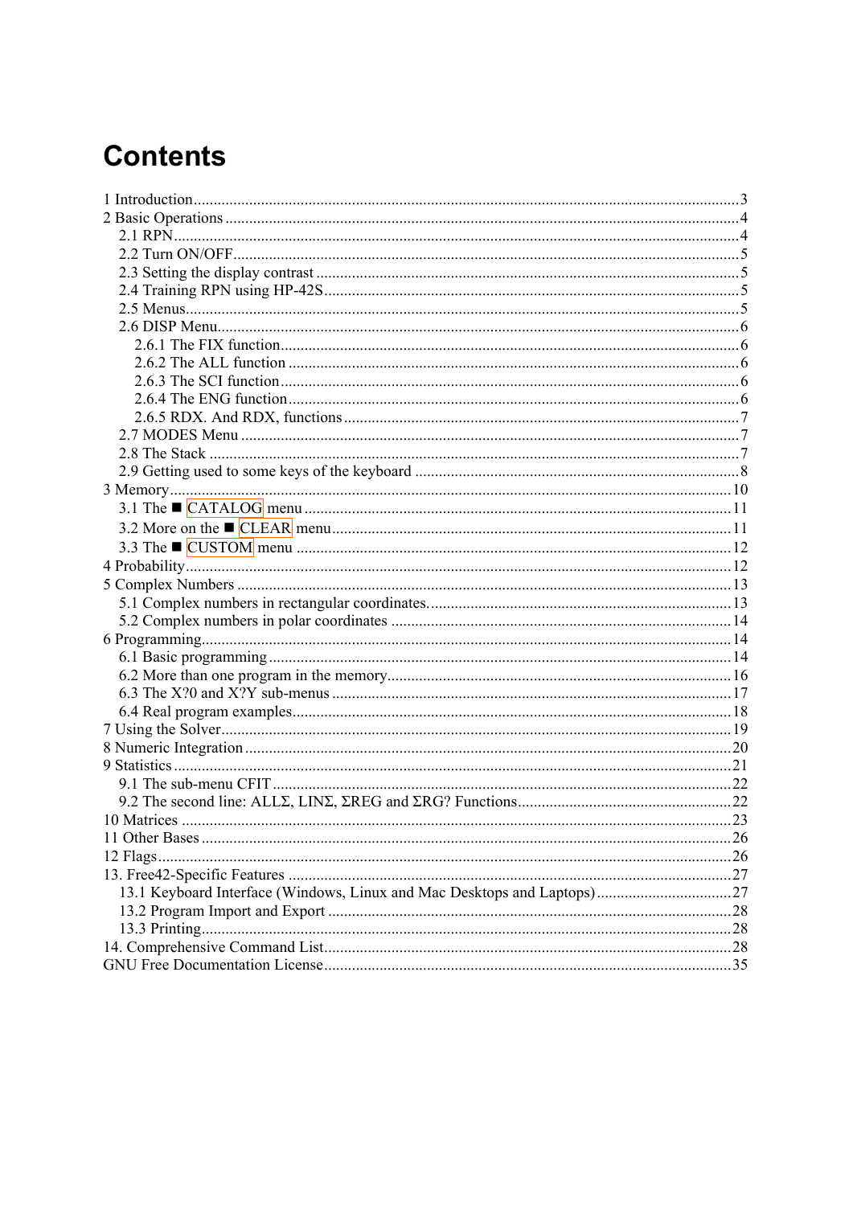# Contents

1 Introduction........................................................................................................................................3
2 Basic Operations ................................................................................................................................4
  2.1 RPN.............................................................................................................................................4
  2.2 Turn ON/OFF..............................................................................................................................5
  2.3 Setting the display contrast .........................................................................................................5
  2.4 Training RPN using HP-42S.......................................................................................................5
  2.5 Menus..........................................................................................................................................5
  2.6 DISP Menu..................................................................................................................................6
    2.6.1 The FIX function...................................................................................................................6
    2.6.2 The ALL function .................................................................................................................6
    2.6.3 The SCI function...................................................................................................................6
    2.6.4 The ENG function.................................................................................................................6
    2.6.5 RDX. And RDX, functions...................................................................................................7
  2.7 MODES Menu ............................................................................................................................7
  2.8 The Stack ....................................................................................................................................7
  2.9 Getting used to some keys of the keyboard ................................................................................8
3 Memory............................................................................................................................................10
  3.1 The ■ CATALOG menu ...........................................................................................................11
  3.2 More on the ■ CLEAR menu....................................................................................................11
  3.3 The ■ CUSTOM menu .............................................................................................................12
4 Probability........................................................................................................................................12
5 Complex Numbers ...........................................................................................................................13
  5.1 Complex numbers in rectangular coordinates............................................................................13
  5.2 Complex numbers in polar coordinates .....................................................................................14
6 Programming....................................................................................................................................14
  6.1 Basic programming ....................................................................................................................14
  6.2 More than one program in the memory......................................................................................16
  6.3 The X?0 and X?Y sub-menus ....................................................................................................17
  6.4 Real program examples..............................................................................................................18
7 Using the Solver...............................................................................................................................19
8 Numeric Integration .........................................................................................................................20
9 Statistics ...........................................................................................................................................21
  9.1 The sub-menu CFIT...................................................................................................................22
  9.2 The second line: ALLΣ, LINΣ, ΣREG and ΣRG? Functions......................................................22
10 Matrices .........................................................................................................................................23
11 Other Bases ....................................................................................................................................26
12 Flags................................................................................................................................................26
13. Free42-Specific Features ...............................................................................................................27
  13.1 Keyboard Interface (Windows, Linux and Mac Desktops and Laptops)..................................27
  13.2 Program Import and Export .....................................................................................................28
  13.3 Printing.....................................................................................................................................28
14. Comprehensive Command List......................................................................................................28
GNU Free Documentation License......................................................................................................35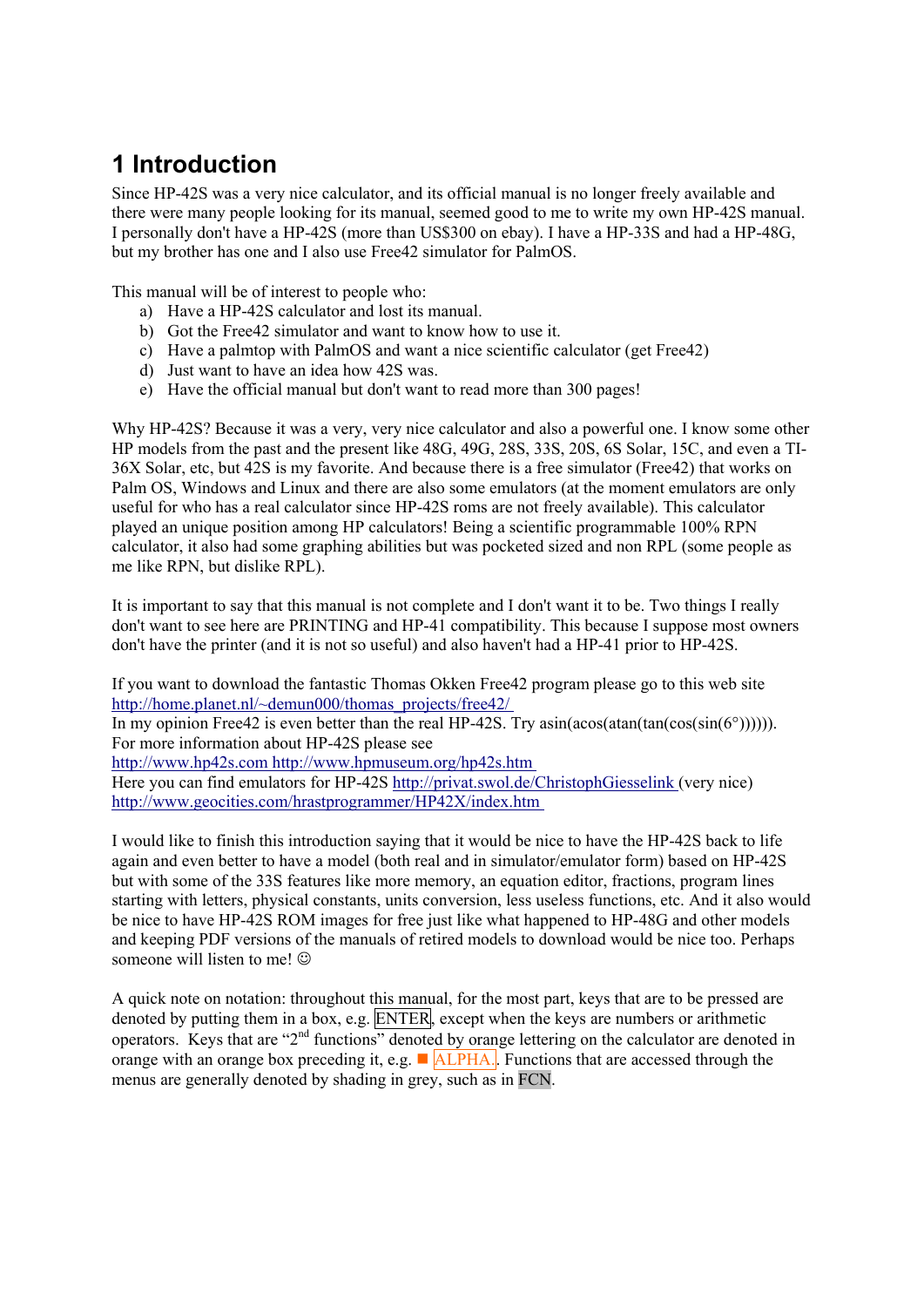# 1 Introduction

Since HP-42S was a very nice calculator, and its official manual is no longer freely available and there were many people looking for its manual, seemed good to me to write my own HP-42S manual. I personally don't have a HP-42S (more than US$300 on ebay). I have a HP-33S and had a HP-48G, but my brother has one and I also use Free42 simulator for PalmOS.

This manual will be of interest to people who:

a) Have a HP-42S calculator and lost its manual.
b) Got the Free42 simulator and want to know how to use it.
c) Have a palmtop with PalmOS and want a nice scientific calculator (get Free42)
d) Just want to have an idea how 42S was.
e) Have the official manual but don't want to read more than 300 pages!

Why HP-42S? Because it was a very, very nice calculator and also a powerful one. I know some other HP models from the past and the present like 48G, 49G, 28S, 33S, 20S, 6S Solar, 15C, and even a TI-36X Solar, etc, but 42S is my favorite. And because there is a free simulator (Free42) that works on Palm OS, Windows and Linux and there are also some emulators (at the moment emulators are only useful for who has a real calculator since HP-42S roms are not freely available). This calculator played an unique position among HP calculators! Being a scientific programmable 100% RPN calculator, it also had some graphing abilities but was pocketed sized and non RPL (some people as me like RPN, but dislike RPL).

It is important to say that this manual is not complete and I don't want it to be. Two things I really don't want to see here are PRINTING and HP-41 compatibility. This because I suppose most owners don't have the printer (and it is not so useful) and also haven't had a HP-41 prior to HP-42S.

If you want to download the fantastic Thomas Okken Free42 program please go to this web site
http://home.planet.nl/~demun000/thomas_projects/free42/
In my opinion Free42 is even better than the real HP-42S. Try asin(acos(atan(tan(cos(sin(6°)))))).
For more information about HP-42S please see
http://www.hp42s.com http://www.hpmuseum.org/hp42s.htm
Here you can find emulators for HP-42S http://privat.swol.de/ChristophGiesselink (very nice)
http://www.geocities.com/hrastprogrammer/HP42X/index.htm

I would like to finish this introduction saying that it would be nice to have the HP-42S back to life again and even better to have a model (both real and in simulator/emulator form) based on HP-42S but with some of the 33S features like more memory, an equation editor, fractions, program lines starting with letters, physical constants, units conversion, less useless functions, etc. And it also would be nice to have HP-42S ROM images for free just like what happened to HP-48G and other models and keeping PDF versions of the manuals of retired models to download would be nice too. Perhaps someone will listen to me! ☺

A quick note on notation: throughout this manual, for the most part, keys that are to be pressed are denoted by putting them in a box, e.g. ENTER, except when the keys are numbers or arithmetic operators. Keys that are "2nd functions" denoted by orange lettering on the calculator are denoted in orange with an orange box preceding it, e.g. ■ ALPHA. Functions that are accessed through the menus are generally denoted by shading in grey, such as in FCN.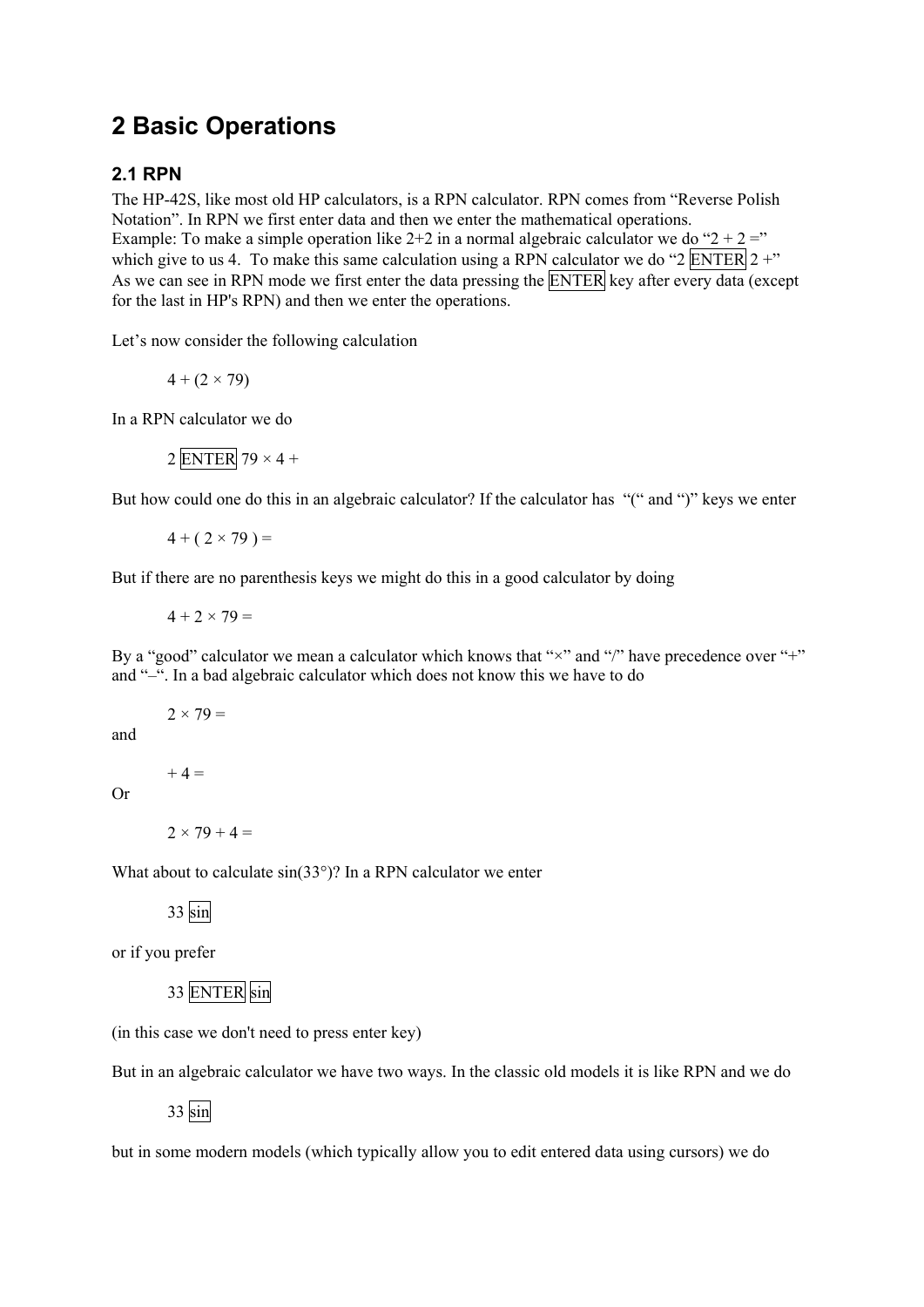# 2 Basic Operations

## 2.1 RPN

The HP-42S, like most old HP calculators, is a RPN calculator. RPN comes from "Reverse Polish Notation". In RPN we first enter data and then we enter the mathematical operations.
Example: To make a simple operation like 2+2 in a normal algebraic calculator we do "2 + 2 =" which give to us 4. To make this same calculation using a RPN calculator we do "2 ENTER 2 +"
As we can see in RPN mode we first enter the data pressing the ENTER key after every data (except for the last in HP's RPN) and then we enter the operations.

Let's now consider the following calculation

4 + (2 × 79)

In a RPN calculator we do

2 ENTER 79 × 4 +

But how could one do this in an algebraic calculator? If the calculator has "(" and ")" keys we enter

4 + ( 2 × 79 ) =

But if there are no parenthesis keys we might do this in a good calculator by doing

4 + 2 × 79 =

By a "good" calculator we mean a calculator which knows that "×" and "/" have precedence over "+" and "–". In a bad algebraic calculator which does not know this we have to do

2 × 79 =

and

\+ 4 =

Or

2 × 79 + 4 =

What about to calculate sin(33°)? In a RPN calculator we enter

33 sin

or if you prefer

33 ENTER sin

(in this case we don't need to press enter key)

But in an algebraic calculator we have two ways. In the classic old models it is like RPN and we do

33 sin

but in some modern models (which typically allow you to edit entered data using cursors) we do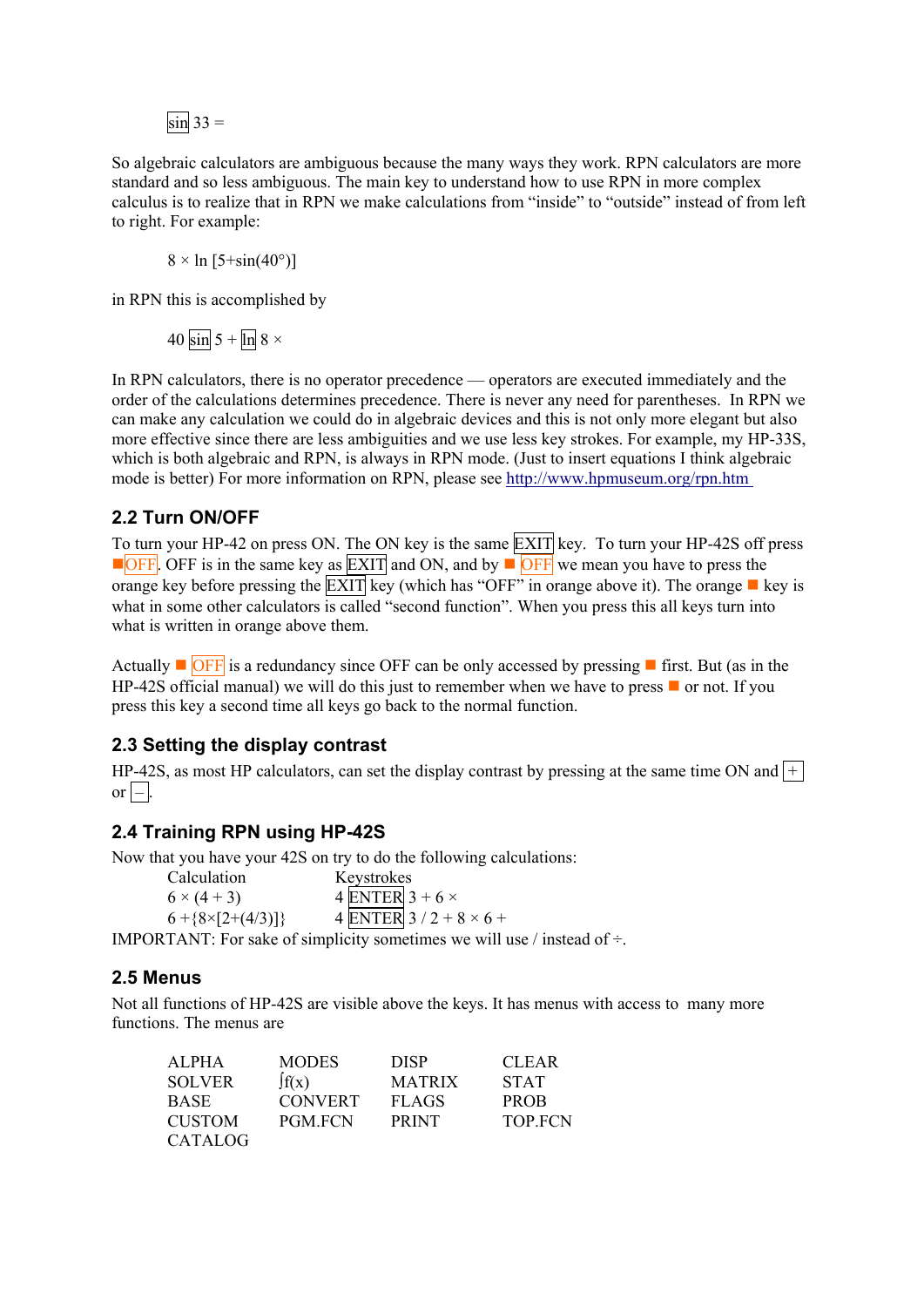sin 33 =

So algebraic calculators are ambiguous because the many ways they work. RPN calculators are more standard and so less ambiguous. The main key to understand how to use RPN in more complex calculus is to realize that in RPN we make calculations from “inside” to “outside” instead of from left to right. For example:

8 × ln [5+sin(40°)]

in RPN this is accomplished by

40 sin 5 + ln 8 ×

In RPN calculators, there is no operator precedence — operators are executed immediately and the order of the calculations determines precedence. There is never any need for parentheses. In RPN we can make any calculation we could do in algebraic devices and this is not only more elegant but also more effective since there are less ambiguities and we use less key strokes. For example, my HP-33S, which is both algebraic and RPN, is always in RPN mode. (Just to insert equations I think algebraic mode is better) For more information on RPN, please see http://www.hpmuseum.org/rpn.htm

## 2.2 Turn ON/OFF

To turn your HP-42 on press ON. The ON key is the same EXIT key. To turn your HP-42S off press ■OFF. OFF is in the same key as EXIT and ON, and by ■ OFF we mean you have to press the orange key before pressing the EXIT key (which has “OFF” in orange above it). The orange ■ key is what in some other calculators is called “second function”. When you press this all keys turn into what is written in orange above them.

Actually ■ OFF is a redundancy since OFF can be only accessed by pressing ■ first. But (as in the HP-42S official manual) we will do this just to remember when we have to press ■ or not. If you press this key a second time all keys go back to the normal function.

## 2.3 Setting the display contrast

HP-42S, as most HP calculators, can set the display contrast by pressing at the same time ON and + or –.

## 2.4 Training RPN using HP-42S

Now that you have your 42S on try to do the following calculations:

| Calculation | Keystrokes |
|---|---|
| 6 × (4 + 3) | 4 ENTER 3 + 6 × |
| 6 +{8×[2+(4/3)]} | 4 ENTER 3 / 2 + 8 × 6 + |

IMPORTANT: For sake of simplicity sometimes we will use / instead of ÷.

## 2.5 Menus

Not all functions of HP-42S are visible above the keys. It has menus with access to many more functions. The menus are

| | | | |
|---|---|---|---|
| ALPHA | MODES | DISP | CLEAR |
| SOLVER | ∫f(x) | MATRIX | STAT |
| BASE | CONVERT | FLAGS | PROB |
| CUSTOM | PGM.FCN | PRINT | TOP.FCN |
| CATALOG | | | |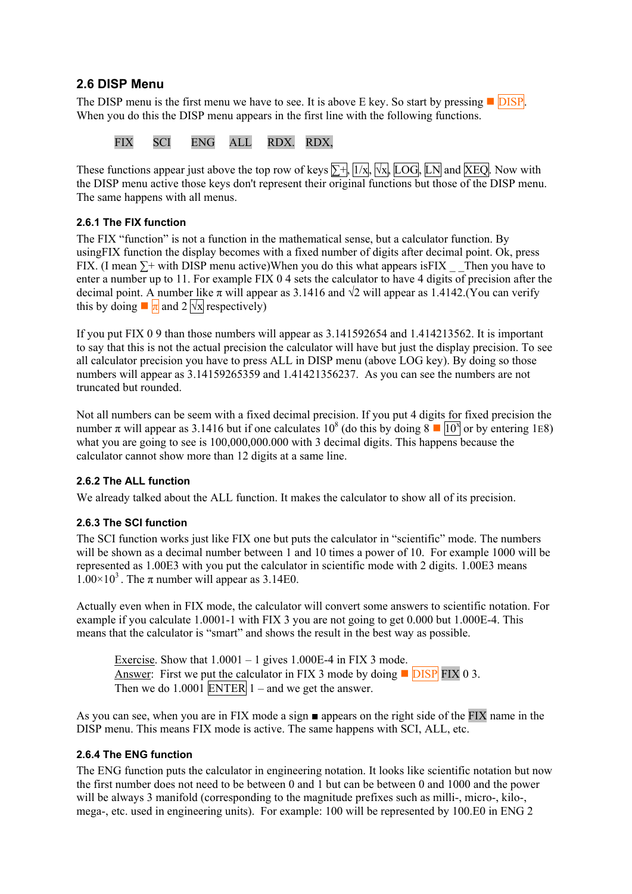## 2.6 DISP Menu

The DISP menu is the first menu we have to see. It is above E key. So start by pressing ■ DISP. When you do this the DISP menu appears in the first line with the following functions.

FIX SCI ENG ALL RDX. RDX,

These functions appear just above the top row of keys ∑+, 1/x, √x, LOG, LN and XEQ. Now with the DISP menu active those keys don't represent their original functions but those of the DISP menu. The same happens with all menus.

### 2.6.1 The FIX function

The FIX "function" is not a function in the mathematical sense, but a calculator function. By usingFIX function the display becomes with a fixed number of digits after decimal point. Ok, press FIX. (I mean ∑+ with DISP menu active)When you do this what appears isFIX _ _Then you have to enter a number up to 11. For example FIX 0 4 sets the calculator to have 4 digits of precision after the decimal point. A number like π will appear as 3.1416 and √2 will appear as 1.4142.(You can verify this by doing ■ π and 2 √x respectively)

If you put FIX 0 9 than those numbers will appear as 3.141592654 and 1.414213562. It is important to say that this is not the actual precision the calculator will have but just the display precision. To see all calculator precision you have to press ALL in DISP menu (above LOG key). By doing so those numbers will appear as 3.14159265359 and 1.41421356237. As you can see the numbers are not truncated but rounded.

Not all numbers can be seem with a fixed decimal precision. If you put 4 digits for fixed precision the number π will appear as 3.1416 but if one calculates $10^8$ (do this by doing 8 ■ $10^x$ or by entering 1E8) what you are going to see is 100,000,000.000 with 3 decimal digits. This happens because the calculator cannot show more than 12 digits at a same line.

### 2.6.2 The ALL function

We already talked about the ALL function. It makes the calculator to show all of its precision.

### 2.6.3 The SCI function

The SCI function works just like FIX one but puts the calculator in "scientific" mode. The numbers will be shown as a decimal number between 1 and 10 times a power of 10. For example 1000 will be represented as 1.00E3 with you put the calculator in scientific mode with 2 digits. 1.00E3 means $1.00 \times 10^3$. The π number will appear as 3.14E0.

Actually even when in FIX mode, the calculator will convert some answers to scientific notation. For example if you calculate 1.0001-1 with FIX 3 you are not going to get 0.000 but 1.000E-4. This means that the calculator is "smart" and shows the result in the best way as possible.

> Exercise. Show that 1.0001 – 1 gives 1.000E-4 in FIX 3 mode.
> Answer: First we put the calculator in FIX 3 mode by doing ■ DISP FIX 0 3.
> Then we do 1.0001 ENTER 1 – and we get the answer.

As you can see, when you are in FIX mode a sign ■ appears on the right side of the FIX name in the DISP menu. This means FIX mode is active. The same happens with SCI, ALL, etc.

### 2.6.4 The ENG function

The ENG function puts the calculator in engineering notation. It looks like scientific notation but now the first number does not need to be between 0 and 1 but can be between 0 and 1000 and the power will be always 3 manifold (corresponding to the magnitude prefixes such as milli-, micro-, kilo-, mega-, etc. used in engineering units). For example: 100 will be represented by 100.E0 in ENG 2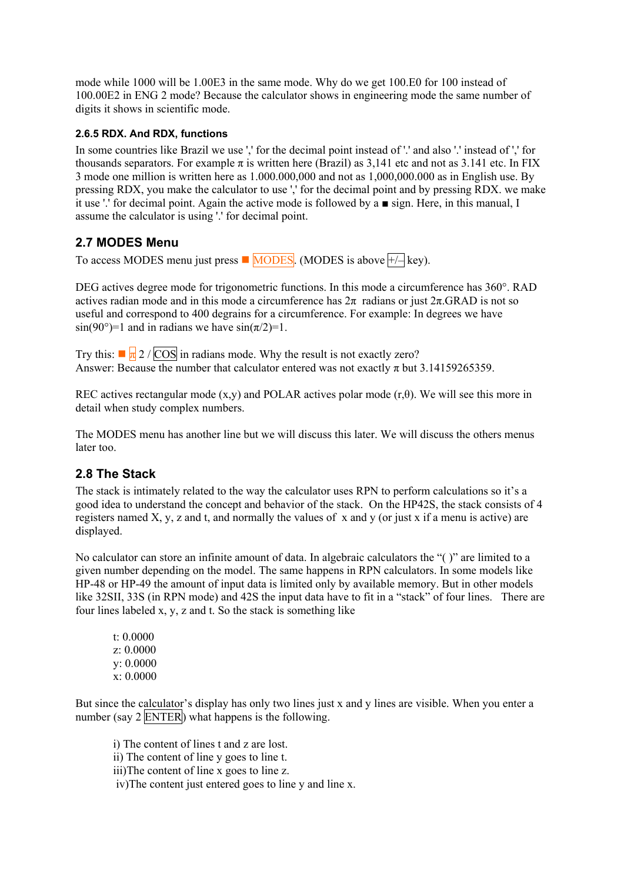mode while 1000 will be 1.00E3 in the same mode. Why do we get 100.E0 for 100 instead of 100.00E2 in ENG 2 mode? Because the calculator shows in engineering mode the same number of digits it shows in scientific mode.

#### 2.6.5 RDX. And RDX, functions

In some countries like Brazil we use ',' for the decimal point instead of '.' and also '.' instead of ',' for thousands separators. For example π is written here (Brazil) as 3,141 etc and not as 3.141 etc. In FIX 3 mode one million is written here as 1.000.000,000 and not as 1,000,000.000 as in English use. By pressing RDX, you make the calculator to use ',' for the decimal point and by pressing RDX. we make it use '.' for decimal point. Again the active mode is followed by a ■ sign. Here, in this manual, I assume the calculator is using '.' for decimal point.

### 2.7 MODES Menu

To access MODES menu just press ■ MODES. (MODES is above +/– key).

DEG actives degree mode for trigonometric functions. In this mode a circumference has 360°. RAD actives radian mode and in this mode a circumference has 2π radians or just 2π.GRAD is not so useful and correspond to 400 degrains for a circumference. For example: In degrees we have sin(90°)=1 and in radians we have sin(π/2)=1.

Try this: ■ π 2 / COS in radians mode. Why the result is not exactly zero?
Answer: Because the number that calculator entered was not exactly π but 3.14159265359.

REC actives rectangular mode (x,y) and POLAR actives polar mode (r,θ). We will see this more in detail when study complex numbers.

The MODES menu has another line but we will discuss this later. We will discuss the others menus later too.

### 2.8 The Stack

The stack is intimately related to the way the calculator uses RPN to perform calculations so it's a good idea to understand the concept and behavior of the stack. On the HP42S, the stack consists of 4 registers named X, y, z and t, and normally the values of x and y (or just x if a menu is active) are displayed.

No calculator can store an infinite amount of data. In algebraic calculators the "( )" are limited to a given number depending on the model. The same happens in RPN calculators. In some models like HP-48 or HP-49 the amount of input data is limited only by available memory. But in other models like 32SII, 33S (in RPN mode) and 42S the input data have to fit in a "stack" of four lines. There are four lines labeled x, y, z and t. So the stack is something like

t: 0.0000
z: 0.0000
y: 0.0000
x: 0.0000

But since the calculator's display has only two lines just x and y lines are visible. When you enter a number (say 2 ENTER) what happens is the following.

i) The content of lines t and z are lost.
ii) The content of line y goes to line t.
iii)The content of line x goes to line z.
iv)The content just entered goes to line y and line x.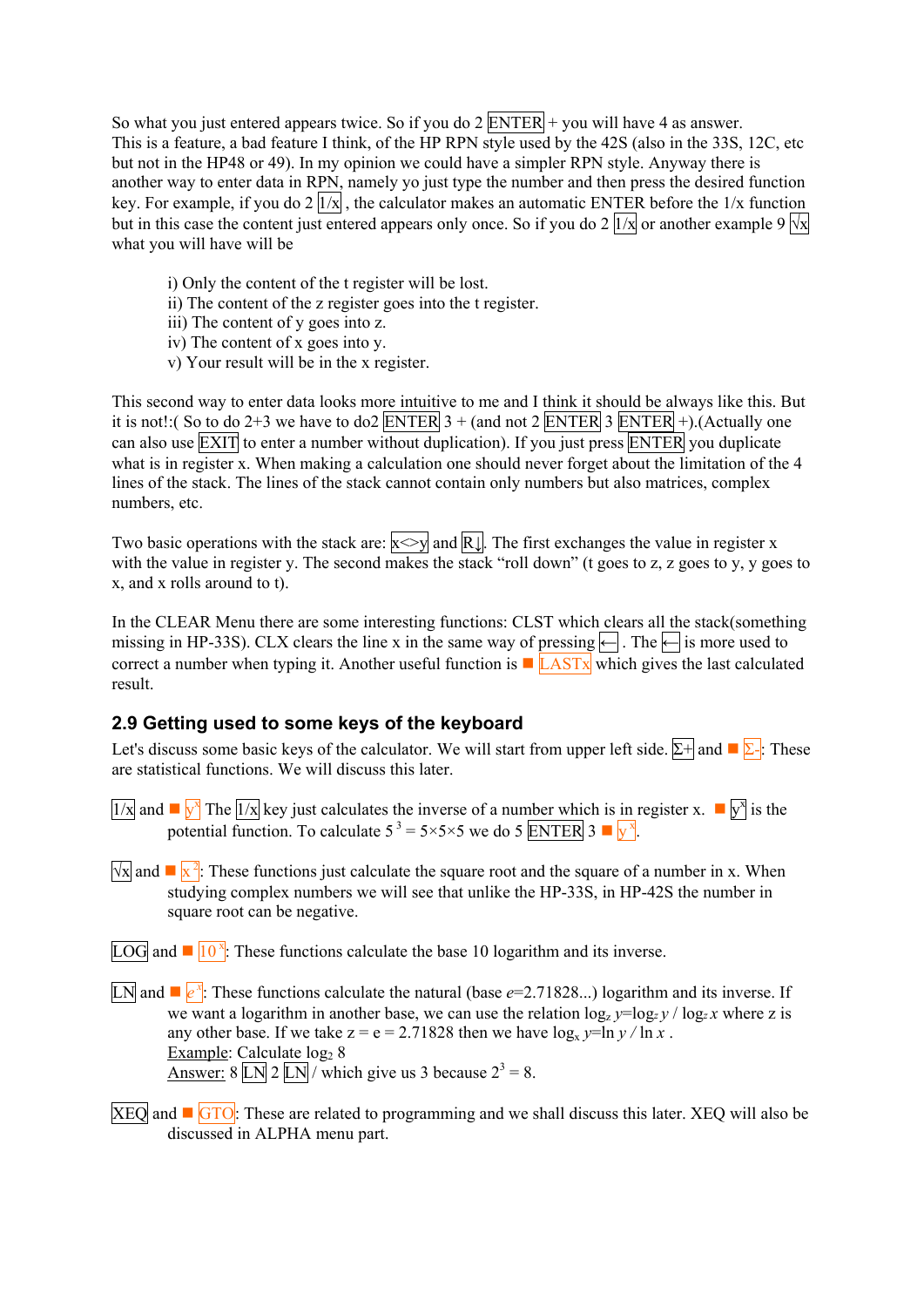So what you just entered appears twice. So if you do 2 ENTER + you will have 4 as answer. This is a feature, a bad feature I think, of the HP RPN style used by the 42S (also in the 33S, 12C, etc but not in the HP48 or 49). In my opinion we could have a simpler RPN style. Anyway there is another way to enter data in RPN, namely yo just type the number and then press the desired function key. For example, if you do 2 1/x , the calculator makes an automatic ENTER before the 1/x function but in this case the content just entered appears only once. So if you do 2 1/x or another example 9 √x what you will have will be

i) Only the content of the t register will be lost.
ii) The content of the z register goes into the t register.
iii) The content of y goes into z.
iv) The content of x goes into y.
v) Your result will be in the x register.

This second way to enter data looks more intuitive to me and I think it should be always like this. But it is not!:( So to do 2+3 we have to do2 ENTER 3 + (and not 2 ENTER 3 ENTER +).(Actually one can also use EXIT to enter a number without duplication). If you just press ENTER you duplicate what is in register x. When making a calculation one should never forget about the limitation of the 4 lines of the stack. The lines of the stack cannot contain only numbers but also matrices, complex numbers, etc.

Two basic operations with the stack are: x<>y and R↓. The first exchanges the value in register x with the value in register y. The second makes the stack “roll down” (t goes to z, z goes to y, y goes to x, and x rolls around to t).

In the CLEAR Menu there are some interesting functions: CLST which clears all the stack(something missing in HP-33S). CLX clears the line x in the same way of pressing ←. The ← is more used to correct a number when typing it. Another useful function is ■ LASTx which gives the last calculated result.

## 2.9 Getting used to some keys of the keyboard

Let's discuss some basic keys of the calculator. We will start from upper left side. Σ+ and ■ Σ-: These are statistical functions. We will discuss this later.

1/x and ■ $y^x$ The 1/x key just calculates the inverse of a number which is in register x. ■ $y^x$ is the potential function. To calculate $5^3 = 5\times5\times5$ we do 5 ENTER 3 ■ $y^x$.

√x and ■ $x^2$: These functions just calculate the square root and the square of a number in x. When studying complex numbers we will see that unlike the HP-33S, in HP-42S the number in square root can be negative.

LOG and ■ $10^x$: These functions calculate the base 10 logarithm and its inverse.

LN and ■ $e^x$: These functions calculate the natural (base $e$=2.71828...) logarithm and its inverse. If we want a logarithm in another base, we can use the relation $\log_x y = \log_z y / \log_z x$ where z is any other base. If we take z = e = 2.71828 then we have $\log_x y = \ln y / \ln x$ .
Example: Calculate $\log_2 8$
Answer: 8 LN 2 LN / which give us 3 because $2^3 = 8$.

XEQ and ■ GTO: These are related to programming and we shall discuss this later. XEQ will also be discussed in ALPHA menu part.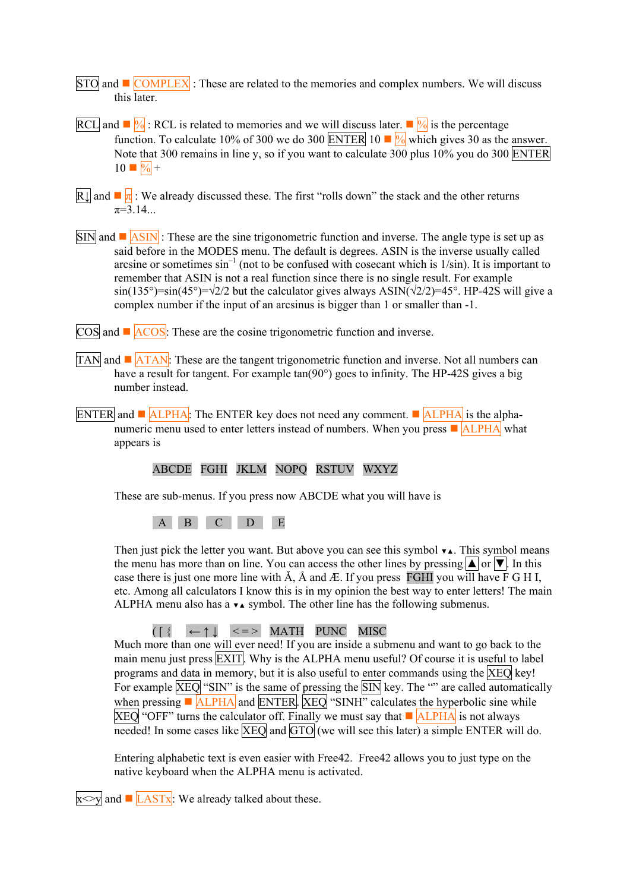STO and ■ COMPLEX : These are related to the memories and complex numbers. We will discuss this later.

RCL and ■ % : RCL is related to memories and we will discuss later. ■ % is the percentage function. To calculate 10% of 300 we do 300 ENTER 10 ■ % which gives 30 as the answer. Note that 300 remains in line y, so if you want to calculate 300 plus 10% you do 300 ENTER 10 ■ % +

R↓ and ■ π : We already discussed these. The first “rolls down” the stack and the other returns π=3.14...

SIN and ■ ASIN : These are the sine trigonometric function and inverse. The angle type is set up as said before in the MODES menu. The default is degrees. ASIN is the inverse usually called arcsine or sometimes $\sin^{-1}$ (not to be confused with cosecant which is 1/sin). It is important to remember that ASIN is not a real function since there is no single result. For example sin(135°)=sin(45°)=√2/2 but the calculator gives always ASIN(√2/2)=45°. HP-42S will give a complex number if the input of an arcsinus is bigger than 1 or smaller than -1.

COS and ■ ACOS: These are the cosine trigonometric function and inverse.

TAN and ■ ATAN: These are the tangent trigonometric function and inverse. Not all numbers can have a result for tangent. For example tan(90°) goes to infinity. The HP-42S gives a big number instead.

ENTER and ■ ALPHA: The ENTER key does not need any comment. ■ ALPHA is the alpha-numeric menu used to enter letters instead of numbers. When you press ■ ALPHA what appears is

ABCDE FGHI JKLM NOPQ RSTUV WXYZ

These are sub-menus. If you press now ABCDE what you will have is

A B C D E

Then just pick the letter you want. But above you can see this symbol ▾▴. This symbol means the menu has more than on line. You can access the other lines by pressing ▲ or ▼. In this case there is just one more line with Ă, Å and Æ. If you press FGHI you will have F G H I, etc. Among all calculators I know this is in my opinion the best way to enter letters! The main ALPHA menu also has a ▾▴ symbol. The other line has the following submenus.

( [ { ← ↑ ↓ < = > MATH PUNC MISC

Much more than one will ever need! If you are inside a submenu and want to go back to the main menu just press EXIT. Why is the ALPHA menu useful? Of course it is useful to label programs and data in memory, but it is also useful to enter commands using the XEQ key! For example XEQ “SIN” is the same of pressing the SIN key. The “” are called automatically when pressing ■ ALPHA and ENTER. XEQ “SINH” calculates the hyperbolic sine while XEQ “OFF” turns the calculator off. Finally we must say that ■ ALPHA is not always needed! In some cases like XEQ and GTO (we will see this later) a simple ENTER will do.

Entering alphabetic text is even easier with Free42. Free42 allows you to just type on the native keyboard when the ALPHA menu is activated.

x<>y and ■ LASTx: We already talked about these.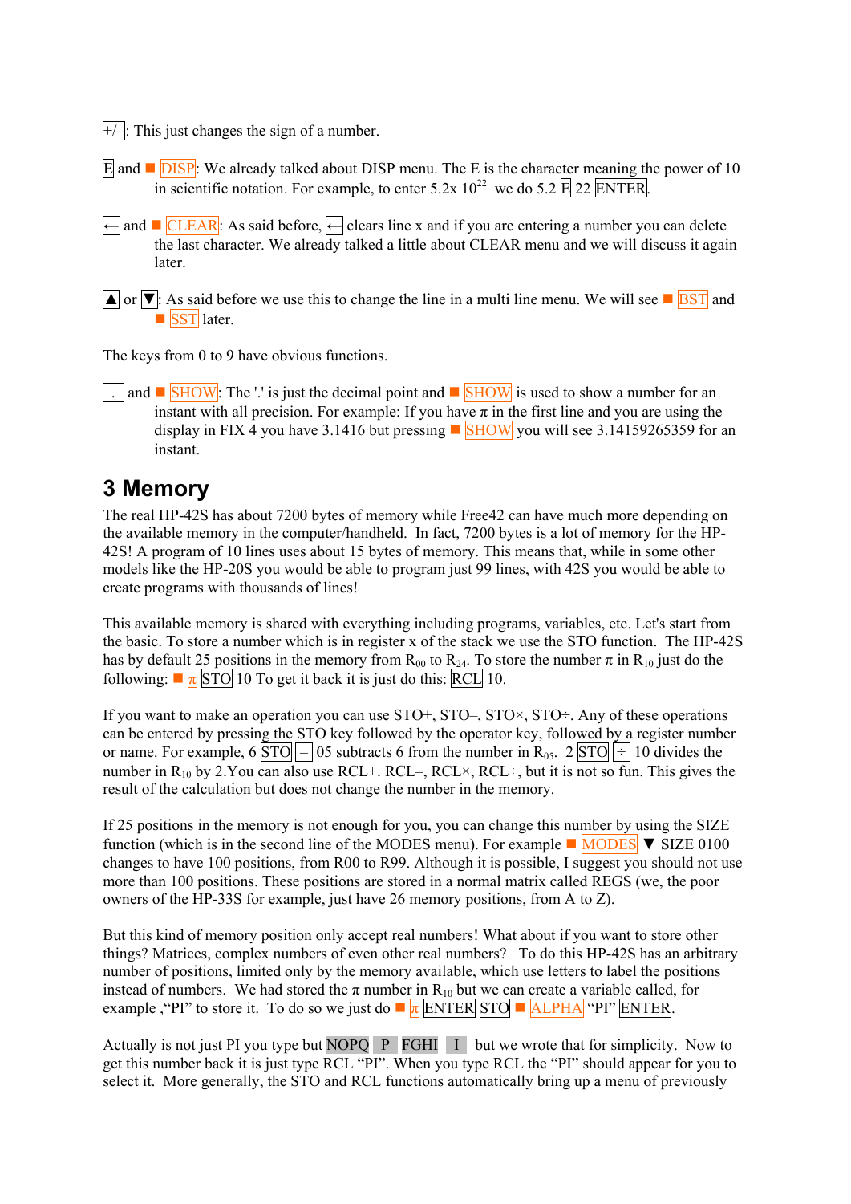+/–: This just changes the sign of a number.

E and ■ DISP: We already talked about DISP menu. The E is the character meaning the power of 10 in scientific notation. For example, to enter 5.2x $10^{22}$ we do 5.2 E 22 ENTER.

← and ■ CLEAR: As said before, ← clears line x and if you are entering a number you can delete the last character. We already talked a little about CLEAR menu and we will discuss it again later.

▲ or ▼: As said before we use this to change the line in a multi line menu. We will see ■ BST and ■ SST later.

The keys from 0 to 9 have obvious functions.

. and ■ SHOW: The '.' is just the decimal point and ■ SHOW is used to show a number for an instant with all precision. For example: If you have π in the first line and you are using the display in FIX 4 you have 3.1416 but pressing ■ SHOW you will see 3.14159265359 for an instant.

## 3 Memory

The real HP-42S has about 7200 bytes of memory while Free42 can have much more depending on the available memory in the computer/handheld. In fact, 7200 bytes is a lot of memory for the HP-42S! A program of 10 lines uses about 15 bytes of memory. This means that, while in some other models like the HP-20S you would be able to program just 99 lines, with 42S you would be able to create programs with thousands of lines!

This available memory is shared with everything including programs, variables, etc. Let's start from the basic. To store a number which is in register x of the stack we use the STO function. The HP-42S has by default 25 positions in the memory from $R_{00}$ to $R_{24}$. To store the number π in $R_{10}$ just do the following: ■ π STO 10 To get it back it is just do this: RCL 10.

If you want to make an operation you can use STO+, STO–, STO×, STO÷. Any of these operations can be entered by pressing the STO key followed by the operator key, followed by a register number or name. For example, 6 STO – 05 subtracts 6 from the number in $R_{05}$. 2 STO ÷ 10 divides the number in $R_{10}$ by 2.You can also use RCL+. RCL–, RCL×, RCL÷, but it is not so fun. This gives the result of the calculation but does not change the number in the memory.

If 25 positions in the memory is not enough for you, you can change this number by using the SIZE function (which is in the second line of the MODES menu). For example ■ MODES ▼ SIZE 0100 changes to have 100 positions, from R00 to R99. Although it is possible, I suggest you should not use more than 100 positions. These positions are stored in a normal matrix called REGS (we, the poor owners of the HP-33S for example, just have 26 memory positions, from A to Z).

But this kind of memory position only accept real numbers! What about if you want to store other things? Matrices, complex numbers of even other real numbers? To do this HP-42S has an arbitrary number of positions, limited only by the memory available, which use letters to label the positions instead of numbers. We had stored the π number in $R_{10}$ but we can create a variable called, for example ,"PI" to store it. To do so we just do ■ π ENTER STO ■ ALPHA "PI" ENTER.

Actually is not just PI you type but NOPQ P FGHI I but we wrote that for simplicity. Now to get this number back it is just type RCL "PI". When you type RCL the "PI" should appear for you to select it. More generally, the STO and RCL functions automatically bring up a menu of previously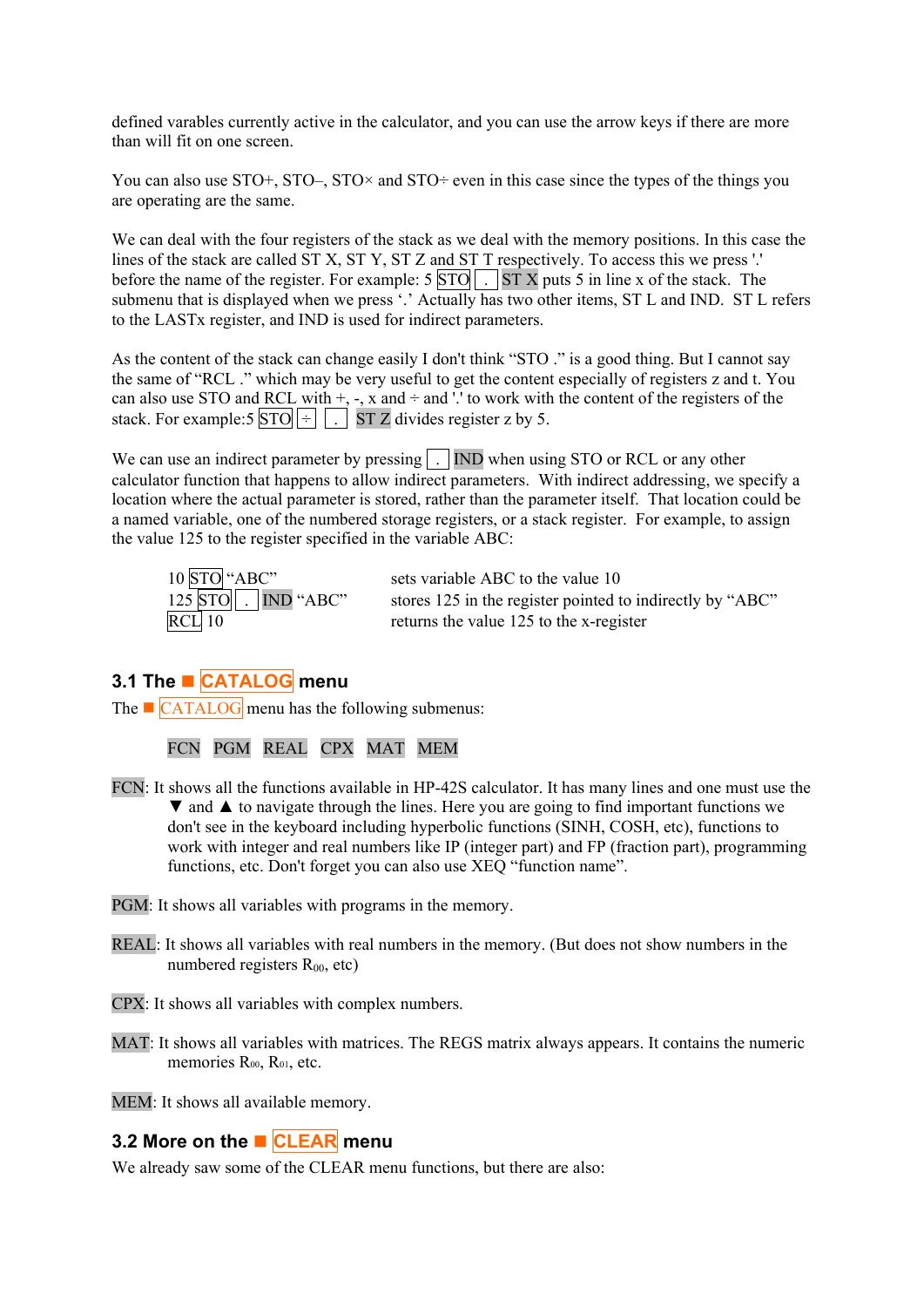defined varables currently active in the calculator, and you can use the arrow keys if there are more than will fit on one screen.

You can also use STO+, STO–, STO× and STO÷ even in this case since the types of the things you are operating are the same.

We can deal with the four registers of the stack as we deal with the memory positions. In this case the lines of the stack are called ST X, ST Y, ST Z and ST T respectively. To access this we press '.' before the name of the register. For example: 5 STO . ST X puts 5 in line x of the stack. The submenu that is displayed when we press '.' Actually has two other items, ST L and IND. ST L refers to the LASTx register, and IND is used for indirect parameters.

As the content of the stack can change easily I don't think "STO ." is a good thing. But I cannot say the same of "RCL ." which may be very useful to get the content especially of registers z and t. You can also use STO and RCL with +, -, x and ÷ and '.' to work with the content of the registers of the stack. For example:5 STO ÷ . ST Z divides register z by 5.

We can use an indirect parameter by pressing . IND when using STO or RCL or any other calculator function that happens to allow indirect parameters. With indirect addressing, we specify a location where the actual parameter is stored, rather than the parameter itself. That location could be a named variable, one of the numbered storage registers, or a stack register. For example, to assign the value 125 to the register specified in the variable ABC:

| | |
|---|---|
| 10 STO "ABC" | sets variable ABC to the value 10 |
| 125 STO . IND "ABC" | stores 125 in the register pointed to indirectly by "ABC" |
| RCL 10 | returns the value 125 to the x-register |

## 3.1 The ■ CATALOG menu

The ■ CATALOG menu has the following submenus:

FCN PGM REAL CPX MAT MEM

FCN: It shows all the functions available in HP-42S calculator. It has many lines and one must use the ▼ and ▲ to navigate through the lines. Here you are going to find important functions we don't see in the keyboard including hyperbolic functions (SINH, COSH, etc), functions to work with integer and real numbers like IP (integer part) and FP (fraction part), programming functions, etc. Don't forget you can also use XEQ "function name".

PGM: It shows all variables with programs in the memory.

REAL: It shows all variables with real numbers in the memory. (But does not show numbers in the numbered registers $R_{00}$, etc)

CPX: It shows all variables with complex numbers.

MAT: It shows all variables with matrices. The REGS matrix always appears. It contains the numeric memories $R_{00}$, $R_{01}$, etc.

MEM: It shows all available memory.

## 3.2 More on the ■ CLEAR menu

We already saw some of the CLEAR menu functions, but there are also: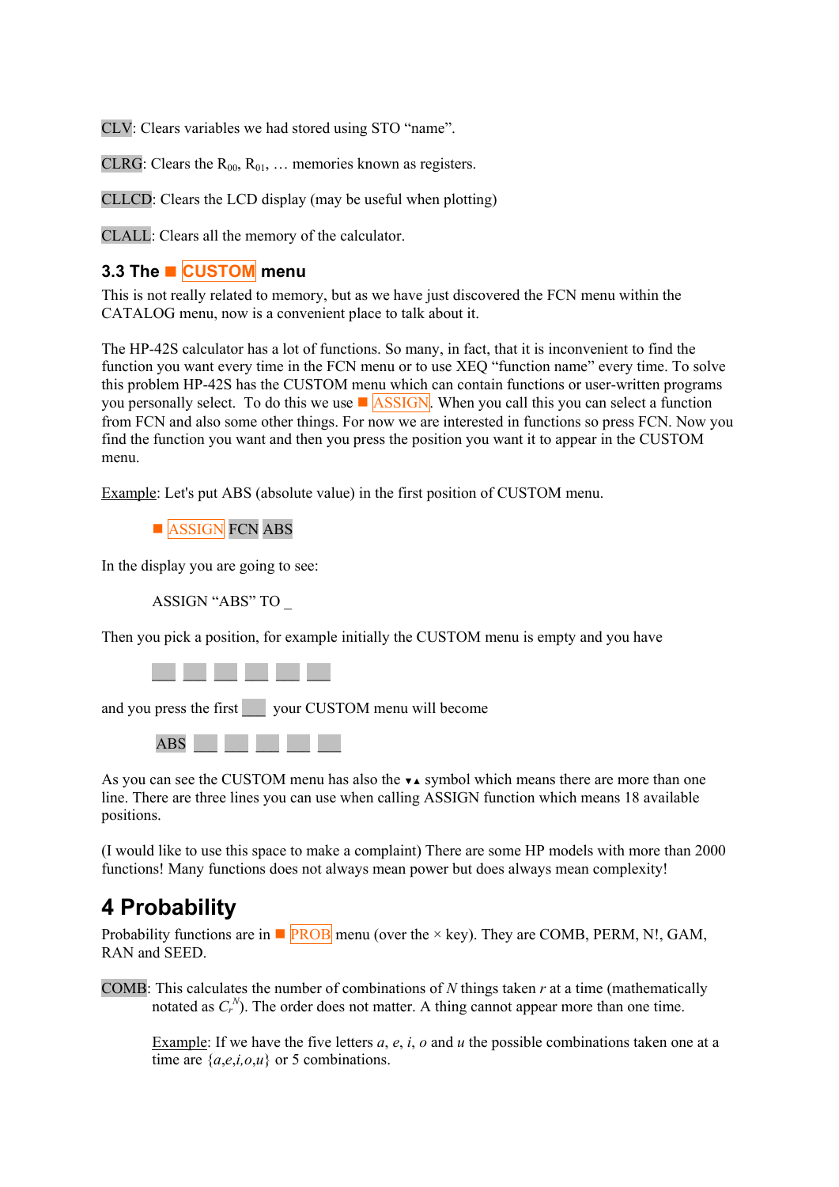CLV: Clears variables we had stored using STO "name".

CLRG: Clears the $R_{00}$, $R_{01}$, … memories known as registers.

CLLCD: Clears the LCD display (may be useful when plotting)

CLALL: Clears all the memory of the calculator.

### 3.3 The ■ CUSTOM menu

This is not really related to memory, but as we have just discovered the FCN menu within the CATALOG menu, now is a convenient place to talk about it.

The HP-42S calculator has a lot of functions. So many, in fact, that it is inconvenient to find the function you want every time in the FCN menu or to use XEQ "function name" every time. To solve this problem HP-42S has the CUSTOM menu which can contain functions or user-written programs you personally select. To do this we use ■ ASSIGN. When you call this you can select a function from FCN and also some other things. For now we are interested in functions so press FCN. Now you find the function you want and then you press the position you want it to appear in the CUSTOM menu.

Example: Let's put ABS (absolute value) in the first position of CUSTOM menu.

■ ASSIGN FCN ABS

In the display you are going to see:

ASSIGN "ABS" TO _

Then you pick a position, for example initially the CUSTOM menu is empty and you have

[ ] [ ] [ ] [ ] [ ] [ ]

and you press the first [ ] your CUSTOM menu will become

ABS [ ] [ ] [ ] [ ] [ ]

As you can see the CUSTOM menu has also the ▾▴ symbol which means there are more than one line. There are three lines you can use when calling ASSIGN function which means 18 available positions.

(I would like to use this space to make a complaint) There are some HP models with more than 2000 functions! Many functions does not always mean power but does always mean complexity!

## 4 Probability

Probability functions are in ■ PROB menu (over the × key). They are COMB, PERM, N!, GAM, RAN and SEED.

COMB: This calculates the number of combinations of $N$ things taken $r$ at a time (mathematically notated as $C_r^N$). The order does not matter. A thing cannot appear more than one time.

Example: If we have the five letters $a$, $e$, $i$, $o$ and $u$ the possible combinations taken one at a time are $\{a,e,i,o,u\}$ or 5 combinations.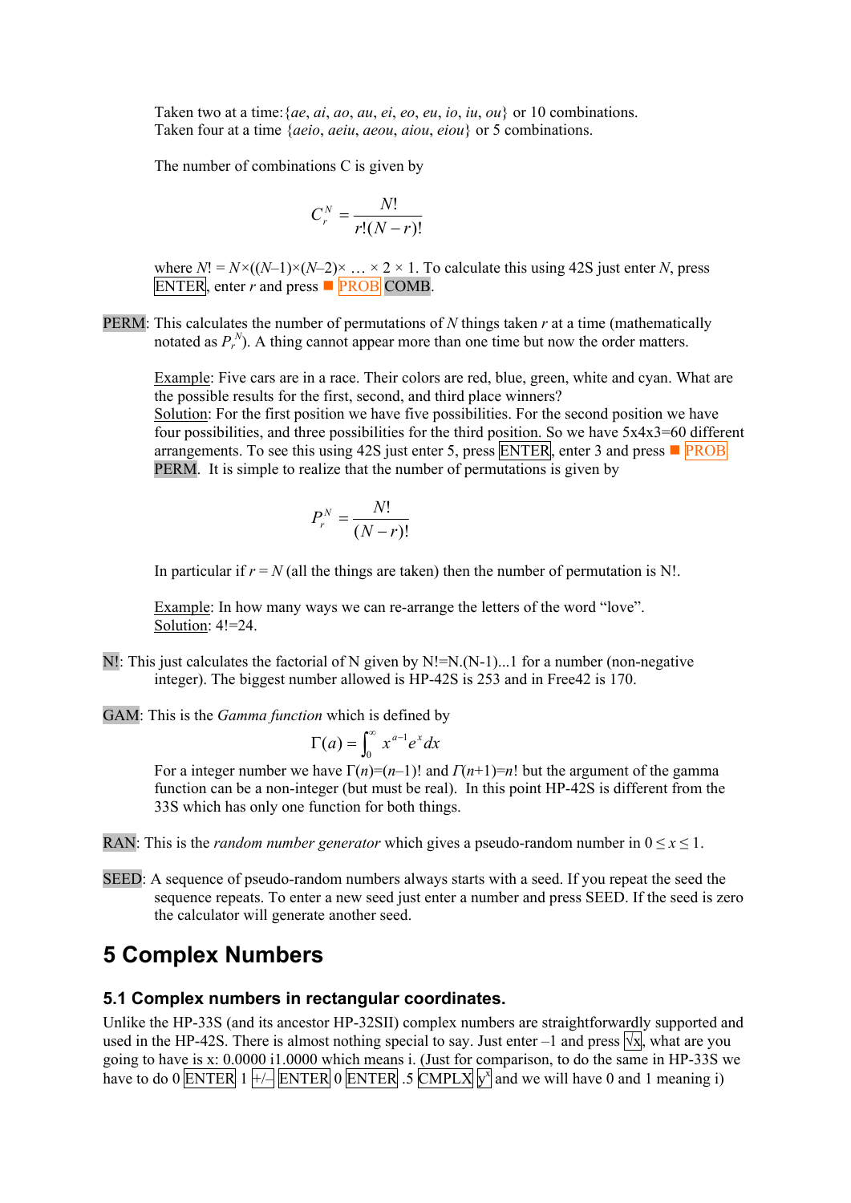Taken two at a time: $\{ae, ai, ao, au, ei, eo, eu, io, iu, ou\}$ or 10 combinations.
Taken four at a time $\{aeio, aeiu, aeou, aiou, eiou\}$ or 5 combinations.

The number of combinations C is given by

$$C_r^N = \frac{N!}{r!(N-r)!}$$

where $N! = N\times((N-1)\times(N-2)\times \ldots \times 2 \times 1$. To calculate this using 42S just enter $N$, press ENTER, enter $r$ and press ■ PROB COMB.

PERM: This calculates the number of permutations of $N$ things taken $r$ at a time (mathematically notated as $P_r^N$). A thing cannot appear more than one time but now the order matters.

Example: Five cars are in a race. Their colors are red, blue, green, white and cyan. What are the possible results for the first, second, and third place winners?
Solution: For the first position we have five possibilities. For the second position we have four possibilities, and three possibilities for the third position. So we have 5x4x3=60 different arrangements. To see this using 42S just enter 5, press ENTER, enter 3 and press ■ PROB PERM. It is simple to realize that the number of permutations is given by

$$P_r^N = \frac{N!}{(N-r)!}$$

In particular if $r = N$ (all the things are taken) then the number of permutation is N!.

Example: In how many ways we can re-arrange the letters of the word "love".
Solution: 4!=24.

N!: This just calculates the factorial of N given by N!=N.(N-1)...1 for a number (non-negative integer). The biggest number allowed is HP-42S is 253 and in Free42 is 170.

GAM: This is the *Gamma function* which is defined by

$$\Gamma(a) = \int_0^\infty x^{a-1} e^x dx$$

For a integer number we have $\Gamma(n)=(n-1)!$ and $\Gamma(n+1)=n!$ but the argument of the gamma function can be a non-integer (but must be real). In this point HP-42S is different from the 33S which has only one function for both things.

RAN: This is the *random number generator* which gives a pseudo-random number in $0 \le x \le 1$.

SEED: A sequence of pseudo-random numbers always starts with a seed. If you repeat the seed the sequence repeats. To enter a new seed just enter a number and press SEED. If the seed is zero the calculator will generate another seed.

# 5 Complex Numbers

## 5.1 Complex numbers in rectangular coordinates.

Unlike the HP-33S (and its ancestor HP-32SII) complex numbers are straightforwardly supported and used in the HP-42S. There is almost nothing special to say. Just enter –1 and press √x, what are you going to have is x: 0.0000 i1.0000 which means i. (Just for comparison, to do the same in HP-33S we have to do 0 ENTER 1 +/– ENTER 0 ENTER .5 CMPLX $y^x$ and we will have 0 and 1 meaning i)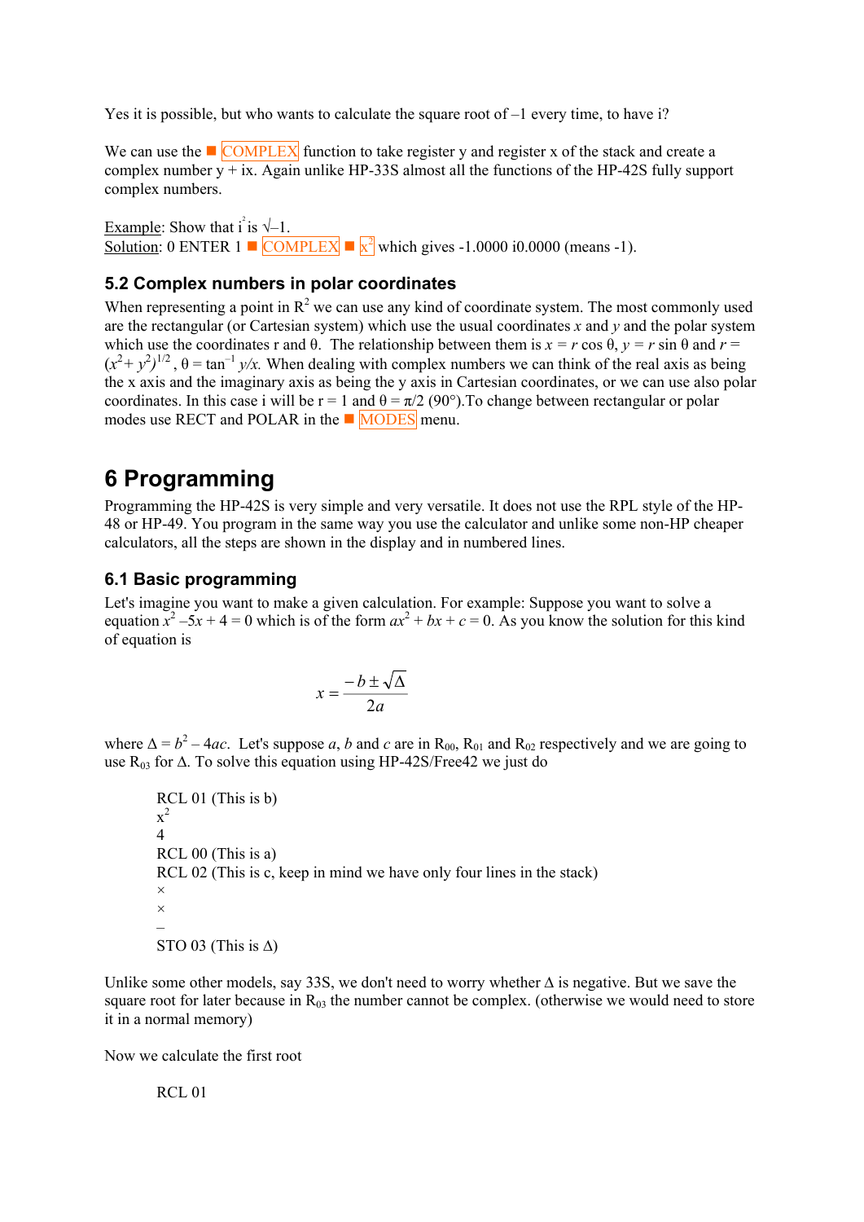Yes it is possible, but who wants to calculate the square root of –1 every time, to have i?

We can use the ■ COMPLEX function to take register y and register x of the stack and create a complex number y + ix. Again unlike HP-33S almost all the functions of the HP-42S fully support complex numbers.

Example: Show that $i^2$ is √–1.
Solution: 0 ENTER 1 ■ COMPLEX ■ $x^2$ which gives -1.0000 i0.0000 (means -1).

### 5.2 Complex numbers in polar coordinates

When representing a point in $R^2$ we can use any kind of coordinate system. The most commonly used are the rectangular (or Cartesian system) which use the usual coordinates $x$ and $y$ and the polar system which use the coordinates r and θ. The relationship between them is $x = r \cos \theta$, $y = r \sin \theta$ and $r = (x^2 + y^2)^{1/2}$, $\theta = \tan^{-1} y/x$. When dealing with complex numbers we can think of the real axis as being the x axis and the imaginary axis as being the y axis in Cartesian coordinates, or we can use also polar coordinates. In this case i will be r = 1 and θ = π/2 (90°).To change between rectangular or polar modes use RECT and POLAR in the ■ MODES menu.

## 6 Programming

Programming the HP-42S is very simple and very versatile. It does not use the RPL style of the HP-48 or HP-49. You program in the same way you use the calculator and unlike some non-HP cheaper calculators, all the steps are shown in the display and in numbered lines.

### 6.1 Basic programming

Let's imagine you want to make a given calculation. For example: Suppose you want to solve a equation $x^2 - 5x + 4 = 0$ which is of the form $ax^2 + bx + c = 0$. As you know the solution for this kind of equation is

$$x = \frac{-b \pm \sqrt{\Delta}}{2a}$$

where $\Delta = b^2 - 4ac$. Let's suppose $a$, $b$ and $c$ are in $R_{00}$, $R_{01}$ and $R_{02}$ respectively and we are going to use $R_{03}$ for Δ. To solve this equation using HP-42S/Free42 we just do

```
RCL 01 (This is b)
x²
4
RCL 00 (This is a)
RCL 02 (This is c, keep in mind we have only four lines in the stack)
×
×
–
STO 03 (This is Δ)
```

Unlike some other models, say 33S, we don't need to worry whether Δ is negative. But we save the square root for later because in $R_{03}$ the number cannot be complex. (otherwise we would need to store it in a normal memory)

Now we calculate the first root

```
RCL 01
```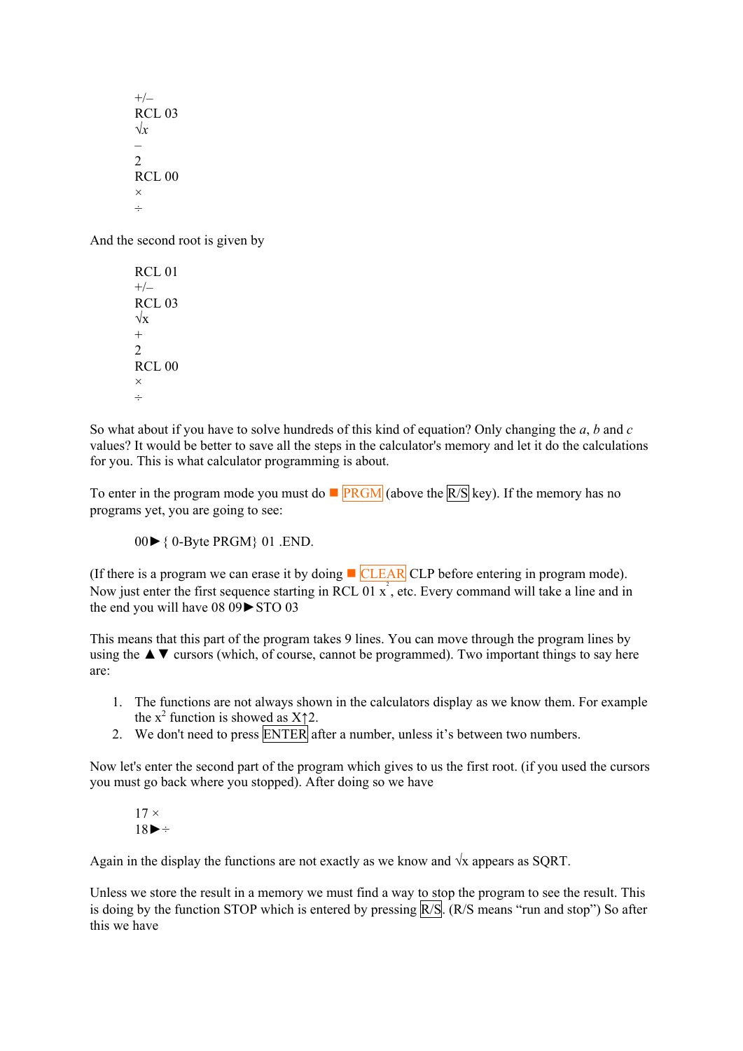```
+/–
RCL 03
√x
–
2
RCL 00
×
÷
```

And the second root is given by

```
RCL 01
+/–
RCL 03
√x
+
2
RCL 00
×
÷
```

So what about if you have to solve hundreds of this kind of equation? Only changing the *a*, *b* and *c* values? It would be better to save all the steps in the calculator's memory and let it do the calculations for you. This is what calculator programming is about.

To enter in the program mode you must do ■ PRGM (above the R/S key). If the memory has no programs yet, you are going to see:

```
00►{ 0-Byte PRGM} 01 .END.
```

(If there is a program we can erase it by doing ■ CLEAR CLP before entering in program mode). Now just enter the first sequence starting in RCL 01 $x^2$, etc. Every command will take a line and in the end you will have 08 09►STO 03

This means that this part of the program takes 9 lines. You can move through the program lines by using the ▲▼ cursors (which, of course, cannot be programmed). Two important things to say here are:

1. The functions are not always shown in the calculators display as we know them. For example the $x^2$ function is showed as X↑2.
2. We don't need to press ENTER after a number, unless it's between two numbers.

Now let's enter the second part of the program which gives to us the first root. (if you used the cursors you must go back where you stopped). After doing so we have

```
17 ×
18►÷
```

Again in the display the functions are not exactly as we know and √x appears as SQRT.

Unless we store the result in a memory we must find a way to stop the program to see the result. This is doing by the function STOP which is entered by pressing R/S. (R/S means "run and stop") So after this we have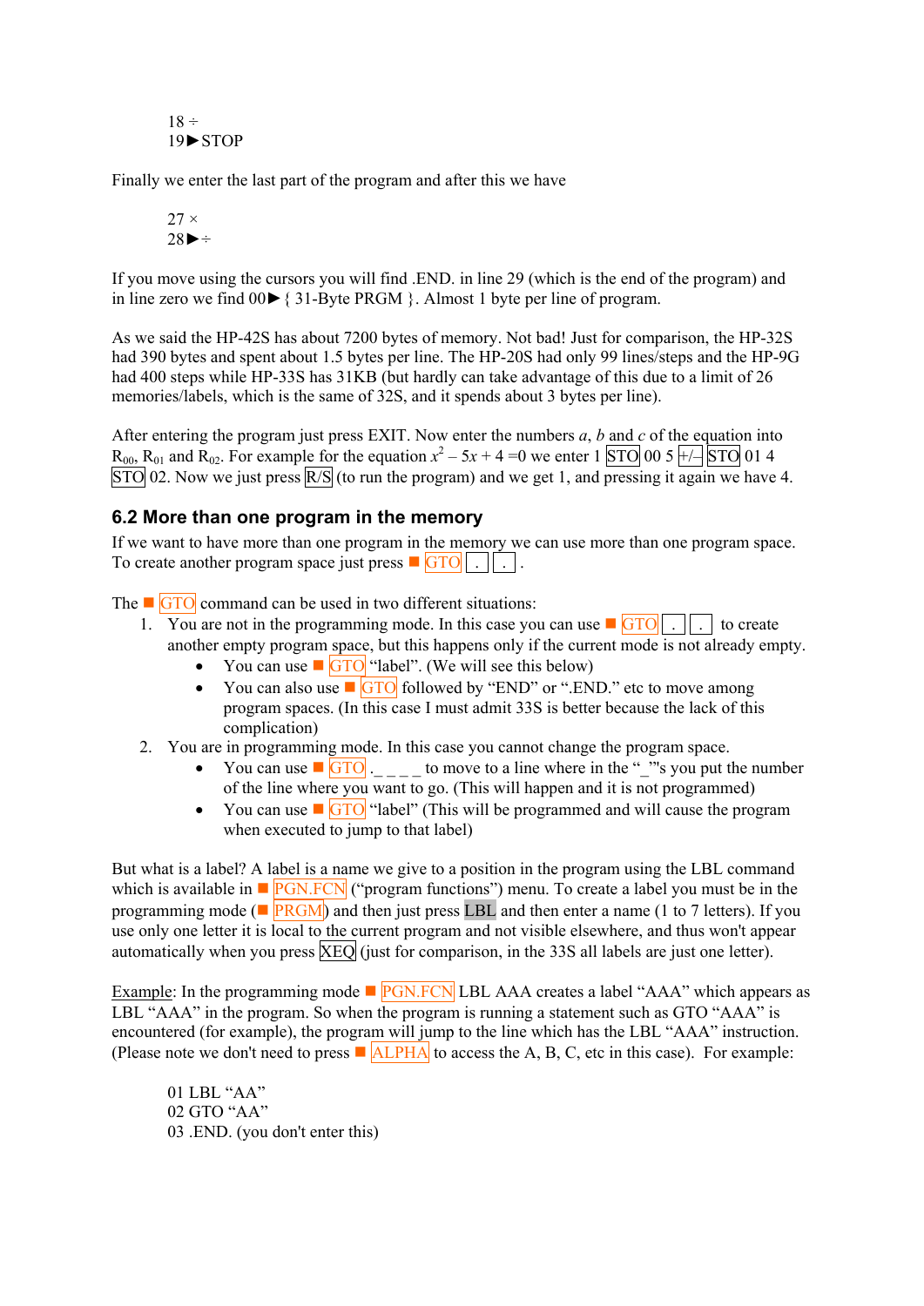18 ÷
19►STOP

Finally we enter the last part of the program and after this we have

27 ×
28►÷

If you move using the cursors you will find .END. in line 29 (which is the end of the program) and in line zero we find 00► { 31-Byte PRGM }. Almost 1 byte per line of program.

As we said the HP-42S has about 7200 bytes of memory. Not bad! Just for comparison, the HP-32S had 390 bytes and spent about 1.5 bytes per line. The HP-20S had only 99 lines/steps and the HP-9G had 400 steps while HP-33S has 31KB (but hardly can take advantage of this due to a limit of 26 memories/labels, which is the same of 32S, and it spends about 3 bytes per line).

After entering the program just press EXIT. Now enter the numbers *a*, *b* and *c* of the equation into $R_{00}$, $R_{01}$ and $R_{02}$. For example for the equation $x^2 - 5x + 4 = 0$ we enter 1 STO 00 5 +/– STO 01 4 STO 02. Now we just press R/S (to run the program) and we get 1, and pressing it again we have 4.

## 6.2 More than one program in the memory

If we want to have more than one program in the memory we can use more than one program space. To create another program space just press ■ GTO . . .

The ■ GTO command can be used in two different situations:

1. You are not in the programming mode. In this case you can use ■ GTO . . to create another empty program space, but this happens only if the current mode is not already empty.
   - You can use ■ GTO "label". (We will see this below)
   - You can also use ■ GTO followed by "END" or ".END." etc to move among program spaces. (In this case I must admit 33S is better because the lack of this complication)
2. You are in programming mode. In this case you cannot change the program space.
   - You can use ■ GTO ._ _ _ _ to move to a line where in the "_"'s you put the number of the line where you want to go. (This will happen and it is not programmed)
   - You can use ■ GTO "label" (This will be programmed and will cause the program when executed to jump to that label)

But what is a label? A label is a name we give to a position in the program using the LBL command which is available in ■ PGN.FCN ("program functions") menu. To create a label you must be in the programming mode (■ PRGM) and then just press LBL and then enter a name (1 to 7 letters). If you use only one letter it is local to the current program and not visible elsewhere, and thus won't appear automatically when you press XEQ (just for comparison, in the 33S all labels are just one letter).

<u>Example</u>: In the programming mode ■ PGN.FCN LBL AAA creates a label "AAA" which appears as LBL "AAA" in the program. So when the program is running a statement such as GTO "AAA" is encountered (for example), the program will jump to the line which has the LBL "AAA" instruction. (Please note we don't need to press ■ ALPHA to access the A, B, C, etc in this case). For example:

01 LBL "AA"
02 GTO "AA"
03 .END. (you don't enter this)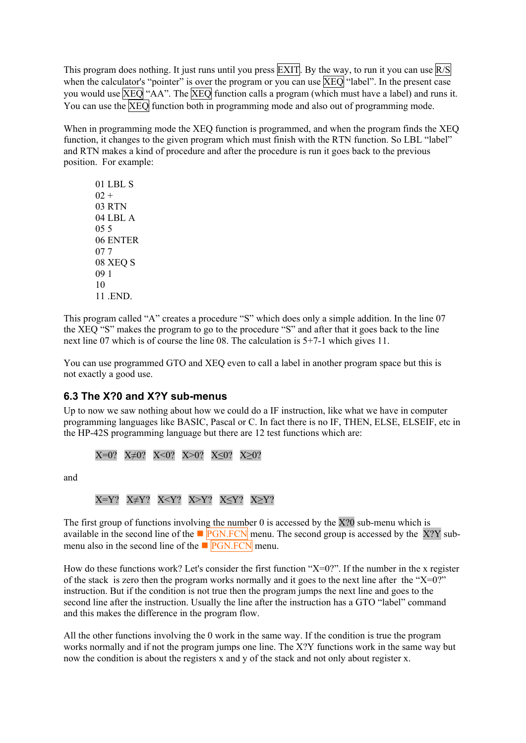This program does nothing. It just runs until you press EXIT. By the way, to run it you can use R/S when the calculator's "pointer" is over the program or you can use XEQ "label". In the present case you would use XEQ "AA". The XEQ function calls a program (which must have a label) and runs it. You can use the XEQ function both in programming mode and also out of programming mode.

When in programming mode the XEQ function is programmed, and when the program finds the XEQ function, it changes to the given program which must finish with the RTN function. So LBL "label" and RTN makes a kind of procedure and after the procedure is run it goes back to the previous position. For example:

```
01 LBL S
02 +
03 RTN
04 LBL A
05 5
06 ENTER
07 7
08 XEQ S
09 1
10
11 .END.
```

This program called "A" creates a procedure "S" which does only a simple addition. In the line 07 the XEQ "S" makes the program to go to the procedure "S" and after that it goes back to the line next line 07 which is of course the line 08. The calculation is 5+7-1 which gives 11.

You can use programmed GTO and XEQ even to call a label in another program space but this is not exactly a good use.

## 6.3 The X?0 and X?Y sub-menus

Up to now we saw nothing about how we could do a IF instruction, like what we have in computer programming languages like BASIC, Pascal or C. In fact there is no IF, THEN, ELSE, ELSEIF, etc in the HP-42S programming language but there are 12 test functions which are:

X=0? X≠0? X<0? X>0? X≤0? X≥0?

and

X=Y? X≠Y? X<Y? X>Y? X≤Y? X≥Y?

The first group of functions involving the number 0 is accessed by the X?0 sub-menu which is available in the second line of the ■ PGN.FCN menu. The second group is accessed by the X?Y sub-menu also in the second line of the ■ PGN.FCN menu.

How do these functions work? Let's consider the first function "X=0?". If the number in the x register of the stack is zero then the program works normally and it goes to the next line after the "X=0?" instruction. But if the condition is not true then the program jumps the next line and goes to the second line after the instruction. Usually the line after the instruction has a GTO "label" command and this makes the difference in the program flow.

All the other functions involving the 0 work in the same way. If the condition is true the program works normally and if not the program jumps one line. The X?Y functions work in the same way but now the condition is about the registers x and y of the stack and not only about register x.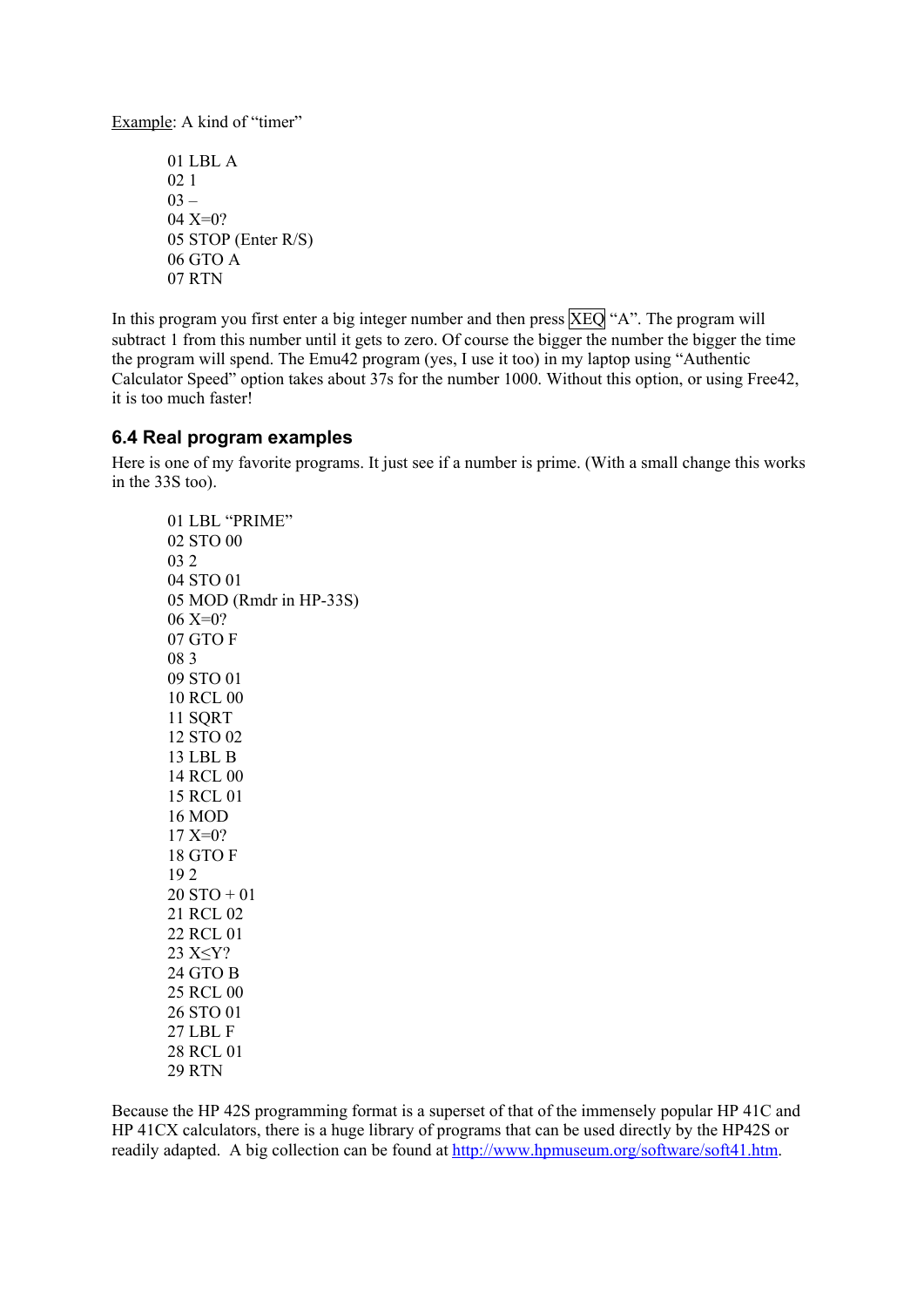Example: A kind of "timer"

```
01 LBL A
02 1
03 –
04 X=0?
05 STOP (Enter R/S)
06 GTO A
07 RTN
```

In this program you first enter a big integer number and then press XEQ "A". The program will subtract 1 from this number until it gets to zero. Of course the bigger the number the bigger the time the program will spend. The Emu42 program (yes, I use it too) in my laptop using "Authentic Calculator Speed" option takes about 37s for the number 1000. Without this option, or using Free42, it is too much faster!

### 6.4 Real program examples

Here is one of my favorite programs. It just see if a number is prime. (With a small change this works in the 33S too).

```
01 LBL "PRIME"
02 STO 00
03 2
04 STO 01
05 MOD (Rmdr in HP-33S)
06 X=0?
07 GTO F
08 3
09 STO 01
10 RCL 00
11 SQRT
12 STO 02
13 LBL B
14 RCL 00
15 RCL 01
16 MOD
17 X=0?
18 GTO F
19 2
20 STO + 01
21 RCL 02
22 RCL 01
23 X≤Y?
24 GTO B
25 RCL 00
26 STO 01
27 LBL F
28 RCL 01
29 RTN
```

Because the HP 42S programming format is a superset of that of the immensely popular HP 41C and HP 41CX calculators, there is a huge library of programs that can be used directly by the HP42S or readily adapted. A big collection can be found at http://www.hpmuseum.org/software/soft41.htm.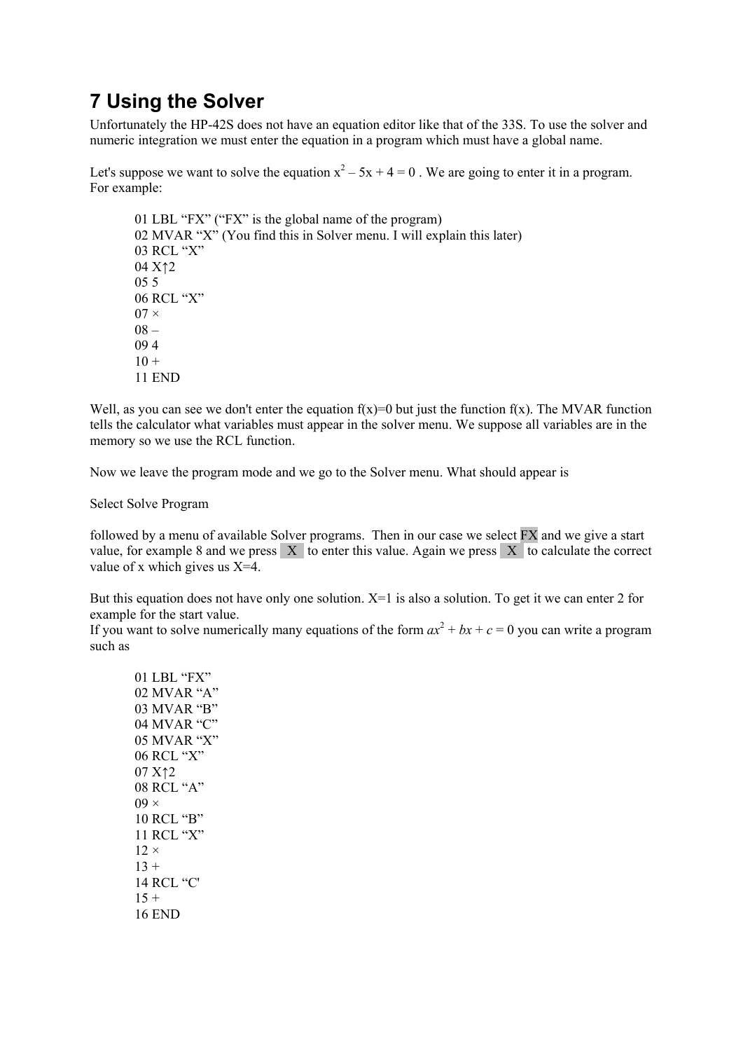# 7 Using the Solver

Unfortunately the HP-42S does not have an equation editor like that of the 33S. To use the solver and numeric integration we must enter the equation in a program which must have a global name.

Let's suppose we want to solve the equation $x^2 - 5x + 4 = 0$ . We are going to enter it in a program. For example:

```
01 LBL “FX” (“FX” is the global name of the program)
02 MVAR “X” (You find this in Solver menu. I will explain this later)
03 RCL “X”
04 X↑2
05 5
06 RCL “X”
07 ×
08 –
09 4
10 +
11 END
```

Well, as you can see we don't enter the equation f(x)=0 but just the function f(x). The MVAR function tells the calculator what variables must appear in the solver menu. We suppose all variables are in the memory so we use the RCL function.

Now we leave the program mode and we go to the Solver menu. What should appear is

Select Solve Program

followed by a menu of available Solver programs. Then in our case we select FX and we give a start value, for example 8 and we press X to enter this value. Again we press X to calculate the correct value of x which gives us X=4.

But this equation does not have only one solution. X=1 is also a solution. To get it we can enter 2 for example for the start value.
If you want to solve numerically many equations of the form $ax^2 + bx + c = 0$ you can write a program such as

```
01 LBL “FX”
02 MVAR “A”
03 MVAR “B”
04 MVAR “C”
05 MVAR “X”
06 RCL “X”
07 X↑2
08 RCL “A”
09 ×
10 RCL “B”
11 RCL “X”
12 ×
13 +
14 RCL “C'
15 +
16 END
```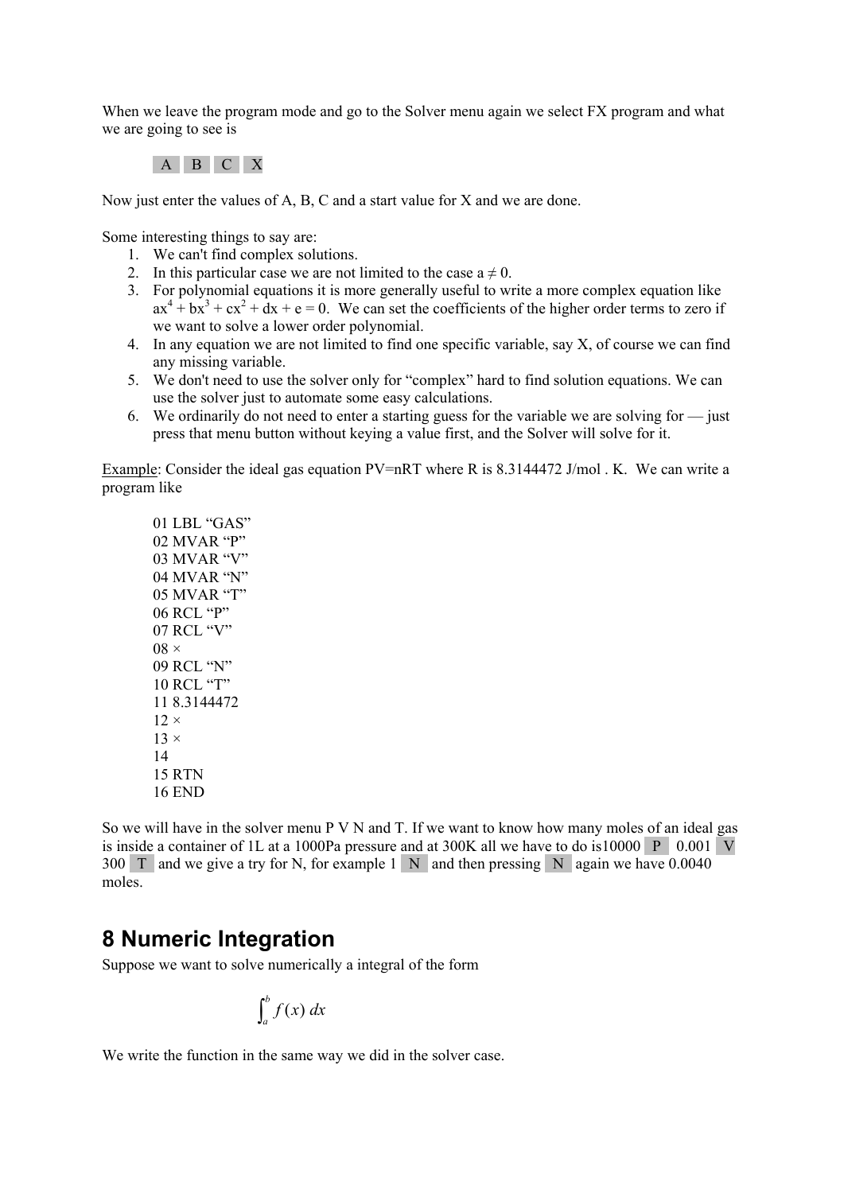When we leave the program mode and go to the Solver menu again we select FX program and what we are going to see is

A  B  C  X

Now just enter the values of A, B, C and a start value for X and we are done.

Some interesting things to say are:

1. We can't find complex solutions.
2. In this particular case we are not limited to the case $a \neq 0$.
3. For polynomial equations it is more generally useful to write a more complex equation like $ax^4 + bx^3 + cx^2 + dx + e = 0$. We can set the coefficients of the higher order terms to zero if we want to solve a lower order polynomial.
4. In any equation we are not limited to find one specific variable, say X, of course we can find any missing variable.
5. We don't need to use the solver only for "complex" hard to find solution equations. We can use the solver just to automate some easy calculations.
6. We ordinarily do not need to enter a starting guess for the variable we are solving for — just press that menu button without keying a value first, and the Solver will solve for it.

Example: Consider the ideal gas equation PV=nRT where R is 8.3144472 J/mol . K. We can write a program like

```
01 LBL "GAS"
02 MVAR "P"
03 MVAR "V"
04 MVAR "N"
05 MVAR "T"
06 RCL "P"
07 RCL "V"
08 ×
09 RCL "N"
10 RCL "T"
11 8.3144472
12 ×
13 ×
14
15 RTN
16 END
```

So we will have in the solver menu P V N and T. If we want to know how many moles of an ideal gas is inside a container of 1L at a 1000Pa pressure and at 300K all we have to do is10000 P 0.001 V 300 T and we give a try for N, for example 1 N and then pressing N again we have 0.0040 moles.

# 8 Numeric Integration

Suppose we want to solve numerically a integral of the form

$$\int_a^b f(x)\, dx$$

We write the function in the same way we did in the solver case.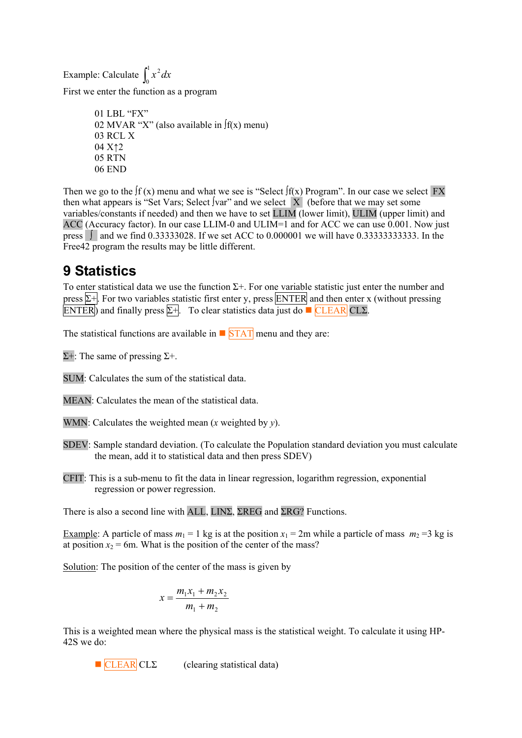Example: Calculate $\int_0^1 x^2 dx$

First we enter the function as a program

```
01 LBL "FX"
02 MVAR "X" (also available in ∫f(x) menu)
03 RCL X
04 X↑2
05 RTN
06 END
```

Then we go to the ∫f (x) menu and what we see is "Select ∫f(x) Program". In our case we select FX then what appears is "Set Vars; Select ∫var" and we select X (before that we may set some variables/constants if needed) and then we have to set LLIM (lower limit), ULIM (upper limit) and ACC (Accuracy factor). In our case LLIM-0 and ULIM=1 and for ACC we can use 0.001. Now just press ∫ and we find 0.33333028. If we set ACC to 0.000001 we will have 0.33333333333. In the Free42 program the results may be little different.

# 9 Statistics

To enter statistical data we use the function Σ+. For one variable statistic just enter the number and press Σ+. For two variables statistic first enter y, press ENTER and then enter x (without pressing ENTER) and finally press Σ+. To clear statistics data just do ■ CLEAR CLΣ.

The statistical functions are available in ■ STAT menu and they are:

Σ+: The same of pressing Σ+.

SUM: Calculates the sum of the statistical data.

MEAN: Calculates the mean of the statistical data.

WMN: Calculates the weighted mean (*x* weighted by *y*).

SDEV: Sample standard deviation. (To calculate the Population standard deviation you must calculate the mean, add it to statistical data and then press SDEV)

CFIT: This is a sub-menu to fit the data in linear regression, logarithm regression, exponential regression or power regression.

There is also a second line with ALL, LINΣ, ΣREG and ΣRG? Functions.

Example: A particle of mass $m_1$ = 1 kg is at the position $x_1$ = 2m while a particle of mass $m_2$ =3 kg is at position $x_2$ = 6m. What is the position of the center of the mass?

Solution: The position of the center of the mass is given by

$$x = \frac{m_1 x_1 + m_2 x_2}{m_1 + m_2}$$

This is a weighted mean where the physical mass is the statistical weight. To calculate it using HP-42S we do:

■ CLEAR CLΣ (clearing statistical data)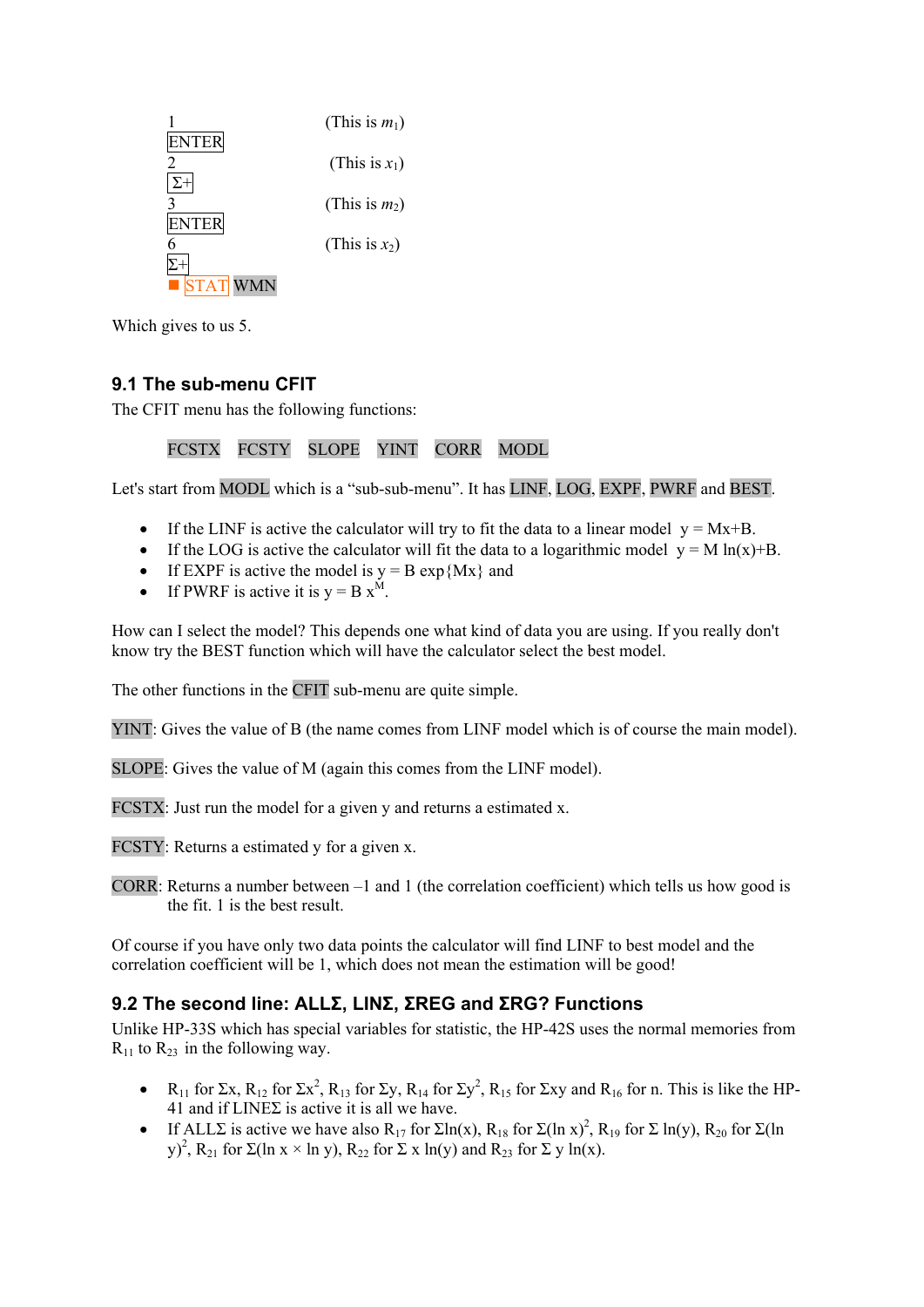1 (This is $m_1$)
ENTER
2 (This is $x_1$)
Σ+
3 (This is $m_2$)
ENTER
6 (This is $x_2$)
Σ+
■ STAT WMN

Which gives to us 5.

## 9.1 The sub-menu CFIT

The CFIT menu has the following functions:

FCSTX FCSTY SLOPE YINT CORR MODL

Let's start from MODL which is a "sub-sub-menu". It has LINF, LOG, EXPF, PWRF and BEST.

- If the LINF is active the calculator will try to fit the data to a linear model $y = Mx+B$.
- If the LOG is active the calculator will fit the data to a logarithmic model $y = M \ln(x)+B$.
- If EXPF is active the model is $y = B \exp\{Mx\}$ and
- If PWRF is active it is $y = B x^M$.

How can I select the model? This depends one what kind of data you are using. If you really don't know try the BEST function which will have the calculator select the best model.

The other functions in the CFIT sub-menu are quite simple.

YINT: Gives the value of B (the name comes from LINF model which is of course the main model).

SLOPE: Gives the value of M (again this comes from the LINF model).

FCSTX: Just run the model for a given y and returns a estimated x.

FCSTY: Returns a estimated y for a given x.

CORR: Returns a number between –1 and 1 (the correlation coefficient) which tells us how good is the fit. 1 is the best result.

Of course if you have only two data points the calculator will find LINF to best model and the correlation coefficient will be 1, which does not mean the estimation will be good!

## 9.2 The second line: ALLΣ, LINΣ, ΣREG and ΣRG? Functions

Unlike HP-33S which has special variables for statistic, the HP-42S uses the normal memories from $R_{11}$ to $R_{23}$ in the following way.

- $R_{11}$ for $\Sigma x$, $R_{12}$ for $\Sigma x^2$, $R_{13}$ for $\Sigma y$, $R_{14}$ for $\Sigma y^2$, $R_{15}$ for $\Sigma xy$ and $R_{16}$ for n. This is like the HP-41 and if LINEΣ is active it is all we have.
- If ALLΣ is active we have also $R_{17}$ for $\Sigma \ln(x)$, $R_{18}$ for $\Sigma(\ln x)^2$, $R_{19}$ for $\Sigma \ln(y)$, $R_{20}$ for $\Sigma(\ln y)^2$, $R_{21}$ for $\Sigma(\ln x \times \ln y)$, $R_{22}$ for $\Sigma x \ln(y)$ and $R_{23}$ for $\Sigma y \ln(x)$.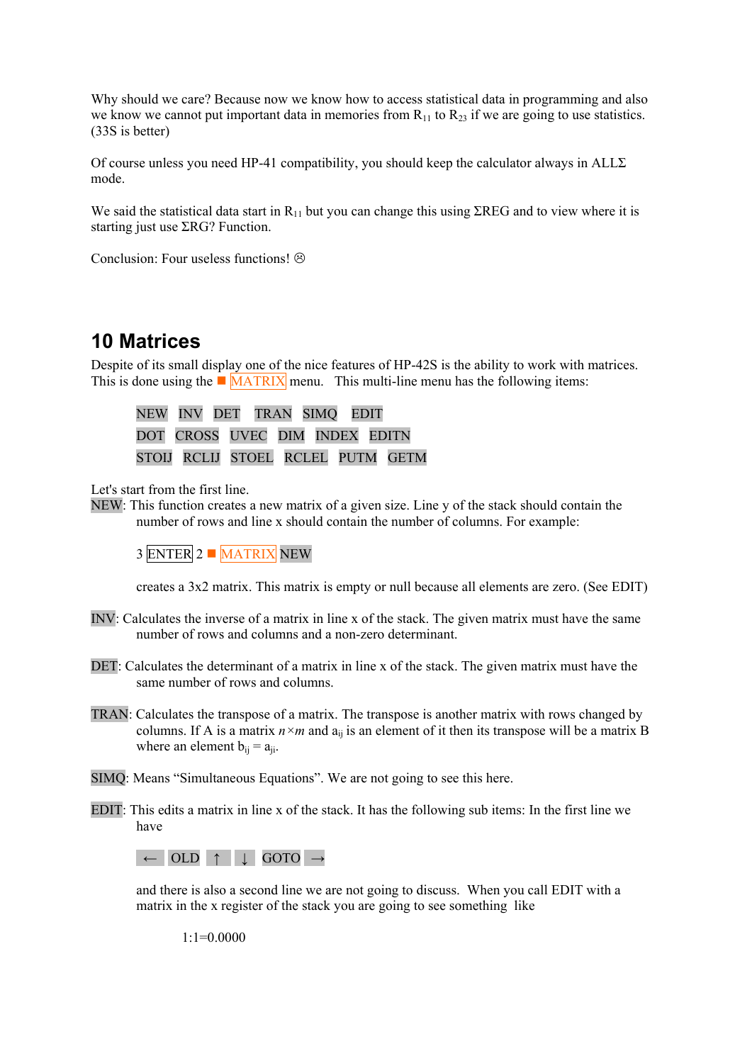Why should we care? Because now we know how to access statistical data in programming and also we know we cannot put important data in memories from $R_{11}$ to $R_{23}$ if we are going to use statistics. (33S is better)

Of course unless you need HP-41 compatibility, you should keep the calculator always in ALLΣ mode.

We said the statistical data start in $R_{11}$ but you can change this using ΣREG and to view where it is starting just use ΣRG? Function.

Conclusion: Four useless functions! ☹

# 10 Matrices

Despite of its small display one of the nice features of HP-42S is the ability to work with matrices. This is done using the ■ MATRIX menu. This multi-line menu has the following items:

NEW INV DET TRAN SIMQ EDIT
DOT CROSS UVEC DIM INDEX EDITN
STOIJ RCLIJ STOEL RCLEL PUTM GETM

Let's start from the first line.

NEW: This function creates a new matrix of a given size. Line y of the stack should contain the number of rows and line x should contain the number of columns. For example:

3 ENTER 2 ■ MATRIX NEW

creates a 3x2 matrix. This matrix is empty or null because all elements are zero. (See EDIT)

INV: Calculates the inverse of a matrix in line x of the stack. The given matrix must have the same number of rows and columns and a non-zero determinant.

DET: Calculates the determinant of a matrix in line x of the stack. The given matrix must have the same number of rows and columns.

TRAN: Calculates the transpose of a matrix. The transpose is another matrix with rows changed by columns. If A is a matrix $n \times m$ and $a_{ij}$ is an element of it then its transpose will be a matrix B where an element $b_{ij} = a_{ji}$.

SIMQ: Means "Simultaneous Equations". We are not going to see this here.

EDIT: This edits a matrix in line x of the stack. It has the following sub items: In the first line we have

← OLD ↑ ↓ GOTO →

and there is also a second line we are not going to discuss. When you call EDIT with a matrix in the x register of the stack you are going to see something like

1:1=0.0000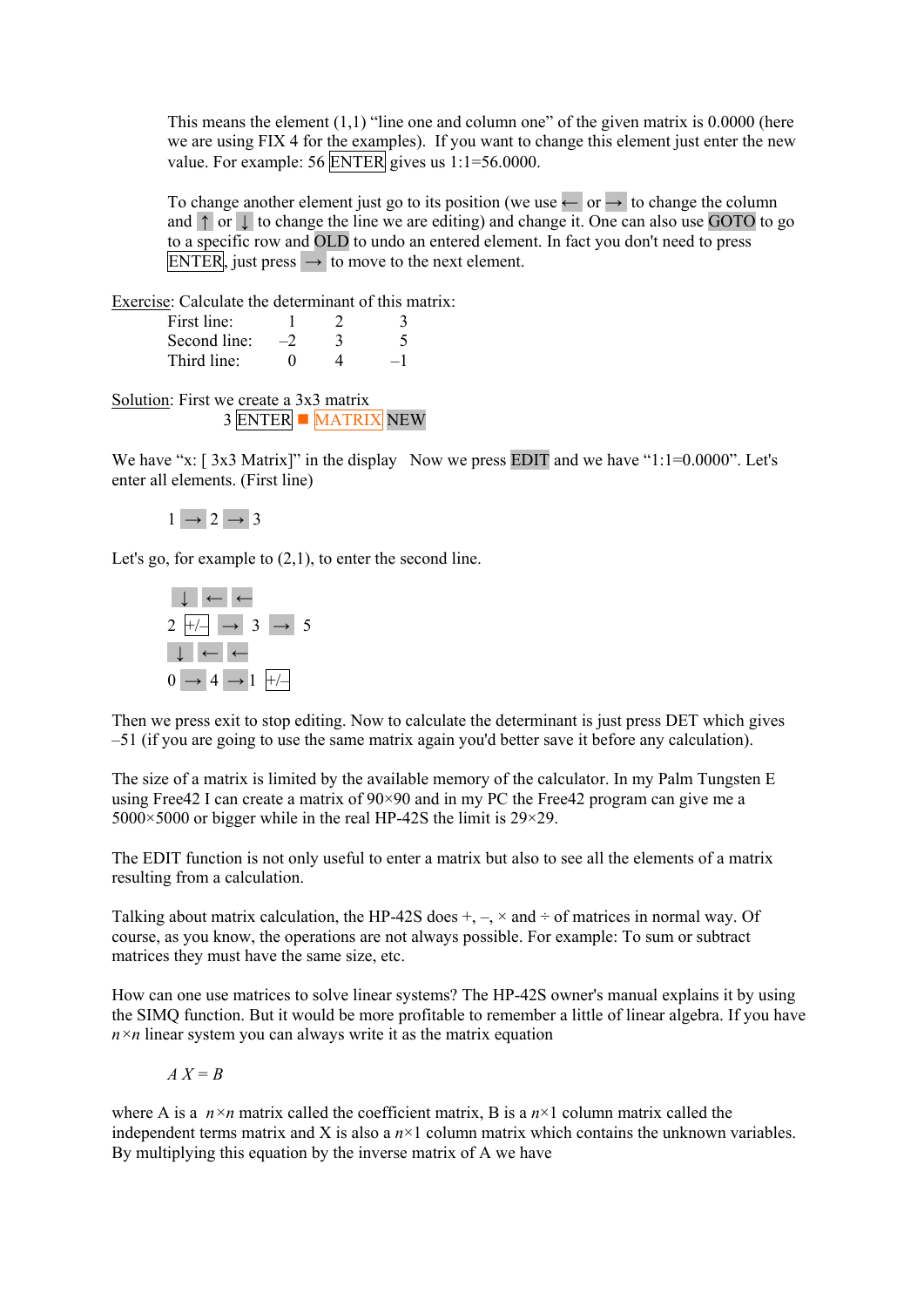This means the element (1,1) "line one and column one" of the given matrix is 0.0000 (here we are using FIX 4 for the examples). If you want to change this element just enter the new value. For example: 56 ENTER gives us 1:1=56.0000.

To change another element just go to its position (we use ← or → to change the column and ↑ or ↓ to change the line we are editing) and change it. One can also use GOTO to go to a specific row and OLD to undo an entered element. In fact you don't need to press ENTER, just press → to move to the next element.

Exercise: Calculate the determinant of this matrix:

| | | | |
|---|---|---|---|
| First line: | 1 | 2 | 3 |
| Second line: | –2 | 3 | 5 |
| Third line: | 0 | 4 | –1 |

Solution: First we create a 3x3 matrix

3 ENTER ■ MATRIX NEW

We have "x: [ 3x3 Matrix]" in the display  Now we press EDIT and we have "1:1=0.0000". Let's enter all elements. (First line)

1 → 2 → 3

Let's go, for example to (2,1), to enter the second line.

↓ ← ←

2 +/– → 3 → 5

↓ ← ←

0 → 4 → 1 +/–

Then we press exit to stop editing. Now to calculate the determinant is just press DET which gives –51 (if you are going to use the same matrix again you'd better save it before any calculation).

The size of a matrix is limited by the available memory of the calculator. In my Palm Tungsten E using Free42 I can create a matrix of 90×90 and in my PC the Free42 program can give me a 5000×5000 or bigger while in the real HP-42S the limit is 29×29.

The EDIT function is not only useful to enter a matrix but also to see all the elements of a matrix resulting from a calculation.

Talking about matrix calculation, the HP-42S does +, –, × and ÷ of matrices in normal way. Of course, as you know, the operations are not always possible. For example: To sum or subtract matrices they must have the same size, etc.

How can one use matrices to solve linear systems? The HP-42S owner's manual explains it by using the SIMQ function. But it would be more profitable to remember a little of linear algebra. If you have $n \times n$ linear system you can always write it as the matrix equation

$$A\,X = B$$

where A is a $n \times n$ matrix called the coefficient matrix, B is a $n \times 1$ column matrix called the independent terms matrix and X is also a $n \times 1$ column matrix which contains the unknown variables. By multiplying this equation by the inverse matrix of A we have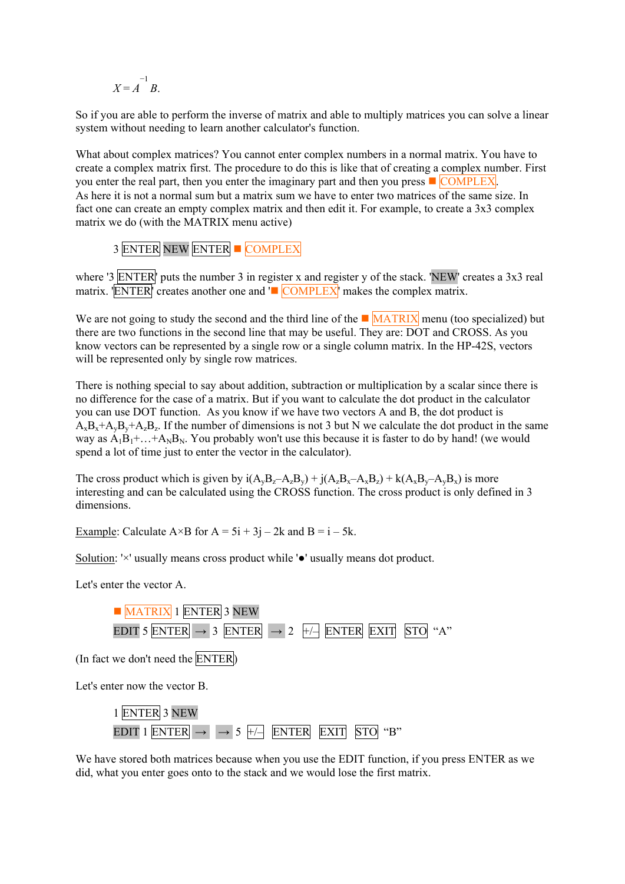$$X = A^{-1}B.$$

So if you are able to perform the inverse of matrix and able to multiply matrices you can solve a linear system without needing to learn another calculator's function.

What about complex matrices? You cannot enter complex numbers in a normal matrix. You have to create a complex matrix first. The procedure to do this is like that of creating a complex number. First you enter the real part, then you enter the imaginary part and then you press ■ COMPLEX. As here it is not a normal sum but a matrix sum we have to enter two matrices of the same size. In fact one can create an empty complex matrix and then edit it. For example, to create a 3x3 complex matrix we do (with the MATRIX menu active)

3 ENTER NEW ENTER ■ COMPLEX

where '3 ENTER' puts the number 3 in register x and register y of the stack. 'NEW' creates a 3x3 real matrix. 'ENTER' creates another one and '■ COMPLEX' makes the complex matrix.

We are not going to study the second and the third line of the ■ MATRIX menu (too specialized) but there are two functions in the second line that may be useful. They are: DOT and CROSS. As you know vectors can be represented by a single row or a single column matrix. In the HP-42S, vectors will be represented only by single row matrices.

There is nothing special to say about addition, subtraction or multiplication by a scalar since there is no difference for the case of a matrix. But if you want to calculate the dot product in the calculator you can use DOT function. As you know if we have two vectors A and B, the dot product is $A_xB_x+A_yB_y+A_zB_z$. If the number of dimensions is not 3 but N we calculate the dot product in the same way as $A_1B_1+\ldots+A_NB_N$. You probably won't use this because it is faster to do by hand! (we would spend a lot of time just to enter the vector in the calculator).

The cross product which is given by $i(A_yB_z–A_zB_y) + j(A_zB_x–A_xB_z) + k(A_xB_y–A_yB_x)$ is more interesting and can be calculated using the CROSS function. The cross product is only defined in 3 dimensions.

Example: Calculate A×B for A = 5i + 3j – 2k and B = i – 5k.

Solution: '×' usually means cross product while '●' usually means dot product.

Let's enter the vector A.

■ MATRIX 1 ENTER 3 NEW
EDIT 5 ENTER → 3 ENTER → 2 +/– ENTER EXIT STO "A"

(In fact we don't need the ENTER)

Let's enter now the vector B.

1 ENTER 3 NEW
EDIT 1 ENTER → → 5 +/– ENTER EXIT STO "B"

We have stored both matrices because when you use the EDIT function, if you press ENTER as we did, what you enter goes onto to the stack and we would lose the first matrix.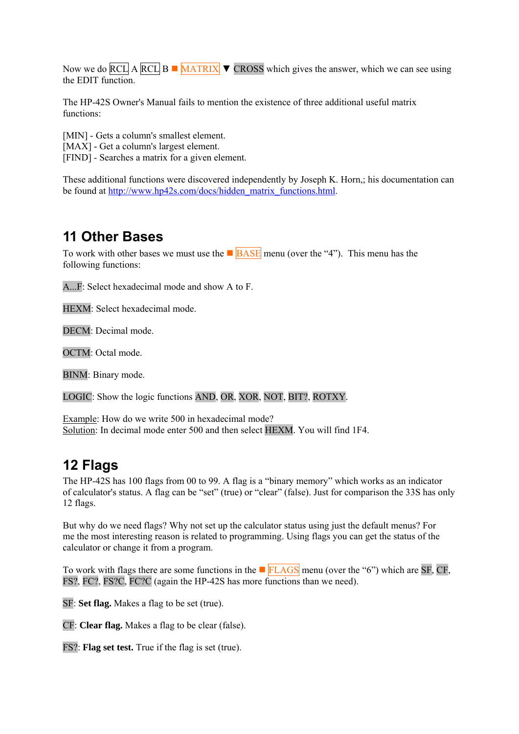Now we do RCL A RCL B ■ MATRIX ▼ CROSS which gives the answer, which we can see using the EDIT function.

The HP-42S Owner's Manual fails to mention the existence of three additional useful matrix functions:

[MIN] - Gets a column's smallest element.
[MAX] - Get a column's largest element.
[FIND] - Searches a matrix for a given element.

These additional functions were discovered independently by Joseph K. Horn,; his documentation can be found at http://www.hp42s.com/docs/hidden_matrix_functions.html.

## 11 Other Bases

To work with other bases we must use the ■ BASE menu (over the "4"). This menu has the following functions:

A...F: Select hexadecimal mode and show A to F.

HEXM: Select hexadecimal mode.

DECM: Decimal mode.

OCTM: Octal mode.

BINM: Binary mode.

LOGIC: Show the logic functions AND, OR, XOR, NOT, BIT?, ROTXY.

Example: How do we write 500 in hexadecimal mode?
Solution: In decimal mode enter 500 and then select HEXM. You will find 1F4.

## 12 Flags

The HP-42S has 100 flags from 00 to 99. A flag is a "binary memory" which works as an indicator of calculator's status. A flag can be "set" (true) or "clear" (false). Just for comparison the 33S has only 12 flags.

But why do we need flags? Why not set up the calculator status using just the default menus? For me the most interesting reason is related to programming. Using flags you can get the status of the calculator or change it from a program.

To work with flags there are some functions in the ■ FLAGS menu (over the "6") which are SF, CF, FS?, FC?, FS?C, FC?C (again the HP-42S has more functions than we need).

SF: **Set flag.** Makes a flag to be set (true).

CF: **Clear flag.** Makes a flag to be clear (false).

FS?: **Flag set test.** True if the flag is set (true).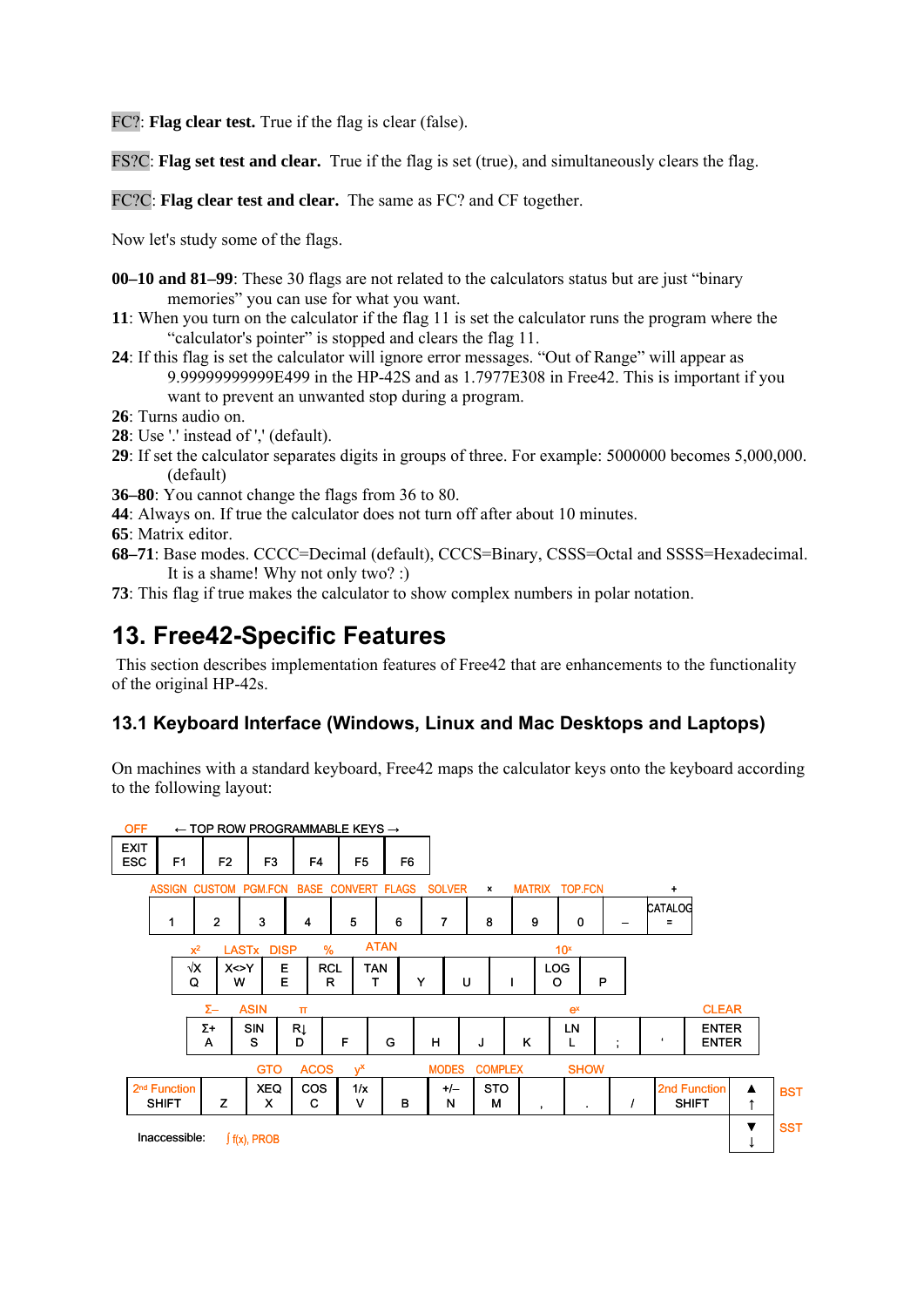FC?: **Flag clear test.** True if the flag is clear (false).

FS?C: **Flag set test and clear.** True if the flag is set (true), and simultaneously clears the flag.

FC?C: **Flag clear test and clear.** The same as FC? and CF together.

Now let's study some of the flags.

**00–10 and 81–99**: These 30 flags are not related to the calculators status but are just "binary memories" you can use for what you want.
**11**: When you turn on the calculator if the flag 11 is set the calculator runs the program where the "calculator's pointer" is stopped and clears the flag 11.
**24**: If this flag is set the calculator will ignore error messages. "Out of Range" will appear as 9.99999999999E499 in the HP-42S and as 1.7977E308 in Free42. This is important if you want to prevent an unwanted stop during a program.
**26**: Turns audio on.
**28**: Use '.' instead of ',' (default).
**29**: If set the calculator separates digits in groups of three. For example: 5000000 becomes 5,000,000. (default)
**36–80**: You cannot change the flags from 36 to 80.
**44**: Always on. If true the calculator does not turn off after about 10 minutes.
**65**: Matrix editor.
**68–71**: Base modes. CCCC=Decimal (default), CCCS=Binary, CSSS=Octal and SSSS=Hexadecimal. It is a shame! Why not only two? :)
**73**: This flag if true makes the calculator to show complex numbers in polar notation.

# 13. Free42-Specific Features

This section describes implementation features of Free42 that are enhancements to the functionality of the original HP-42s.

## 13.1 Keyboard Interface (Windows, Linux and Mac Desktops and Laptops)

On machines with a standard keyboard, Free42 maps the calculator keys onto the keyboard according to the following layout:

| OFF | ← TOP ROW PROGRAMMABLE KEYS → | | | | | |
|---|---|---|---|---|---|---|
| EXIT ESC | F1 | F2 | F3 | F4 | F5 | F6 |

| ASSIGN | CUSTOM | PGM.FCN | BASE | CONVERT | FLAGS | SOLVER | × | MATRIX | TOP.FCN | | + |
|---|---|---|---|---|---|---|---|---|---|---|---|
| 1 | 2 | 3 | 4 | 5 | 6 | 7 | 8 | 9 | 0 | – | CATALOG = |

| $x^2$ | LASTx | DISP | % | ATAN | | | | $10^x$ | |
|---|---|---|---|---|---|---|---|---|---|
| √X Q | X<>Y W | E E | RCL R | TAN T | Y | U | I | LOG O | P |

| Σ– | ASIN | π | | | | | | $e^x$ | | | CLEAR |
|---|---|---|---|---|---|---|---|---|---|---|---|
| Σ+ A | SIN S | R↓ D | F | G | H | J | K | LN L | ; | ' | ENTER ENTER |

| 2nd Function | | GTO | ACOS | $y^x$ | | MODES | COMPLEX | | SHOW | | 2nd Function | BST |
|---|---|---|---|---|---|---|---|---|---|---|---|---|
| SHIFT | Z | XEQ X | COS C | 1/x V | B | +/– N | STO M | , | . | / | SHIFT | ▲ ↑ |
| | | | | | | | | | | | SST | ▼ ↓ |

Inaccessible: ∫ f(x), PROB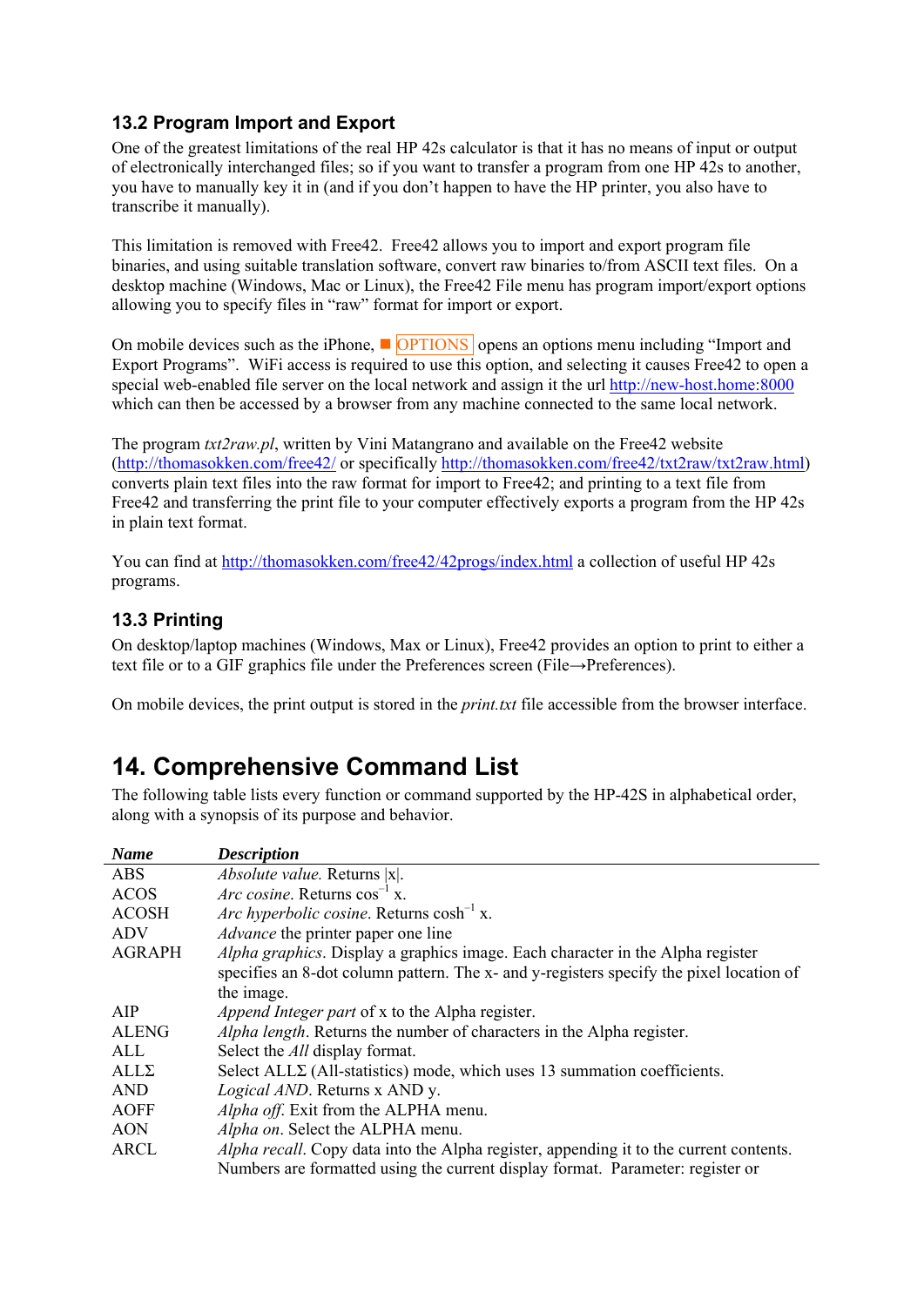### 13.2 Program Import and Export

One of the greatest limitations of the real HP 42s calculator is that it has no means of input or output of electronically interchanged files; so if you want to transfer a program from one HP 42s to another, you have to manually key it in (and if you don't happen to have the HP printer, you also have to transcribe it manually).

This limitation is removed with Free42. Free42 allows you to import and export program file binaries, and using suitable translation software, convert raw binaries to/from ASCII text files. On a desktop machine (Windows, Mac or Linux), the Free42 File menu has program import/export options allowing you to specify files in "raw" format for import or export.

On mobile devices such as the iPhone, ■ OPTIONS opens an options menu including "Import and Export Programs". WiFi access is required to use this option, and selecting it causes Free42 to open a special web-enabled file server on the local network and assign it the url http://new-host.home:8000 which can then be accessed by a browser from any machine connected to the same local network.

The program *txt2raw.pl*, written by Vini Matangrano and available on the Free42 website (http://thomasokken.com/free42/ or specifically http://thomasokken.com/free42/txt2raw/txt2raw.html) converts plain text files into the raw format for import to Free42; and printing to a text file from Free42 and transferring the print file to your computer effectively exports a program from the HP 42s in plain text format.

You can find at http://thomasokken.com/free42/42progs/index.html a collection of useful HP 42s programs.

### 13.3 Printing

On desktop/laptop machines (Windows, Max or Linux), Free42 provides an option to print to either a text file or to a GIF graphics file under the Preferences screen (File→Preferences).

On mobile devices, the print output is stored in the *print.txt* file accessible from the browser interface.

## 14. Comprehensive Command List

The following table lists every function or command supported by the HP-42S in alphabetical order, along with a synopsis of its purpose and behavior.

| ***Name*** | ***Description*** |
|---|---|
| ABS | *Absolute value.* Returns \|x\|. |
| ACOS | *Arc cosine*. Returns $\cos^{-1}$ x. |
| ACOSH | *Arc hyperbolic cosine*. Returns $\cosh^{-1}$ x. |
| ADV | *Advance* the printer paper one line |
| AGRAPH | *Alpha graphics*. Display a graphics image. Each character in the Alpha register specifies an 8-dot column pattern. The x- and y-registers specify the pixel location of the image. |
| AIP | *Append Integer part* of x to the Alpha register. |
| ALENG | *Alpha length*. Returns the number of characters in the Alpha register. |
| ALL | Select the *All* display format. |
| ALLΣ | Select ALLΣ (All-statistics) mode, which uses 13 summation coefficients. |
| AND | *Logical AND*. Returns x AND y. |
| AOFF | *Alpha off*. Exit from the ALPHA menu. |
| AON | *Alpha on*. Select the ALPHA menu. |
| ARCL | *Alpha recall*. Copy data into the Alpha register, appending it to the current contents. Numbers are formatted using the current display format. Parameter: register or |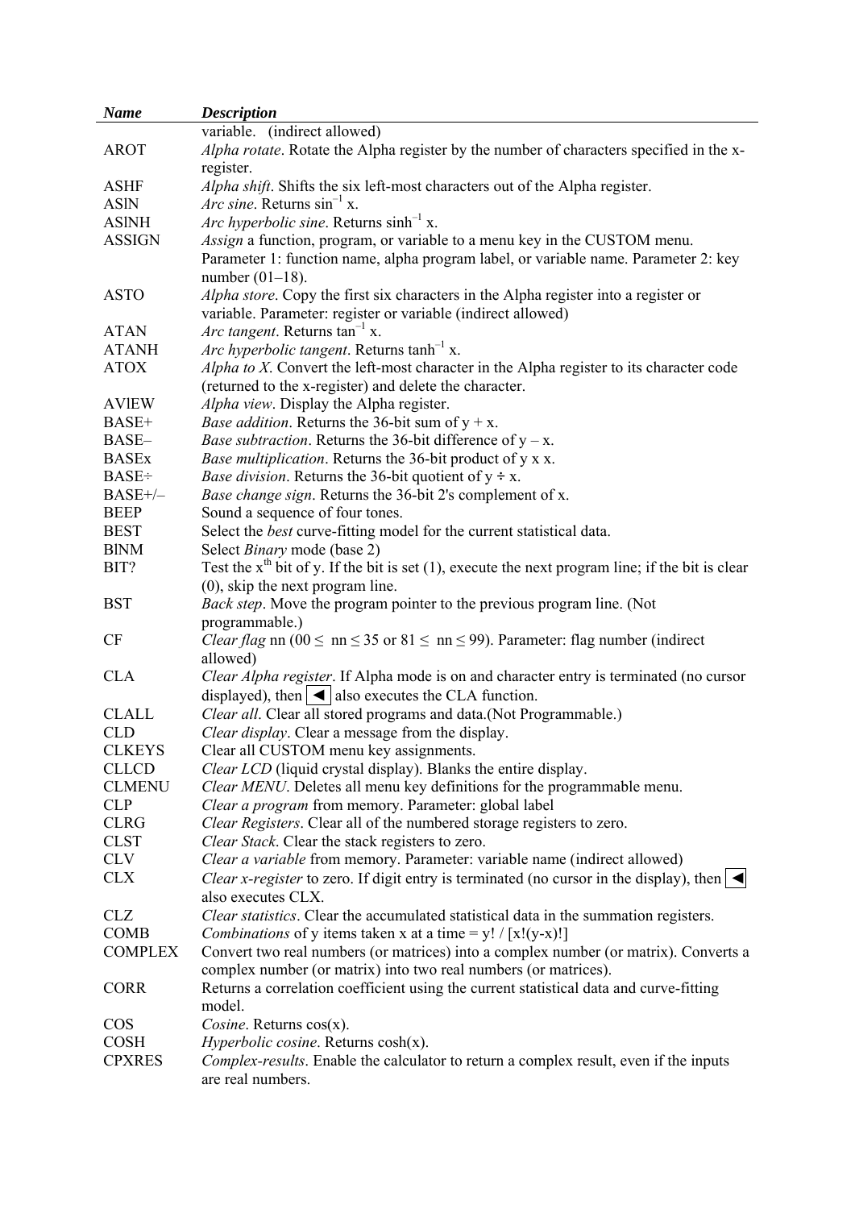| Name | Description |
|---|---|
| | variable. (indirect allowed) |
| AROT | *Alpha rotate*. Rotate the Alpha register by the number of characters specified in the x-register. |
| ASHF | *Alpha shift*. Shifts the six left-most characters out of the Alpha register. |
| ASIN | *Arc sine*. Returns $\sin^{-1}$ x. |
| ASINH | *Arc hyperbolic sine*. Returns $\sinh^{-1}$ x. |
| ASSIGN | *Assign* a function, program, or variable to a menu key in the CUSTOM menu. Parameter 1: function name, alpha program label, or variable name. Parameter 2: key number (01–18). |
| ASTO | *Alpha store*. Copy the first six characters in the Alpha register into a register or variable. Parameter: register or variable (indirect allowed) |
| ATAN | *Arc tangent*. Returns $\tan^{-1}$ x. |
| ATANH | *Arc hyperbolic tangent*. Returns $\tanh^{-1}$ x. |
| ATOX | *Alpha to X*. Convert the left-most character in the Alpha register to its character code (returned to the x-register) and delete the character. |
| AVIEW | *Alpha view*. Display the Alpha register. |
| BASE+ | *Base addition*. Returns the 36-bit sum of y + x. |
| BASE– | *Base subtraction*. Returns the 36-bit difference of y – x. |
| BASEx | *Base multiplication*. Returns the 36-bit product of y x x. |
| BASE÷ | *Base division*. Returns the 36-bit quotient of y ÷ x. |
| BASE+/– | *Base change sign*. Returns the 36-bit 2's complement of x. |
| BEEP | Sound a sequence of four tones. |
| BEST | Select the *best* curve-fitting model for the current statistical data. |
| BINM | Select *Binary* mode (base 2) |
| BIT? | Test the $x^{th}$ bit of y. If the bit is set (1), execute the next program line; if the bit is clear (0), skip the next program line. |
| BST | *Back step*. Move the program pointer to the previous program line. (Not programmable.) |
| CF | *Clear flag* nn ($00 \le$ nn $\le 35$ or $81 \le$ nn $\le 99$). Parameter: flag number (indirect allowed) |
| CLA | *Clear Alpha register*. If Alpha mode is on and character entry is terminated (no cursor displayed), then ◄ also executes the CLA function. |
| CLALL | *Clear all*. Clear all stored programs and data.(Not Programmable.) |
| CLD | *Clear display*. Clear a message from the display. |
| CLKEYS | Clear all CUSTOM menu key assignments. |
| CLLCD | *Clear LCD* (liquid crystal display). Blanks the entire display. |
| CLMENU | *Clear MENU*. Deletes all menu key definitions for the programmable menu. |
| CLP | *Clear a program* from memory. Parameter: global label |
| CLRG | *Clear Registers*. Clear all of the numbered storage registers to zero. |
| CLST | *Clear Stack*. Clear the stack registers to zero. |
| CLV | *Clear a variable* from memory. Parameter: variable name (indirect allowed) |
| CLX | *Clear x-register* to zero. If digit entry is terminated (no cursor in the display), then ◄ also executes CLX. |
| CLZ | *Clear statistics*. Clear the accumulated statistical data in the summation registers. |
| COMB | *Combinations* of y items taken x at a time = y! / [x!(y-x)!] |
| COMPLEX | Convert two real numbers (or matrices) into a complex number (or matrix). Converts a complex number (or matrix) into two real numbers (or matrices). |
| CORR | Returns a correlation coefficient using the current statistical data and curve-fitting model. |
| COS | *Cosine*. Returns cos(x). |
| COSH | *Hyperbolic cosine*. Returns cosh(x). |
| CPXRES | *Complex-results*. Enable the calculator to return a complex result, even if the inputs are real numbers. |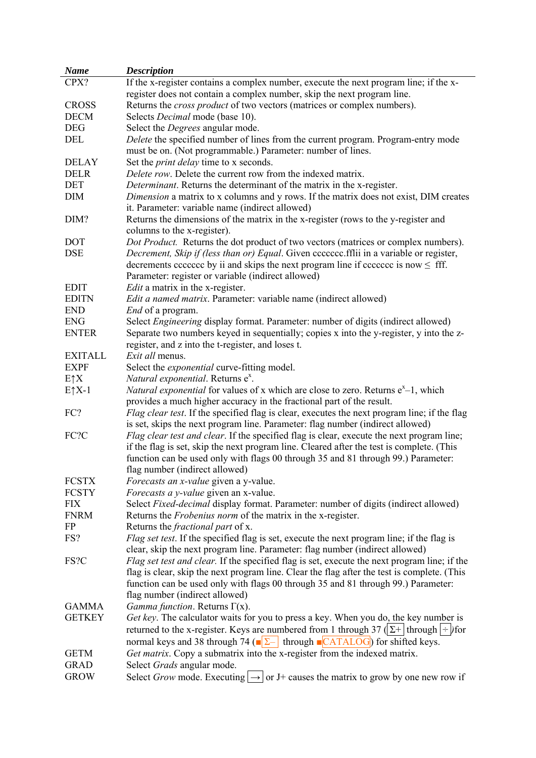| ***Name*** | ***Description*** |
| --- | --- |
| CPX? | If the x-register contains a complex number, execute the next program line; if the x-register does not contain a complex number, skip the next program line. |
| CROSS | Returns the *cross product* of two vectors (matrices or complex numbers). |
| DECM | Selects *Decimal* mode (base 10). |
| DEG | Select the *Degrees* angular mode. |
| DEL | *Delete* the specified number of lines from the current program. Program-entry mode must be on. (Not programmable.) Parameter: number of lines. |
| DELAY | Set the *print delay* time to x seconds. |
| DELR | *Delete row*. Delete the current row from the indexed matrix. |
| DET | *Determinant*. Returns the determinant of the matrix in the x-register. |
| DIM | *Dimension* a matrix to x columns and y rows. If the matrix does not exist, DIM creates it. Parameter: variable name (indirect allowed) |
| DIM? | Returns the dimensions of the matrix in the x-register (rows to the y-register and columns to the x-register). |
| DOT | *Dot Product.* Returns the dot product of two vectors (matrices or complex numbers). |
| DSE | *Decrement, Skip if (less than or) Equal*. Given ccccccc.fflii in a variable or register, decrements ccccccc by ii and skips the next program line if ccccccc is now ≤ fff. Parameter: register or variable (indirect allowed) |
| EDIT | *Edit* a matrix in the x-register. |
| EDITN | *Edit a named matrix*. Parameter: variable name (indirect allowed) |
| END | *End* of a program. |
| ENG | Select *Engineering* display format. Parameter: number of digits (indirect allowed) |
| ENTER | Separate two numbers keyed in sequentially; copies x into the y-register, y into the z-register, and z into the t-register, and loses t. |
| EXITALL | *Exit all* menus. |
| EXPF | Select the *exponential* curve-fitting model. |
| E↑X | *Natural exponential*. Returns $e^x$. |
| E↑X-1 | *Natural exponential* for values of x which are close to zero. Returns $e^x$–1, which provides a much higher accuracy in the fractional part of the result. |
| FC? | *Flag clear test*. If the specified flag is clear, executes the next program line; if the flag is set, skips the next program line. Parameter: flag number (indirect allowed) |
| FC?C | *Flag clear test and clear*. If the specified flag is clear, execute the next program line; if the flag is set, skip the next program line. Cleared after the test is complete. (This function can be used only with flags 00 through 35 and 81 through 99.) Parameter: flag number (indirect allowed) |
| FCSTX | *Forecasts an x-value* given a y-value. |
| FCSTY | *Forecasts a y-value* given an x-value. |
| FIX | Select *Fixed-decimal* display format. Parameter: number of digits (indirect allowed) |
| FNRM | Returns the *Frobenius norm* of the matrix in the x-register. |
| FP | Returns the *fractional part* of x. |
| FS? | *Flag set test*. If the specified flag is set, execute the next program line; if the flag is clear, skip the next program line. Parameter: flag number (indirect allowed) |
| FS?C | *Flag set test and clear.* If the specified flag is set, execute the next program line; if the flag is clear, skip the next program line. Clear the flag after the test is complete. (This function can be used only with flags 00 through 35 and 81 through 99.) Parameter: flag number (indirect allowed) |
| GAMMA | *Gamma function*. Returns Γ(x). |
| GETKEY | *Get key*. The calculator waits for you to press a key. When you do, the key number is returned to the x-register. Keys are numbered from 1 through 37 ([Σ+] through [÷]) for normal keys and 38 through 74 (■[Σ–] through ■[CATALOG]) for shifted keys. |
| GETM | *Get matrix*. Copy a submatrix into the x-register from the indexed matrix. |
| GRAD | Select *Grads* angular mode. |
| GROW | Select *Grow* mode. Executing [→] or J+ causes the matrix to grow by one new row if |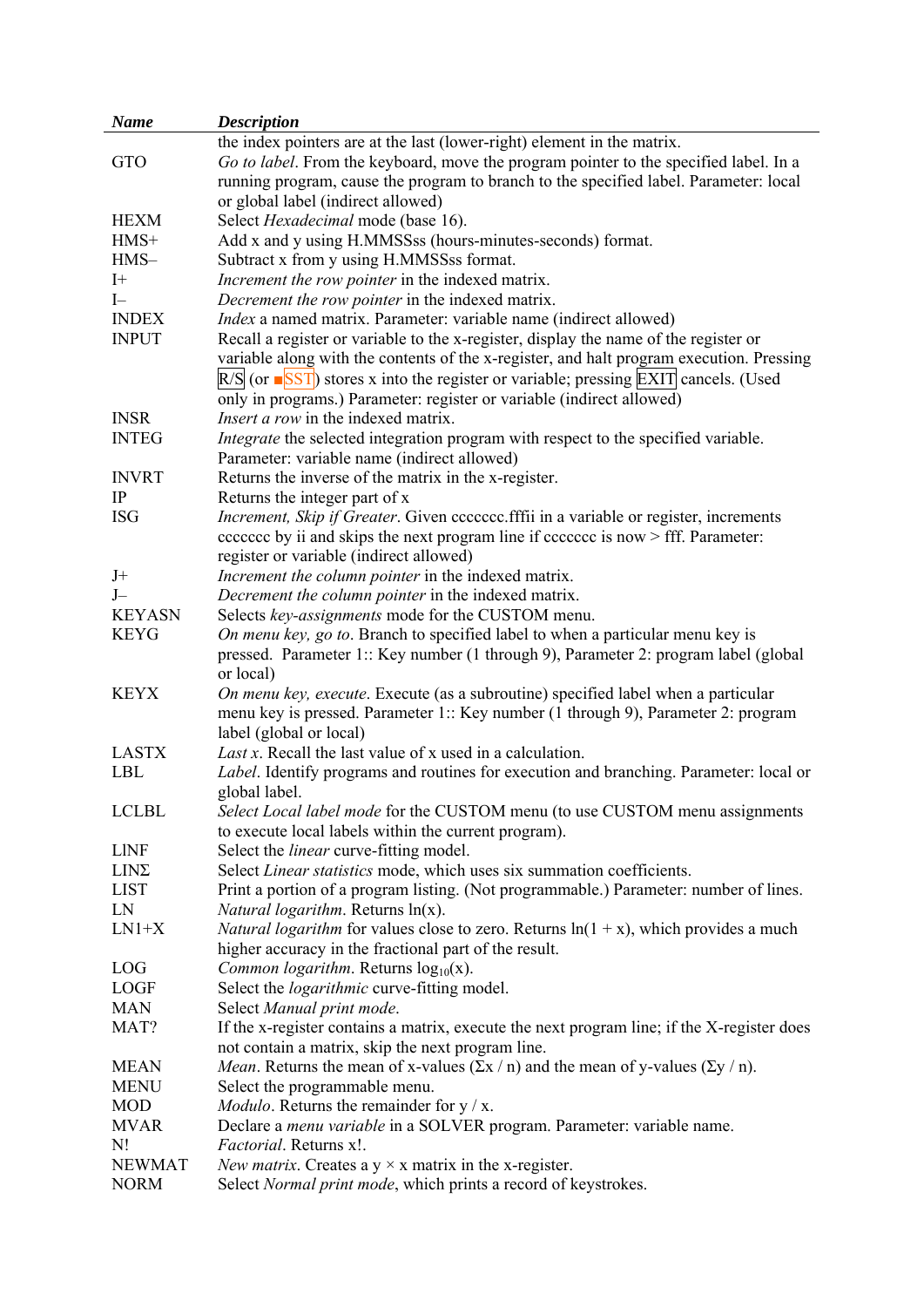| *Name* | *Description* |
|---|---|
| | the index pointers are at the last (lower-right) element in the matrix. |
| GTO | *Go to label*. From the keyboard, move the program pointer to the specified label. In a running program, cause the program to branch to the specified label. Parameter: local or global label (indirect allowed) |
| HEXM | Select *Hexadecimal* mode (base 16). |
| HMS+ | Add x and y using H.MMSSss (hours-minutes-seconds) format. |
| HMS– | Subtract x from y using H.MMSSss format. |
| I+ | *Increment the row pointer* in the indexed matrix. |
| I– | *Decrement the row pointer* in the indexed matrix. |
| INDEX | *Index* a named matrix. Parameter: variable name (indirect allowed) |
| INPUT | Recall a register or variable to the x-register, display the name of the register or variable along with the contents of the x-register, and halt program execution. Pressing R/S (or ■SST) stores x into the register or variable; pressing EXIT cancels. (Used only in programs.) Parameter: register or variable (indirect allowed) |
| INSR | *Insert a row* in the indexed matrix. |
| INTEG | *Integrate* the selected integration program with respect to the specified variable. Parameter: variable name (indirect allowed) |
| INVRT | Returns the inverse of the matrix in the x-register. |
| IP | Returns the integer part of x |
| ISG | *Increment, Skip if Greater*. Given ccccccc.fffii in a variable or register, increments ccccccc by ii and skips the next program line if ccccccc is now > fff. Parameter: register or variable (indirect allowed) |
| J+ | *Increment the column pointer* in the indexed matrix. |
| J– | *Decrement the column pointer* in the indexed matrix. |
| KEYASN | Selects *key-assignments* mode for the CUSTOM menu. |
| KEYG | *On menu key, go to*. Branch to specified label to when a particular menu key is pressed. Parameter 1:: Key number (1 through 9), Parameter 2: program label (global or local) |
| KEYX | *On menu key, execute*. Execute (as a subroutine) specified label when a particular menu key is pressed. Parameter 1:: Key number (1 through 9), Parameter 2: program label (global or local) |
| LASTX | *Last x*. Recall the last value of x used in a calculation. |
| LBL | *Label*. Identify programs and routines for execution and branching. Parameter: local or global label. |
| LCLBL | *Select Local label mode* for the CUSTOM menu (to use CUSTOM menu assignments to execute local labels within the current program). |
| LINF | Select the *linear* curve-fitting model. |
| LINΣ | Select *Linear statistics* mode, which uses six summation coefficients. |
| LIST | Print a portion of a program listing. (Not programmable.) Parameter: number of lines. |
| LN | *Natural logarithm*. Returns ln(x). |
| LN1+X | *Natural logarithm* for values close to zero. Returns ln(1 + x), which provides a much higher accuracy in the fractional part of the result. |
| LOG | *Common logarithm*. Returns $\log_{10}(x)$. |
| LOGF | Select the *logarithmic* curve-fitting model. |
| MAN | Select *Manual print mode*. |
| MAT? | If the x-register contains a matrix, execute the next program line; if the X-register does not contain a matrix, skip the next program line. |
| MEAN | *Mean*. Returns the mean of x-values (Σx / n) and the mean of y-values (Σy / n). |
| MENU | Select the programmable menu. |
| MOD | *Modulo*. Returns the remainder for y / x. |
| MVAR | Declare a *menu variable* in a SOLVER program. Parameter: variable name. |
| N! | *Factorial*. Returns x!. |
| NEWMAT | *New matrix*. Creates a y × x matrix in the x-register. |
| NORM | Select *Normal print mode*, which prints a record of keystrokes. |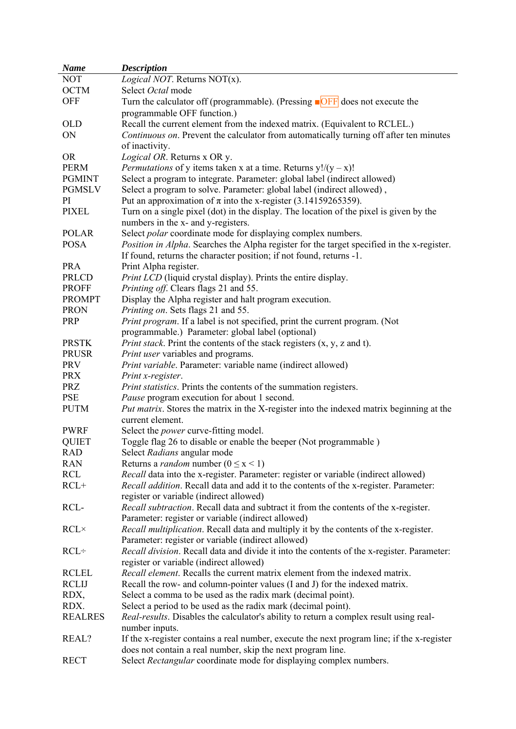| *Name* | *Description* |
|---|---|
| NOT | *Logical NOT*. Returns NOT(x). |
| OCTM | Select *Octal* mode |
| OFF | Turn the calculator off (programmable). (Pressing ■OFF does not execute the programmable OFF function.) |
| OLD | Recall the current element from the indexed matrix. (Equivalent to RCLEL.) |
| ON | *Continuous on*. Prevent the calculator from automatically turning off after ten minutes of inactivity. |
| OR | *Logical OR*. Returns x OR y. |
| PERM | *Permutations* of y items taken x at a time. Returns y!/(y – x)! |
| PGMINT | Select a program to integrate. Parameter: global label (indirect allowed) |
| PGMSLV | Select a program to solve. Parameter: global label (indirect allowed) , |
| PI | Put an approximation of π into the x-register (3.14159265359). |
| PIXEL | Turn on a single pixel (dot) in the display. The location of the pixel is given by the numbers in the x- and y-registers. |
| POLAR | Select *polar* coordinate mode for displaying complex numbers. |
| POSA | *Position in Alpha*. Searches the Alpha register for the target specified in the x-register. If found, returns the character position; if not found, returns -1. |
| PRA | Print Alpha register. |
| PRLCD | *Print LCD* (liquid crystal display). Prints the entire display. |
| PROFF | *Printing off*. Clears flags 21 and 55. |
| PROMPT | Display the Alpha register and halt program execution. |
| PRON | *Printing on*. Sets flags 21 and 55. |
| PRP | *Print program*. If a label is not specified, print the current program. (Not programmable.) Parameter: global label (optional) |
| PRSTK | *Print stack*. Print the contents of the stack registers (x, y, z and t). |
| PRUSR | *Print user* variables and programs. |
| PRV | *Print variable*. Parameter: variable name (indirect allowed) |
| PRX | *Print x-register*. |
| PRΣ | *Print statistics*. Prints the contents of the summation registers. |
| PSE | *Pause* program execution for about 1 second. |
| PUTM | *Put matrix*. Stores the matrix in the X-register into the indexed matrix beginning at the current element. |
| PWRF | Select the *power* curve-fitting model. |
| QUIET | Toggle flag 26 to disable or enable the beeper (Not programmable ) |
| RAD | Select *Radians* angular mode |
| RAN | Returns a *random* number (0 ≤ x < 1) |
| RCL | *Recall* data into the x-register. Parameter: register or variable (indirect allowed) |
| RCL+ | *Recall addition*. Recall data and add it to the contents of the x-register. Parameter: register or variable (indirect allowed) |
| RCL- | *Recall subtraction*. Recall data and subtract it from the contents of the x-register. Parameter: register or variable (indirect allowed) |
| RCL× | *Recall multiplication*. Recall data and multiply it by the contents of the x-register. Parameter: register or variable (indirect allowed) |
| RCL÷ | *Recall division*. Recall data and divide it into the contents of the x-register. Parameter: register or variable (indirect allowed) |
| RCLEL | *Recall element*. Recalls the current matrix element from the indexed matrix. |
| RCLIJ | Recall the row- and column-pointer values (I and J) for the indexed matrix. |
| RDX, | Select a comma to be used as the radix mark (decimal point). |
| RDX. | Select a period to be used as the radix mark (decimal point). |
| REALRES | *Real-results*. Disables the calculator's ability to return a complex result using real-number inputs. |
| REAL? | If the x-register contains a real number, execute the next program line; if the x-register does not contain a real number, skip the next program line. |
| RECT | Select *Rectangular* coordinate mode for displaying complex numbers. |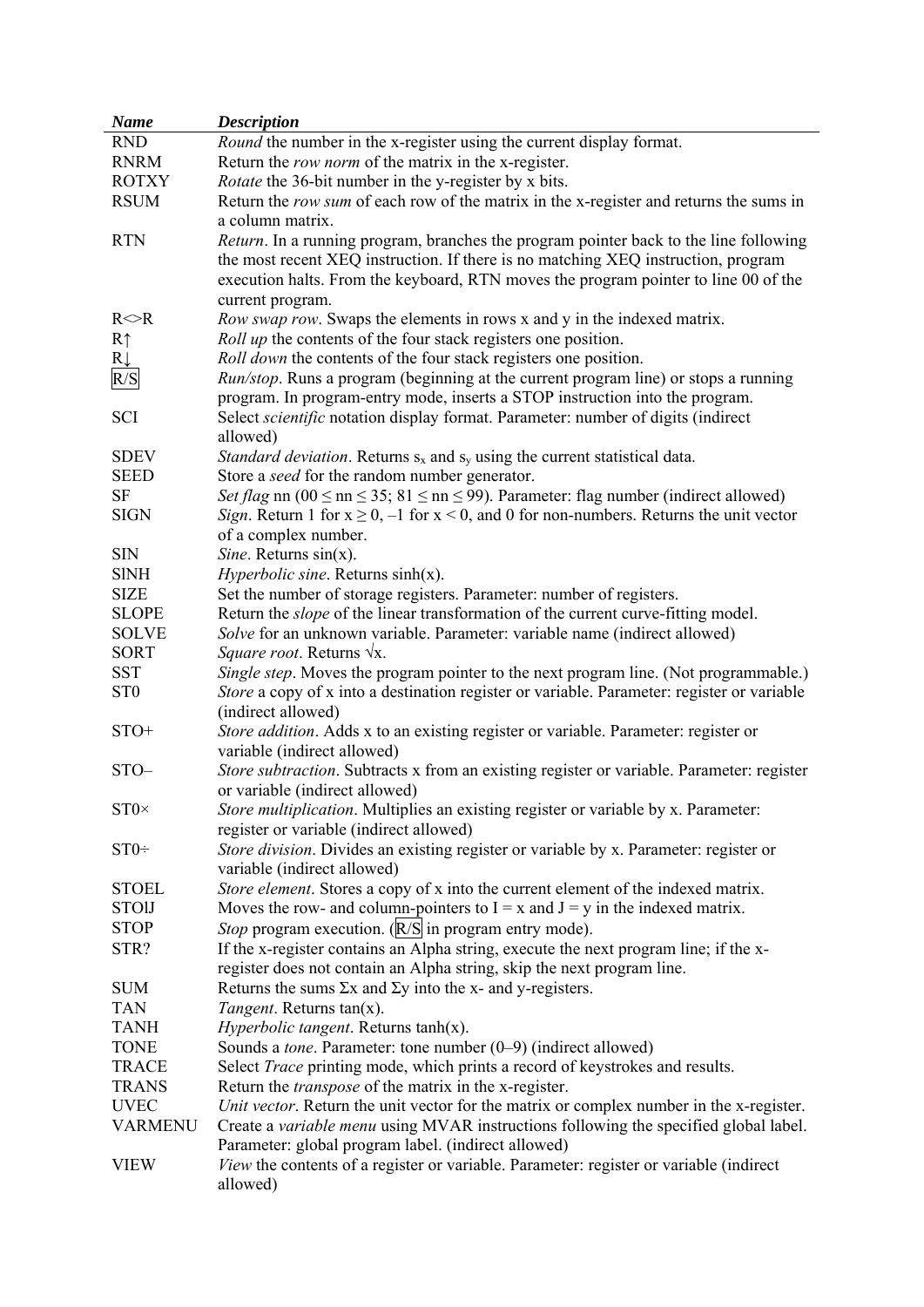| *Name* | *Description* |
|---|---|
| RND | *Round* the number in the x-register using the current display format. |
| RNRM | Return the *row norm* of the matrix in the x-register. |
| ROTXY | *Rotate* the 36-bit number in the y-register by x bits. |
| RSUM | Return the *row sum* of each row of the matrix in the x-register and returns the sums in a column matrix. |
| RTN | *Return*. In a running program, branches the program pointer back to the line following the most recent XEQ instruction. If there is no matching XEQ instruction, program execution halts. From the keyboard, RTN moves the program pointer to line 00 of the current program. |
| R<>R | *Row swap row*. Swaps the elements in rows x and y in the indexed matrix. |
| R↑ | *Roll up* the contents of the four stack registers one position. |
| R↓ | *Roll down* the contents of the four stack registers one position. |
| R/S | *Run/stop*. Runs a program (beginning at the current program line) or stops a running program. In program-entry mode, inserts a STOP instruction into the program. |
| SCI | Select *scientific* notation display format. Parameter: number of digits (indirect allowed) |
| SDEV | *Standard deviation*. Returns $s_x$ and $s_y$ using the current statistical data. |
| SEED | Store a *seed* for the random number generator. |
| SF | *Set flag* nn ($00 \leq nn \leq 35$; $81 \leq nn \leq 99$). Parameter: flag number (indirect allowed) |
| SIGN | *Sign*. Return 1 for $x \geq 0$, –1 for $x < 0$, and 0 for non-numbers. Returns the unit vector of a complex number. |
| SIN | *Sine*. Returns sin(x). |
| SINH | *Hyperbolic sine*. Returns sinh(x). |
| SIZE | Set the number of storage registers. Parameter: number of registers. |
| SLOPE | Return the *slope* of the linear transformation of the current curve-fitting model. |
| SOLVE | *Solve* for an unknown variable. Parameter: variable name (indirect allowed) |
| SORT | *Square root*. Returns $\sqrt{x}$. |
| SST | *Single step*. Moves the program pointer to the next program line. (Not programmable.) |
| ST0 | *Store* a copy of x into a destination register or variable. Parameter: register or variable (indirect allowed) |
| STO+ | *Store addition*. Adds x to an existing register or variable. Parameter: register or variable (indirect allowed) |
| STO– | *Store subtraction*. Subtracts x from an existing register or variable. Parameter: register or variable (indirect allowed) |
| ST0× | *Store multiplication*. Multiplies an existing register or variable by x. Parameter: register or variable (indirect allowed) |
| ST0÷ | *Store division*. Divides an existing register or variable by x. Parameter: register or variable (indirect allowed) |
| STOEL | *Store element*. Stores a copy of x into the current element of the indexed matrix. |
| STOIJ | Moves the row- and column-pointers to I = x and J = y in the indexed matrix. |
| STOP | *Stop* program execution. (R/S in program entry mode). |
| STR? | If the x-register contains an Alpha string, execute the next program line; if the x-register does not contain an Alpha string, skip the next program line. |
| SUM | Returns the sums Σx and Σy into the x- and y-registers. |
| TAN | *Tangent*. Returns tan(x). |
| TANH | *Hyperbolic tangent*. Returns tanh(x). |
| TONE | Sounds a *tone*. Parameter: tone number (0–9) (indirect allowed) |
| TRACE | Select *Trace* printing mode, which prints a record of keystrokes and results. |
| TRANS | Return the *transpose* of the matrix in the x-register. |
| UVEC | *Unit vector*. Return the unit vector for the matrix or complex number in the x-register. |
| VARMENU | Create a *variable menu* using MVAR instructions following the specified global label. Parameter: global program label. (indirect allowed) |
| VIEW | *View* the contents of a register or variable. Parameter: register or variable (indirect allowed) |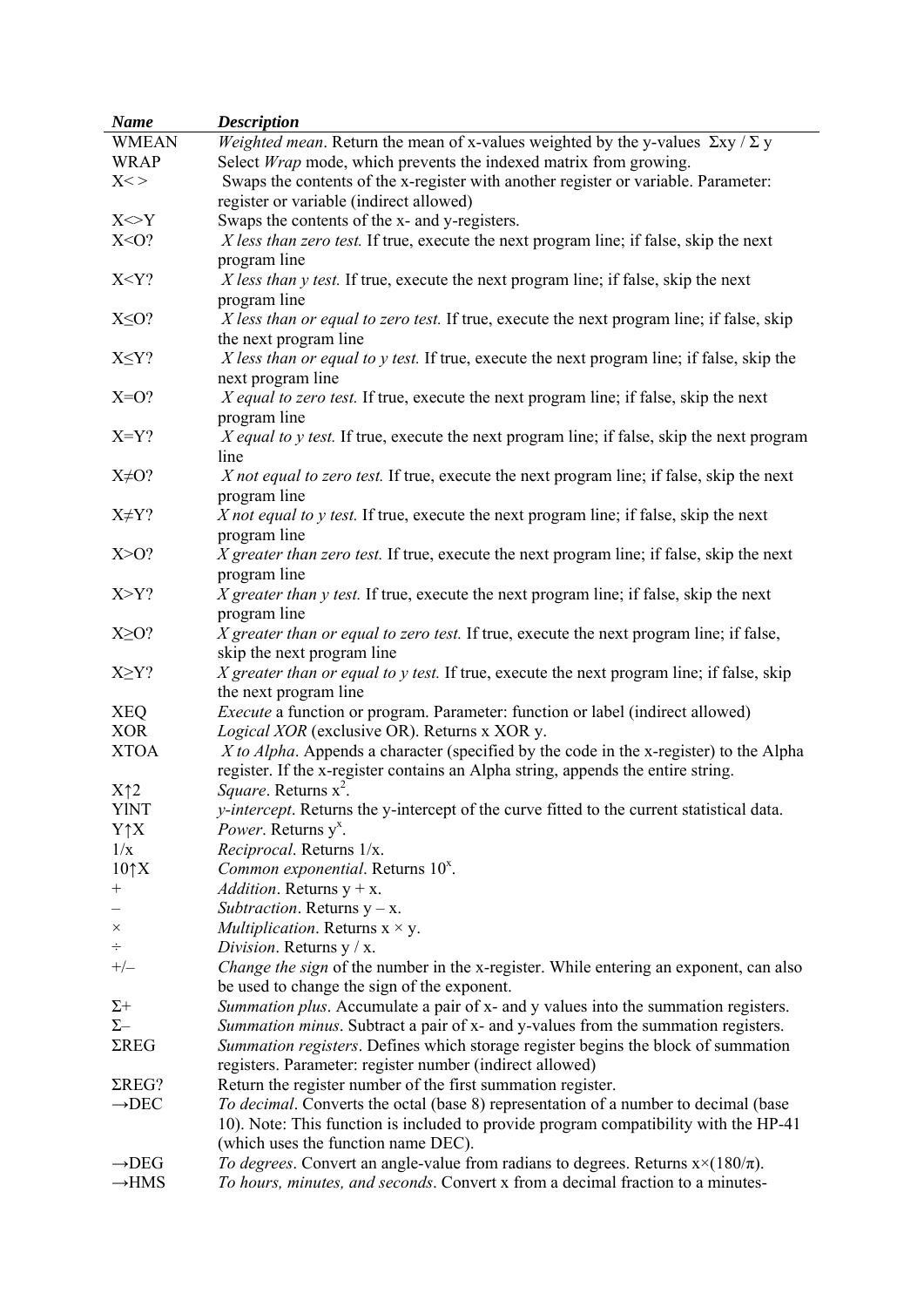| *Name* | *Description* |
|---|---|
| WMEAN | *Weighted mean*. Return the mean of x-values weighted by the y-values Σxy / Σ y |
| WRAP | Select *Wrap* mode, which prevents the indexed matrix from growing. |
| X< > | Swaps the contents of the x-register with another register or variable. Parameter: register or variable (indirect allowed) |
| X<>Y | Swaps the contents of the x- and y-registers. |
| X<O? | *X less than zero test.* If true, execute the next program line; if false, skip the next program line |
| X<Y? | *X less than y test.* If true, execute the next program line; if false, skip the next program line |
| X≤O? | *X less than or equal to zero test.* If true, execute the next program line; if false, skip the next program line |
| X≤Y? | *X less than or equal to y test.* If true, execute the next program line; if false, skip the next program line |
| X=O? | *X equal to zero test.* If true, execute the next program line; if false, skip the next program line |
| X=Y? | *X equal to y test.* If true, execute the next program line; if false, skip the next program line |
| X≠O? | *X not equal to zero test.* If true, execute the next program line; if false, skip the next program line |
| X≠Y? | *X not equal to y test.* If true, execute the next program line; if false, skip the next program line |
| X>O? | *X greater than zero test.* If true, execute the next program line; if false, skip the next program line |
| X>Y? | *X greater than y test.* If true, execute the next program line; if false, skip the next program line |
| X≥O? | *X greater than or equal to zero test.* If true, execute the next program line; if false, skip the next program line |
| X≥Y? | *X greater than or equal to y test.* If true, execute the next program line; if false, skip the next program line |
| XEQ | *Execute* a function or program. Parameter: function or label (indirect allowed) |
| XOR | *Logical XOR* (exclusive OR). Returns x XOR y. |
| XTOA | *X to Alpha*. Appends a character (specified by the code in the x-register) to the Alpha register. If the x-register contains an Alpha string, appends the entire string. |
| X↑2 | *Square*. Returns $x^2$. |
| YINT | *y-intercept*. Returns the y-intercept of the curve fitted to the current statistical data. |
| Y↑X | *Power*. Returns $y^x$. |
| 1/x | *Reciprocal*. Returns 1/x. |
| 10↑X | *Common exponential*. Returns $10^x$. |
| + | *Addition*. Returns y + x. |
| – | *Subtraction*. Returns y – x. |
| × | *Multiplication*. Returns x × y. |
| ÷ | *Division*. Returns y / x. |
| +/– | *Change the sign* of the number in the x-register. While entering an exponent, can also be used to change the sign of the exponent. |
| Σ+ | *Summation plus*. Accumulate a pair of x- and y values into the summation registers. |
| Σ– | *Summation minus*. Subtract a pair of x- and y-values from the summation registers. |
| ΣREG | *Summation registers*. Defines which storage register begins the block of summation registers. Parameter: register number (indirect allowed) |
| ΣREG? | Return the register number of the first summation register. |
| →DEC | *To decimal*. Converts the octal (base 8) representation of a number to decimal (base 10). Note: This function is included to provide program compatibility with the HP-41 (which uses the function name DEC). |
| →DEG | *To degrees*. Convert an angle-value from radians to degrees. Returns x×(180/π). |
| →HMS | *To hours, minutes, and seconds*. Convert x from a decimal fraction to a minutes- |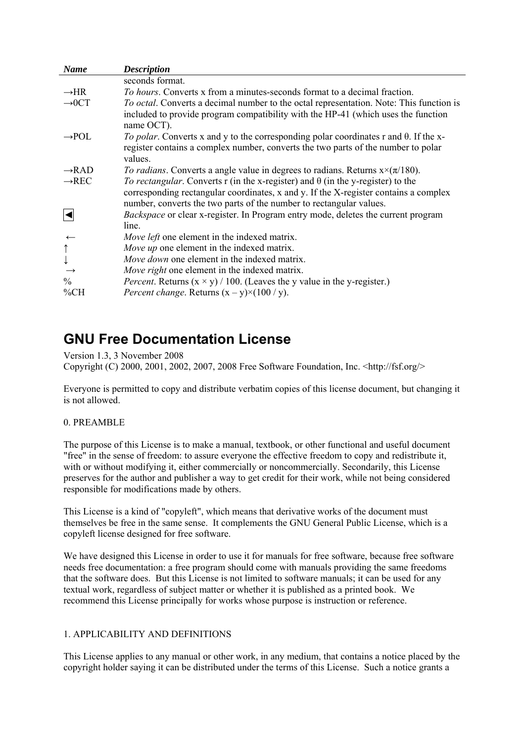| Name | Description |
|---|---|
| | seconds format. |
| →HR | *To hours*. Converts x from a minutes-seconds format to a decimal fraction. |
| →0CT | *To octal*. Converts a decimal number to the octal representation. Note: This function is included to provide program compatibility with the HP-41 (which uses the function name OCT). |
| →POL | *To polar*. Converts x and y to the corresponding polar coordinates r and θ. If the x-register contains a complex number, converts the two parts of the number to polar values. |
| →RAD | *To radians*. Converts a angle value in degrees to radians. Returns $x \times (\pi/180)$. |
| →REC | *To rectangular*. Converts r (in the x-register) and θ (in the y-register) to the corresponding rectangular coordinates, x and y. If the X-register contains a complex number, converts the two parts of the number to rectangular values. |
| ◄ | *Backspace* or clear x-register. In Program entry mode, deletes the current program line. |
| ← | *Move left* one element in the indexed matrix. |
| ↑ | *Move up* one element in the indexed matrix. |
| ↓ | *Move down* one element in the indexed matrix. |
| → | *Move right* one element in the indexed matrix. |
| % | *Percent*. Returns $(x \times y) / 100$. (Leaves the y value in the y-register.) |
| %CH | *Percent change*. Returns $(x - y) \times (100 / y)$. |

# GNU Free Documentation License

Version 1.3, 3 November 2008
Copyright (C) 2000, 2001, 2002, 2007, 2008 Free Software Foundation, Inc. <http://fsf.org/>

Everyone is permitted to copy and distribute verbatim copies of this license document, but changing it is not allowed.

0. PREAMBLE

The purpose of this License is to make a manual, textbook, or other functional and useful document "free" in the sense of freedom: to assure everyone the effective freedom to copy and redistribute it, with or without modifying it, either commercially or noncommercially. Secondarily, this License preserves for the author and publisher a way to get credit for their work, while not being considered responsible for modifications made by others.

This License is a kind of "copyleft", which means that derivative works of the document must themselves be free in the same sense. It complements the GNU General Public License, which is a copyleft license designed for free software.

We have designed this License in order to use it for manuals for free software, because free software needs free documentation: a free program should come with manuals providing the same freedoms that the software does. But this License is not limited to software manuals; it can be used for any textual work, regardless of subject matter or whether it is published as a printed book. We recommend this License principally for works whose purpose is instruction or reference.

1. APPLICABILITY AND DEFINITIONS

This License applies to any manual or other work, in any medium, that contains a notice placed by the copyright holder saying it can be distributed under the terms of this License. Such a notice grants a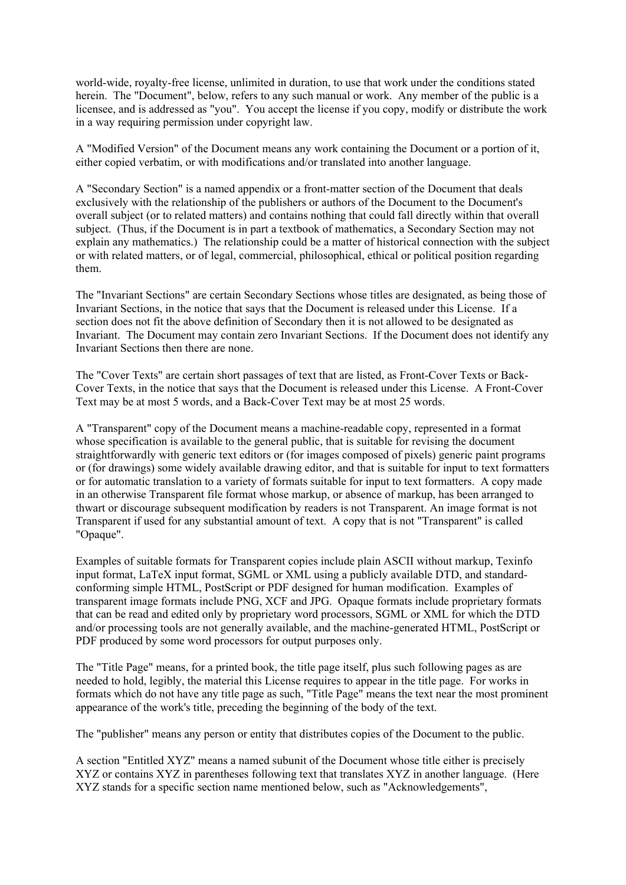world-wide, royalty-free license, unlimited in duration, to use that work under the conditions stated herein. The "Document", below, refers to any such manual or work. Any member of the public is a licensee, and is addressed as "you". You accept the license if you copy, modify or distribute the work in a way requiring permission under copyright law.

A "Modified Version" of the Document means any work containing the Document or a portion of it, either copied verbatim, or with modifications and/or translated into another language.

A "Secondary Section" is a named appendix or a front-matter section of the Document that deals exclusively with the relationship of the publishers or authors of the Document to the Document's overall subject (or to related matters) and contains nothing that could fall directly within that overall subject. (Thus, if the Document is in part a textbook of mathematics, a Secondary Section may not explain any mathematics.) The relationship could be a matter of historical connection with the subject or with related matters, or of legal, commercial, philosophical, ethical or political position regarding them.

The "Invariant Sections" are certain Secondary Sections whose titles are designated, as being those of Invariant Sections, in the notice that says that the Document is released under this License. If a section does not fit the above definition of Secondary then it is not allowed to be designated as Invariant. The Document may contain zero Invariant Sections. If the Document does not identify any Invariant Sections then there are none.

The "Cover Texts" are certain short passages of text that are listed, as Front-Cover Texts or Back-Cover Texts, in the notice that says that the Document is released under this License. A Front-Cover Text may be at most 5 words, and a Back-Cover Text may be at most 25 words.

A "Transparent" copy of the Document means a machine-readable copy, represented in a format whose specification is available to the general public, that is suitable for revising the document straightforwardly with generic text editors or (for images composed of pixels) generic paint programs or (for drawings) some widely available drawing editor, and that is suitable for input to text formatters or for automatic translation to a variety of formats suitable for input to text formatters. A copy made in an otherwise Transparent file format whose markup, or absence of markup, has been arranged to thwart or discourage subsequent modification by readers is not Transparent. An image format is not Transparent if used for any substantial amount of text. A copy that is not "Transparent" is called "Opaque".

Examples of suitable formats for Transparent copies include plain ASCII without markup, Texinfo input format, LaTeX input format, SGML or XML using a publicly available DTD, and standard-conforming simple HTML, PostScript or PDF designed for human modification. Examples of transparent image formats include PNG, XCF and JPG. Opaque formats include proprietary formats that can be read and edited only by proprietary word processors, SGML or XML for which the DTD and/or processing tools are not generally available, and the machine-generated HTML, PostScript or PDF produced by some word processors for output purposes only.

The "Title Page" means, for a printed book, the title page itself, plus such following pages as are needed to hold, legibly, the material this License requires to appear in the title page. For works in formats which do not have any title page as such, "Title Page" means the text near the most prominent appearance of the work's title, preceding the beginning of the body of the text.

The "publisher" means any person or entity that distributes copies of the Document to the public.

A section "Entitled XYZ" means a named subunit of the Document whose title either is precisely XYZ or contains XYZ in parentheses following text that translates XYZ in another language. (Here XYZ stands for a specific section name mentioned below, such as "Acknowledgements",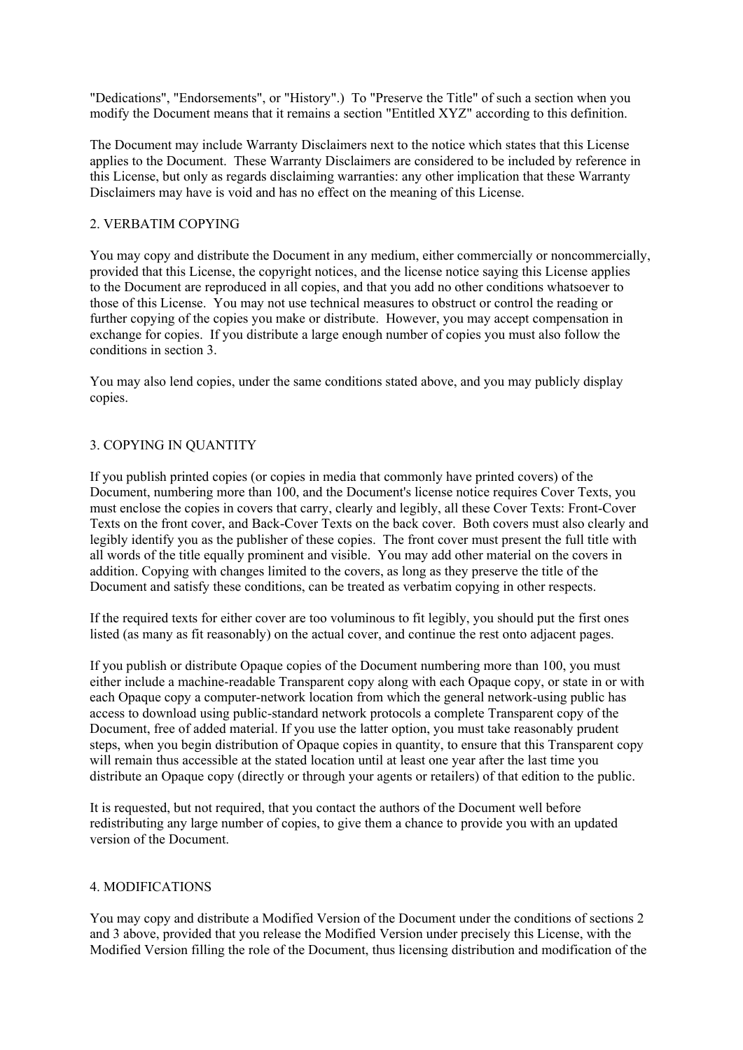"Dedications", "Endorsements", or "History".) To "Preserve the Title" of such a section when you modify the Document means that it remains a section "Entitled XYZ" according to this definition.

The Document may include Warranty Disclaimers next to the notice which states that this License applies to the Document. These Warranty Disclaimers are considered to be included by reference in this License, but only as regards disclaiming warranties: any other implication that these Warranty Disclaimers may have is void and has no effect on the meaning of this License.

## 2. VERBATIM COPYING

You may copy and distribute the Document in any medium, either commercially or noncommercially, provided that this License, the copyright notices, and the license notice saying this License applies to the Document are reproduced in all copies, and that you add no other conditions whatsoever to those of this License. You may not use technical measures to obstruct or control the reading or further copying of the copies you make or distribute. However, you may accept compensation in exchange for copies. If you distribute a large enough number of copies you must also follow the conditions in section 3.

You may also lend copies, under the same conditions stated above, and you may publicly display copies.

## 3. COPYING IN QUANTITY

If you publish printed copies (or copies in media that commonly have printed covers) of the Document, numbering more than 100, and the Document's license notice requires Cover Texts, you must enclose the copies in covers that carry, clearly and legibly, all these Cover Texts: Front-Cover Texts on the front cover, and Back-Cover Texts on the back cover. Both covers must also clearly and legibly identify you as the publisher of these copies. The front cover must present the full title with all words of the title equally prominent and visible. You may add other material on the covers in addition. Copying with changes limited to the covers, as long as they preserve the title of the Document and satisfy these conditions, can be treated as verbatim copying in other respects.

If the required texts for either cover are too voluminous to fit legibly, you should put the first ones listed (as many as fit reasonably) on the actual cover, and continue the rest onto adjacent pages.

If you publish or distribute Opaque copies of the Document numbering more than 100, you must either include a machine-readable Transparent copy along with each Opaque copy, or state in or with each Opaque copy a computer-network location from which the general network-using public has access to download using public-standard network protocols a complete Transparent copy of the Document, free of added material. If you use the latter option, you must take reasonably prudent steps, when you begin distribution of Opaque copies in quantity, to ensure that this Transparent copy will remain thus accessible at the stated location until at least one year after the last time you distribute an Opaque copy (directly or through your agents or retailers) of that edition to the public.

It is requested, but not required, that you contact the authors of the Document well before redistributing any large number of copies, to give them a chance to provide you with an updated version of the Document.

## 4. MODIFICATIONS

You may copy and distribute a Modified Version of the Document under the conditions of sections 2 and 3 above, provided that you release the Modified Version under precisely this License, with the Modified Version filling the role of the Document, thus licensing distribution and modification of the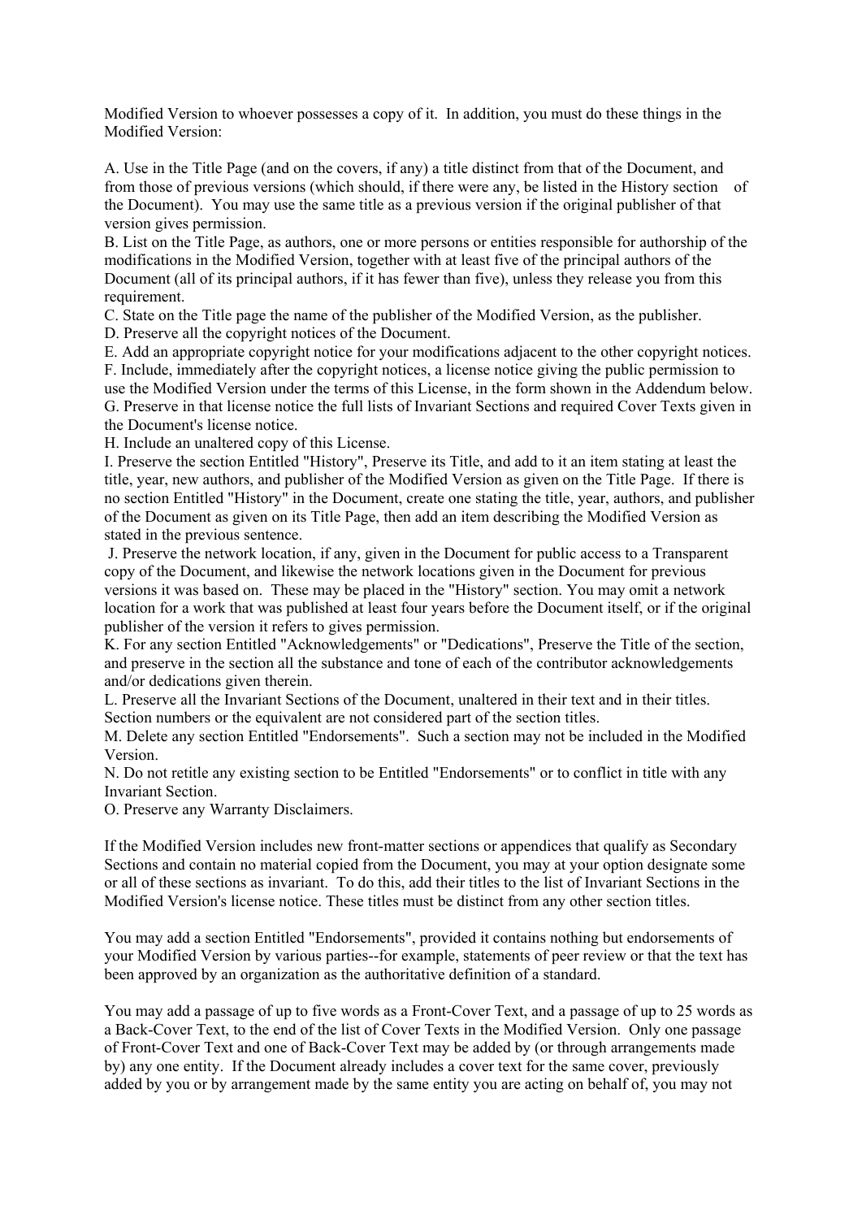Modified Version to whoever possesses a copy of it. In addition, you must do these things in the Modified Version:

A. Use in the Title Page (and on the covers, if any) a title distinct from that of the Document, and from those of previous versions (which should, if there were any, be listed in the History section of the Document). You may use the same title as a previous version if the original publisher of that version gives permission.
B. List on the Title Page, as authors, one or more persons or entities responsible for authorship of the modifications in the Modified Version, together with at least five of the principal authors of the Document (all of its principal authors, if it has fewer than five), unless they release you from this requirement.
C. State on the Title page the name of the publisher of the Modified Version, as the publisher.
D. Preserve all the copyright notices of the Document.
E. Add an appropriate copyright notice for your modifications adjacent to the other copyright notices.
F. Include, immediately after the copyright notices, a license notice giving the public permission to use the Modified Version under the terms of this License, in the form shown in the Addendum below.
G. Preserve in that license notice the full lists of Invariant Sections and required Cover Texts given in the Document's license notice.
H. Include an unaltered copy of this License.
I. Preserve the section Entitled "History", Preserve its Title, and add to it an item stating at least the title, year, new authors, and publisher of the Modified Version as given on the Title Page. If there is no section Entitled "History" in the Document, create one stating the title, year, authors, and publisher of the Document as given on its Title Page, then add an item describing the Modified Version as stated in the previous sentence.
J. Preserve the network location, if any, given in the Document for public access to a Transparent copy of the Document, and likewise the network locations given in the Document for previous versions it was based on. These may be placed in the "History" section. You may omit a network location for a work that was published at least four years before the Document itself, or if the original publisher of the version it refers to gives permission.
K. For any section Entitled "Acknowledgements" or "Dedications", Preserve the Title of the section, and preserve in the section all the substance and tone of each of the contributor acknowledgements and/or dedications given therein.
L. Preserve all the Invariant Sections of the Document, unaltered in their text and in their titles. Section numbers or the equivalent are not considered part of the section titles.
M. Delete any section Entitled "Endorsements". Such a section may not be included in the Modified Version.
N. Do not retitle any existing section to be Entitled "Endorsements" or to conflict in title with any Invariant Section.
O. Preserve any Warranty Disclaimers.

If the Modified Version includes new front-matter sections or appendices that qualify as Secondary Sections and contain no material copied from the Document, you may at your option designate some or all of these sections as invariant. To do this, add their titles to the list of Invariant Sections in the Modified Version's license notice. These titles must be distinct from any other section titles.

You may add a section Entitled "Endorsements", provided it contains nothing but endorsements of your Modified Version by various parties--for example, statements of peer review or that the text has been approved by an organization as the authoritative definition of a standard.

You may add a passage of up to five words as a Front-Cover Text, and a passage of up to 25 words as a Back-Cover Text, to the end of the list of Cover Texts in the Modified Version. Only one passage of Front-Cover Text and one of Back-Cover Text may be added by (or through arrangements made by) any one entity. If the Document already includes a cover text for the same cover, previously added by you or by arrangement made by the same entity you are acting on behalf of, you may not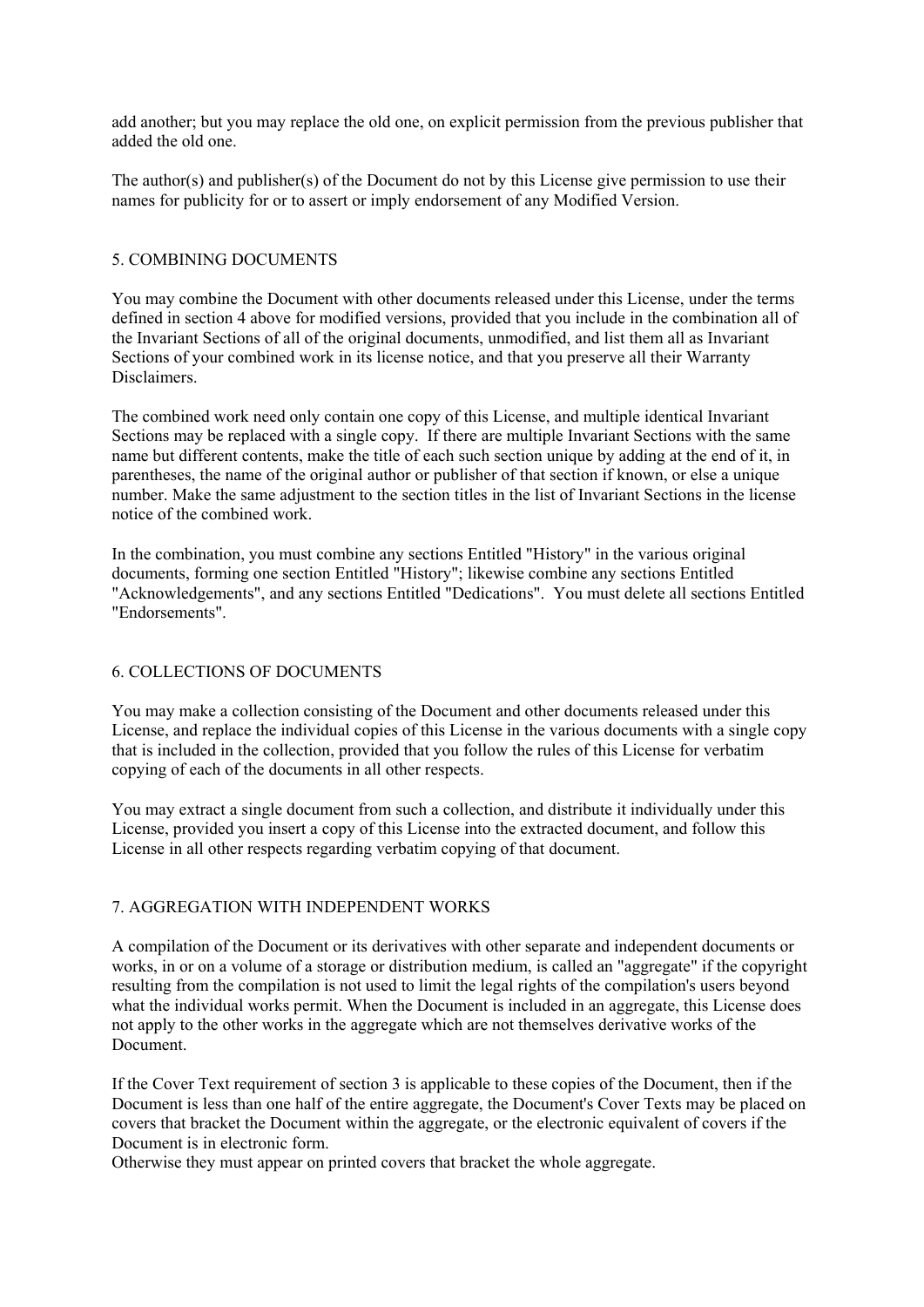add another; but you may replace the old one, on explicit permission from the previous publisher that added the old one.

The author(s) and publisher(s) of the Document do not by this License give permission to use their names for publicity for or to assert or imply endorsement of any Modified Version.

## 5. COMBINING DOCUMENTS

You may combine the Document with other documents released under this License, under the terms defined in section 4 above for modified versions, provided that you include in the combination all of the Invariant Sections of all of the original documents, unmodified, and list them all as Invariant Sections of your combined work in its license notice, and that you preserve all their Warranty Disclaimers.

The combined work need only contain one copy of this License, and multiple identical Invariant Sections may be replaced with a single copy. If there are multiple Invariant Sections with the same name but different contents, make the title of each such section unique by adding at the end of it, in parentheses, the name of the original author or publisher of that section if known, or else a unique number. Make the same adjustment to the section titles in the list of Invariant Sections in the license notice of the combined work.

In the combination, you must combine any sections Entitled "History" in the various original documents, forming one section Entitled "History"; likewise combine any sections Entitled "Acknowledgements", and any sections Entitled "Dedications". You must delete all sections Entitled "Endorsements".

## 6. COLLECTIONS OF DOCUMENTS

You may make a collection consisting of the Document and other documents released under this License, and replace the individual copies of this License in the various documents with a single copy that is included in the collection, provided that you follow the rules of this License for verbatim copying of each of the documents in all other respects.

You may extract a single document from such a collection, and distribute it individually under this License, provided you insert a copy of this License into the extracted document, and follow this License in all other respects regarding verbatim copying of that document.

## 7. AGGREGATION WITH INDEPENDENT WORKS

A compilation of the Document or its derivatives with other separate and independent documents or works, in or on a volume of a storage or distribution medium, is called an "aggregate" if the copyright resulting from the compilation is not used to limit the legal rights of the compilation's users beyond what the individual works permit. When the Document is included in an aggregate, this License does not apply to the other works in the aggregate which are not themselves derivative works of the Document.

If the Cover Text requirement of section 3 is applicable to these copies of the Document, then if the Document is less than one half of the entire aggregate, the Document's Cover Texts may be placed on covers that bracket the Document within the aggregate, or the electronic equivalent of covers if the Document is in electronic form.
Otherwise they must appear on printed covers that bracket the whole aggregate.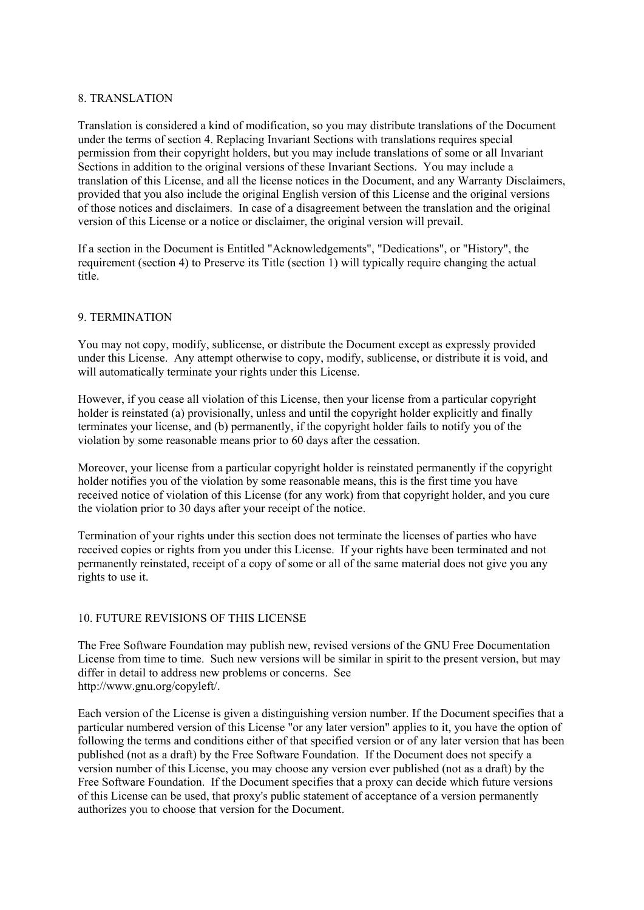## 8. TRANSLATION

Translation is considered a kind of modification, so you may distribute translations of the Document under the terms of section 4. Replacing Invariant Sections with translations requires special permission from their copyright holders, but you may include translations of some or all Invariant Sections in addition to the original versions of these Invariant Sections. You may include a translation of this License, and all the license notices in the Document, and any Warranty Disclaimers, provided that you also include the original English version of this License and the original versions of those notices and disclaimers. In case of a disagreement between the translation and the original version of this License or a notice or disclaimer, the original version will prevail.

If a section in the Document is Entitled "Acknowledgements", "Dedications", or "History", the requirement (section 4) to Preserve its Title (section 1) will typically require changing the actual title.

## 9. TERMINATION

You may not copy, modify, sublicense, or distribute the Document except as expressly provided under this License. Any attempt otherwise to copy, modify, sublicense, or distribute it is void, and will automatically terminate your rights under this License.

However, if you cease all violation of this License, then your license from a particular copyright holder is reinstated (a) provisionally, unless and until the copyright holder explicitly and finally terminates your license, and (b) permanently, if the copyright holder fails to notify you of the violation by some reasonable means prior to 60 days after the cessation.

Moreover, your license from a particular copyright holder is reinstated permanently if the copyright holder notifies you of the violation by some reasonable means, this is the first time you have received notice of violation of this License (for any work) from that copyright holder, and you cure the violation prior to 30 days after your receipt of the notice.

Termination of your rights under this section does not terminate the licenses of parties who have received copies or rights from you under this License. If your rights have been terminated and not permanently reinstated, receipt of a copy of some or all of the same material does not give you any rights to use it.

## 10. FUTURE REVISIONS OF THIS LICENSE

The Free Software Foundation may publish new, revised versions of the GNU Free Documentation License from time to time. Such new versions will be similar in spirit to the present version, but may differ in detail to address new problems or concerns. See http://www.gnu.org/copyleft/.

Each version of the License is given a distinguishing version number. If the Document specifies that a particular numbered version of this License "or any later version" applies to it, you have the option of following the terms and conditions either of that specified version or of any later version that has been published (not as a draft) by the Free Software Foundation. If the Document does not specify a version number of this License, you may choose any version ever published (not as a draft) by the Free Software Foundation. If the Document specifies that a proxy can decide which future versions of this License can be used, that proxy's public statement of acceptance of a version permanently authorizes you to choose that version for the Document.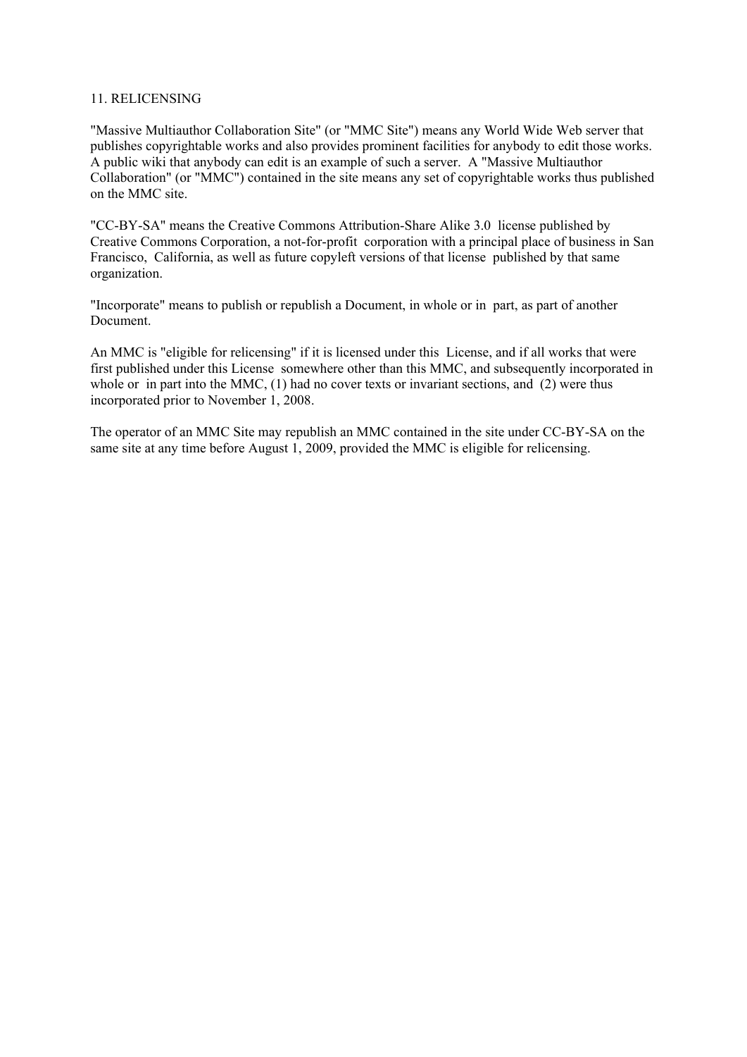## 11. RELICENSING

"Massive Multiauthor Collaboration Site" (or "MMC Site") means any World Wide Web server that publishes copyrightable works and also provides prominent facilities for anybody to edit those works. A public wiki that anybody can edit is an example of such a server. A "Massive Multiauthor Collaboration" (or "MMC") contained in the site means any set of copyrightable works thus published on the MMC site.

"CC-BY-SA" means the Creative Commons Attribution-Share Alike 3.0 license published by Creative Commons Corporation, a not-for-profit corporation with a principal place of business in San Francisco, California, as well as future copyleft versions of that license published by that same organization.

"Incorporate" means to publish or republish a Document, in whole or in part, as part of another Document.

An MMC is "eligible for relicensing" if it is licensed under this License, and if all works that were first published under this License somewhere other than this MMC, and subsequently incorporated in whole or in part into the MMC, (1) had no cover texts or invariant sections, and (2) were thus incorporated prior to November 1, 2008.

The operator of an MMC Site may republish an MMC contained in the site under CC-BY-SA on the same site at any time before August 1, 2009, provided the MMC is eligible for relicensing.